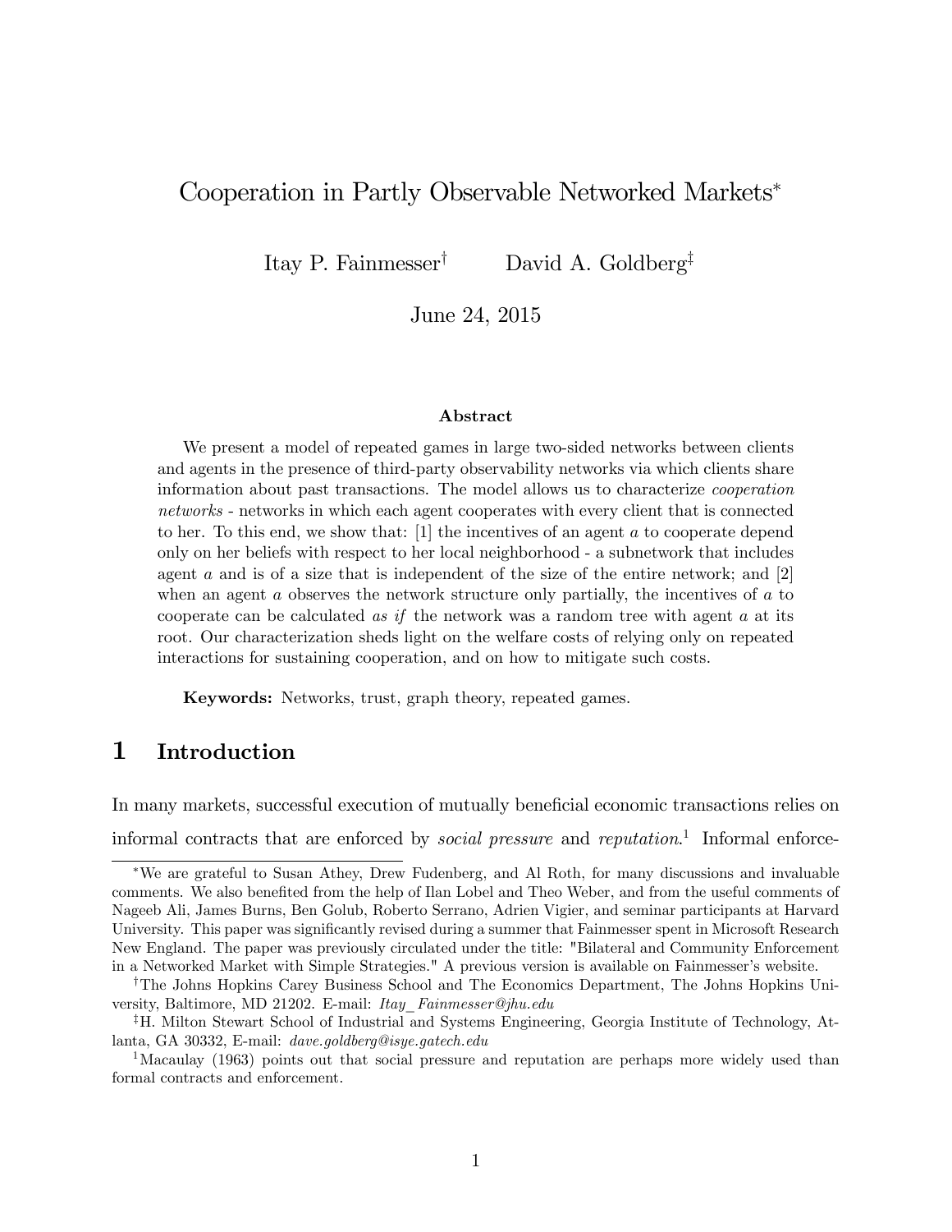# Cooperation in Partly Observable Networked Markets*

Itay P. Fainmesser[†] David A. Goldberg[‡]

June 24, 2015

### Abstract

We present a model of repeated games in large two-sided networks between clients and agents in the presence of third-party observability networks via which clients share information about past transactions. The model allows us to characterize *cooperation networks* - networks in which each agent cooperates with every client that is connected to her. To this end, we show that: [1] the incentives of an agent $a$ to cooperate depend only on her beliefs with respect to her local neighborhood - a subnetwork that includes agent $a$ and is of a size that is independent of the size of the entire network; and [2] when an agent $a$ observes the network structure only partially, the incentives of $a$ to cooperate can be calculated *as if* the network was a random tree with agent $a$ at its root. Our characterization sheds light on the welfare costs of relying only on repeated interactions for sustaining cooperation, and on how to mitigate such costs.

**Keywords:** Networks, trust, graph theory, repeated games.

## 1 Introduction

In many markets, successful execution of mutually beneficial economic transactions relies on informal contracts that are enforced by *social pressure* and *reputation*.[1] Informal enforce-

---

*We are grateful to Susan Athey, Drew Fudenberg, and Al Roth, for many discussions and invaluable comments. We also benefited from the help of Ilan Lobel and Theo Weber, and from the useful comments of Nageeb Ali, James Burns, Ben Golub, Roberto Serrano, Adrien Vigier, and seminar participants at Harvard University. This paper was significantly revised during a summer that Fainmesser spent in Microsoft Research New England. The paper was previously circulated under the title: "Bilateral and Community Enforcement in a Networked Market with Simple Strategies." A previous version is available on Fainmesser's website.

†The Johns Hopkins Carey Business School and The Economics Department, The Johns Hopkins University, Baltimore, MD 21202. E-mail: Itay_Fainmesser@jhu.edu

‡H. Milton Stewart School of Industrial and Systems Engineering, Georgia Institute of Technology, Atlanta, GA 30332, E-mail: dave.goldberg@isye.gatech.edu

[1] Macaulay (1963) points out that social pressure and reputation are perhaps more widely used than formal contracts and enforcement.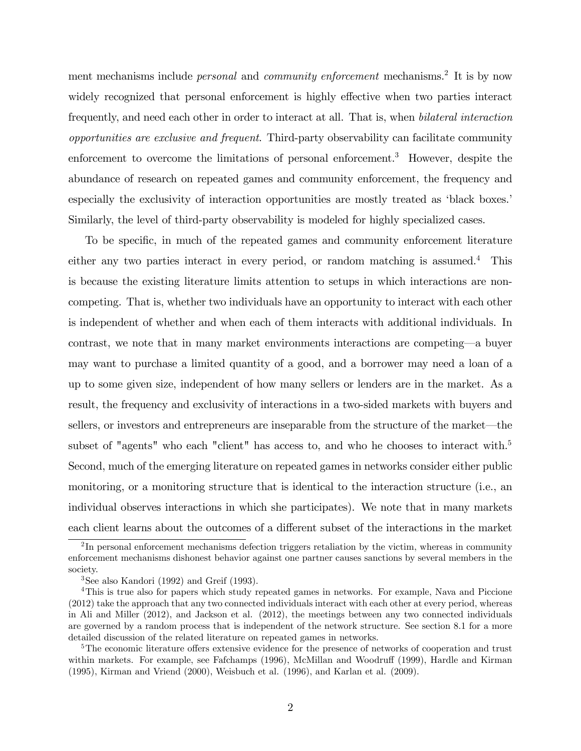ment mechanisms include *personal* and *community enforcement* mechanisms.[2] It is by now widely recognized that personal enforcement is highly effective when two parties interact frequently, and need each other in order to interact at all. That is, when *bilateral interaction opportunities are exclusive and frequent*. Third-party observability can facilitate community enforcement to overcome the limitations of personal enforcement.[3] However, despite the abundance of research on repeated games and community enforcement, the frequency and especially the exclusivity of interaction opportunities are mostly treated as 'black boxes.' Similarly, the level of third-party observability is modeled for highly specialized cases.

To be specific, in much of the repeated games and community enforcement literature either any two parties interact in every period, or random matching is assumed.[4] This is because the existing literature limits attention to setups in which interactions are non-competing. That is, whether two individuals have an opportunity to interact with each other is independent of whether and when each of them interacts with additional individuals. In contrast, we note that in many market environments interactions are competing—a buyer may want to purchase a limited quantity of a good, and a borrower may need a loan of a up to some given size, independent of how many sellers or lenders are in the market. As a result, the frequency and exclusivity of interactions in a two-sided markets with buyers and sellers, or investors and entrepreneurs are inseparable from the structure of the market—the subset of "agents" who each "client" has access to, and who he chooses to interact with.[5] Second, much of the emerging literature on repeated games in networks consider either public monitoring, or a monitoring structure that is identical to the interaction structure (i.e., an individual observes interactions in which she participates). We note that in many markets each client learns about the outcomes of a different subset of the interactions in the market

[2] In personal enforcement mechanisms defection triggers retaliation by the victim, whereas in community enforcement mechanisms dishonest behavior against one partner causes sanctions by several members in the society.

[3] See also Kandori (1992) and Greif (1993).

[4] This is true also for papers which study repeated games in networks. For example, Nava and Piccione (2012) take the approach that any two connected individuals interact with each other at every period, whereas in Ali and Miller (2012), and Jackson et al. (2012), the meetings between any two connected individuals are governed by a random process that is independent of the network structure. See section 8.1 for a more detailed discussion of the related literature on repeated games in networks.

[5] The economic literature offers extensive evidence for the presence of networks of cooperation and trust within markets. For example, see Fafchamps (1996), McMillan and Woodruff (1999), Hardle and Kirman (1995), Kirman and Vriend (2000), Weisbuch et al. (1996), and Karlan et al. (2009).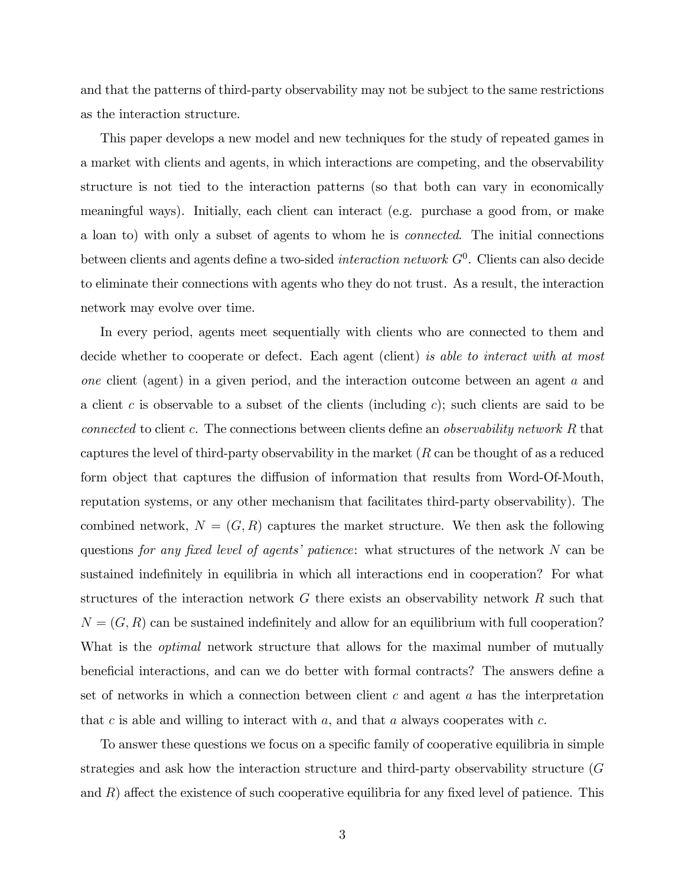and that the patterns of third-party observability may not be subject to the same restrictions as the interaction structure.

This paper develops a new model and new techniques for the study of repeated games in a market with clients and agents, in which interactions are competing, and the observability structure is not tied to the interaction patterns (so that both can vary in economically meaningful ways). Initially, each client can interact (e.g. purchase a good from, or make a loan to) with only a subset of agents to whom he is *connected*. The initial connections between clients and agents define a two-sided *interaction network* $G^0$. Clients can also decide to eliminate their connections with agents who they do not trust. As a result, the interaction network may evolve over time.

In every period, agents meet sequentially with clients who are connected to them and decide whether to cooperate or defect. Each agent (client) *is able to interact with at most one* client (agent) in a given period, and the interaction outcome between an agent $a$ and a client $c$ is observable to a subset of the clients (including $c$); such clients are said to be *connected* to client $c$. The connections between clients define an *observability network* $R$ that captures the level of third-party observability in the market ($R$ can be thought of as a reduced form object that captures the diffusion of information that results from Word-Of-Mouth, reputation systems, or any other mechanism that facilitates third-party observability). The combined network, $N = (G, R)$ captures the market structure. We then ask the following questions *for any fixed level of agents' patience*: what structures of the network $N$ can be sustained indefinitely in equilibria in which all interactions end in cooperation? For what structures of the interaction network $G$ there exists an observability network $R$ such that $N = (G, R)$ can be sustained indefinitely and allow for an equilibrium with full cooperation? What is the *optimal* network structure that allows for the maximal number of mutually beneficial interactions, and can we do better with formal contracts? The answers define a set of networks in which a connection between client $c$ and agent $a$ has the interpretation that $c$ is able and willing to interact with $a$, and that $a$ always cooperates with $c$.

To answer these questions we focus on a specific family of cooperative equilibria in simple strategies and ask how the interaction structure and third-party observability structure ($G$ and $R$) affect the existence of such cooperative equilibria for any fixed level of patience. This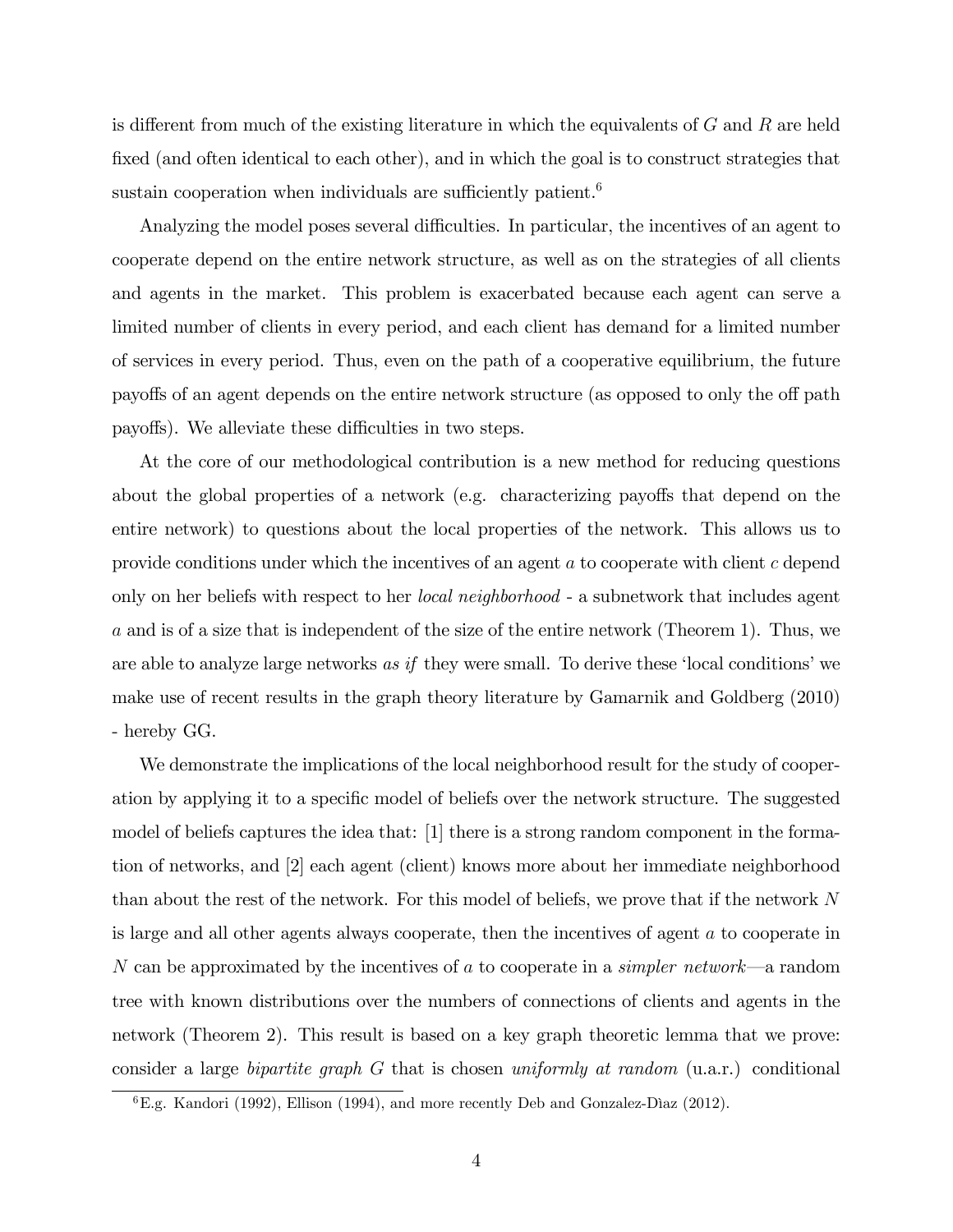is different from much of the existing literature in which the equivalents of $G$ and $R$ are held fixed (and often identical to each other), and in which the goal is to construct strategies that sustain cooperation when individuals are sufficiently patient.[6]

Analyzing the model poses several difficulties. In particular, the incentives of an agent to cooperate depend on the entire network structure, as well as on the strategies of all clients and agents in the market. This problem is exacerbated because each agent can serve a limited number of clients in every period, and each client has demand for a limited number of services in every period. Thus, even on the path of a cooperative equilibrium, the future payoffs of an agent depends on the entire network structure (as opposed to only the off path payoffs). We alleviate these difficulties in two steps.

At the core of our methodological contribution is a new method for reducing questions about the global properties of a network (e.g. characterizing payoffs that depend on the entire network) to questions about the local properties of the network. This allows us to provide conditions under which the incentives of an agent $a$ to cooperate with client $c$ depend only on her beliefs with respect to her *local neighborhood* - a subnetwork that includes agent $a$ and is of a size that is independent of the size of the entire network (Theorem 1). Thus, we are able to analyze large networks *as if* they were small. To derive these 'local conditions' we make use of recent results in the graph theory literature by Gamarnik and Goldberg (2010) - hereby GG.

We demonstrate the implications of the local neighborhood result for the study of cooperation by applying it to a specific model of beliefs over the network structure. The suggested model of beliefs captures the idea that: [1] there is a strong random component in the formation of networks, and [2] each agent (client) knows more about her immediate neighborhood than about the rest of the network. For this model of beliefs, we prove that if the network $N$ is large and all other agents always cooperate, then the incentives of agent $a$ to cooperate in $N$ can be approximated by the incentives of $a$ to cooperate in a *simpler network*—a random tree with known distributions over the numbers of connections of clients and agents in the network (Theorem 2). This result is based on a key graph theoretic lemma that we prove: consider a large *bipartite graph* $G$ that is chosen *uniformly at random* (u.a.r.) conditional

[6] E.g. Kandori (1992), Ellison (1994), and more recently Deb and Gonzalez-Dìaz (2012).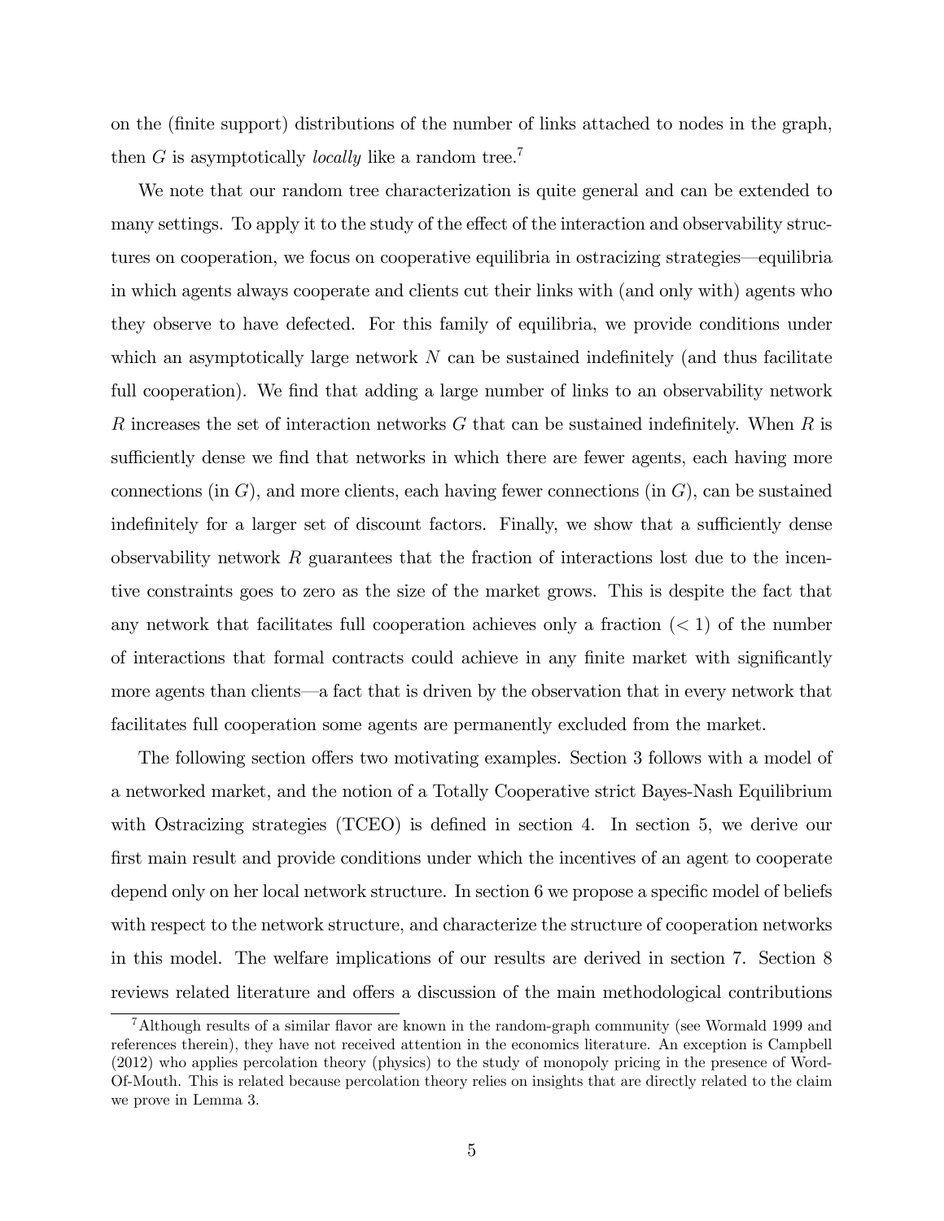on the (finite support) distributions of the number of links attached to nodes in the graph, then $G$ is asymptotically *locally* like a random tree.[7]

We note that our random tree characterization is quite general and can be extended to many settings. To apply it to the study of the effect of the interaction and observability structures on cooperation, we focus on cooperative equilibria in ostracizing strategies—equilibria in which agents always cooperate and clients cut their links with (and only with) agents who they observe to have defected. For this family of equilibria, we provide conditions under which an asymptotically large network $N$ can be sustained indefinitely (and thus facilitate full cooperation). We find that adding a large number of links to an observability network $R$ increases the set of interaction networks $G$ that can be sustained indefinitely. When $R$ is sufficiently dense we find that networks in which there are fewer agents, each having more connections (in $G$), and more clients, each having fewer connections (in $G$), can be sustained indefinitely for a larger set of discount factors. Finally, we show that a sufficiently dense observability network $R$ guarantees that the fraction of interactions lost due to the incentive constraints goes to zero as the size of the market grows. This is despite the fact that any network that facilitates full cooperation achieves only a fraction ($< 1$) of the number of interactions that formal contracts could achieve in any finite market with significantly more agents than clients—a fact that is driven by the observation that in every network that facilitates full cooperation some agents are permanently excluded from the market.

The following section offers two motivating examples. Section 3 follows with a model of a networked market, and the notion of a Totally Cooperative strict Bayes-Nash Equilibrium with Ostracizing strategies (TCEO) is defined in section 4. In section 5, we derive our first main result and provide conditions under which the incentives of an agent to cooperate depend only on her local network structure. In section 6 we propose a specific model of beliefs with respect to the network structure, and characterize the structure of cooperation networks in this model. The welfare implications of our results are derived in section 7. Section 8 reviews related literature and offers a discussion of the main methodological contributions

[7] Although results of a similar flavor are known in the random-graph community (see Wormald 1999 and references therein), they have not received attention in the economics literature. An exception is Campbell (2012) who applies percolation theory (physics) to the study of monopoly pricing in the presence of Word-Of-Mouth. This is related because percolation theory relies on insights that are directly related to the claim we prove in Lemma 3.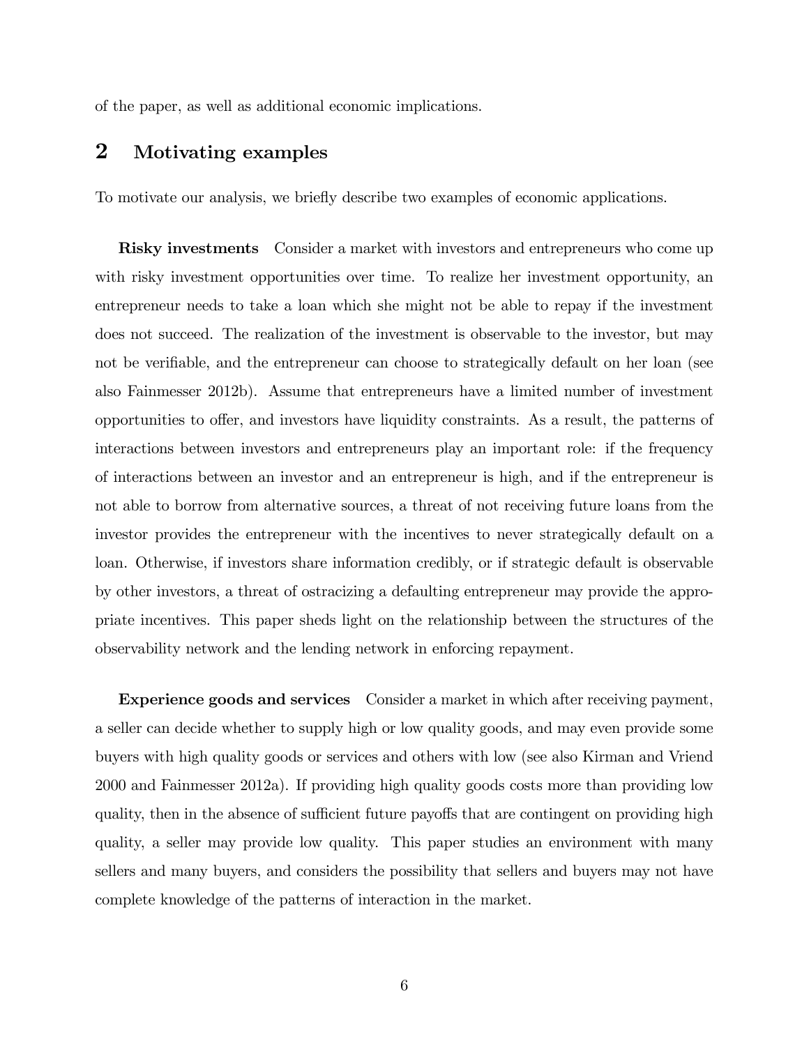of the paper, as well as additional economic implications.

## 2 Motivating examples

To motivate our analysis, we briefly describe two examples of economic applications.

**Risky investments** Consider a market with investors and entrepreneurs who come up with risky investment opportunities over time. To realize her investment opportunity, an entrepreneur needs to take a loan which she might not be able to repay if the investment does not succeed. The realization of the investment is observable to the investor, but may not be verifiable, and the entrepreneur can choose to strategically default on her loan (see also Fainmesser 2012b). Assume that entrepreneurs have a limited number of investment opportunities to offer, and investors have liquidity constraints. As a result, the patterns of interactions between investors and entrepreneurs play an important role: if the frequency of interactions between an investor and an entrepreneur is high, and if the entrepreneur is not able to borrow from alternative sources, a threat of not receiving future loans from the investor provides the entrepreneur with the incentives to never strategically default on a loan. Otherwise, if investors share information credibly, or if strategic default is observable by other investors, a threat of ostracizing a defaulting entrepreneur may provide the appropriate incentives. This paper sheds light on the relationship between the structures of the observability network and the lending network in enforcing repayment.

**Experience goods and services** Consider a market in which after receiving payment, a seller can decide whether to supply high or low quality goods, and may even provide some buyers with high quality goods or services and others with low (see also Kirman and Vriend 2000 and Fainmesser 2012a). If providing high quality goods costs more than providing low quality, then in the absence of sufficient future payoffs that are contingent on providing high quality, a seller may provide low quality. This paper studies an environment with many sellers and many buyers, and considers the possibility that sellers and buyers may not have complete knowledge of the patterns of interaction in the market.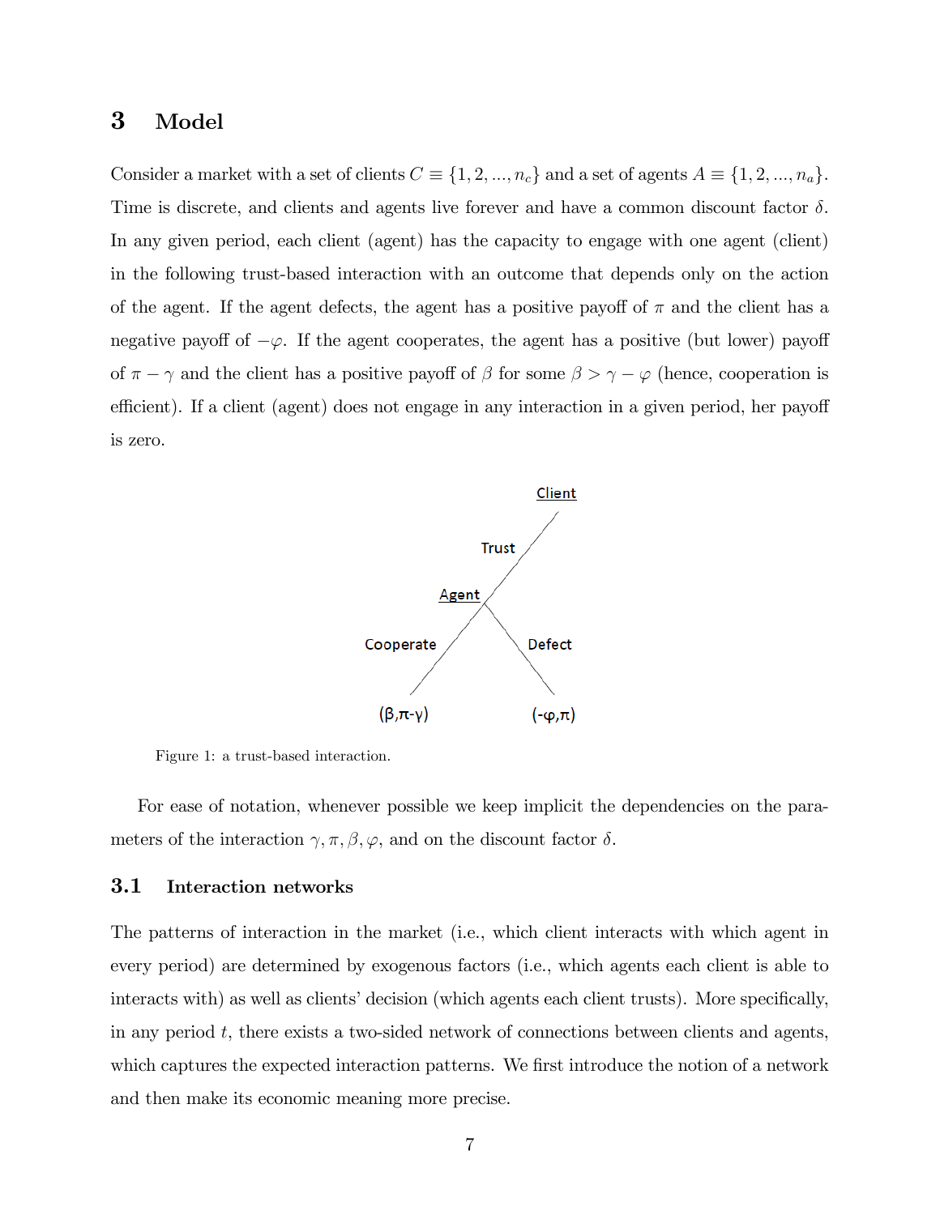## 3 Model

Consider a market with a set of clients $C \equiv \{1, 2, ..., n_c\}$ and a set of agents $A \equiv \{1, 2, ..., n_a\}$. Time is discrete, and clients and agents live forever and have a common discount factor $\delta$. In any given period, each client (agent) has the capacity to engage with one agent (client) in the following trust-based interaction with an outcome that depends only on the action of the agent. If the agent defects, the agent has a positive payoff of $\pi$ and the client has a negative payoff of $-\varphi$. If the agent cooperates, the agent has a positive (but lower) payoff of $\pi - \gamma$ and the client has a positive payoff of $\beta$ for some $\beta > \gamma - \varphi$ (hence, cooperation is efficient). If a client (agent) does not engage in any interaction in a given period, her payoff is zero.

Figure 1: a trust-based interaction.

For ease of notation, whenever possible we keep implicit the dependencies on the parameters of the interaction $\gamma, \pi, \beta, \varphi$, and on the discount factor $\delta$.

### 3.1 Interaction networks

The patterns of interaction in the market (i.e., which client interacts with which agent in every period) are determined by exogenous factors (i.e., which agents each client is able to interacts with) as well as clients' decision (which agents each client trusts). More specifically, in any period $t$, there exists a two-sided network of connections between clients and agents, which captures the expected interaction patterns. We first introduce the notion of a network and then make its economic meaning more precise.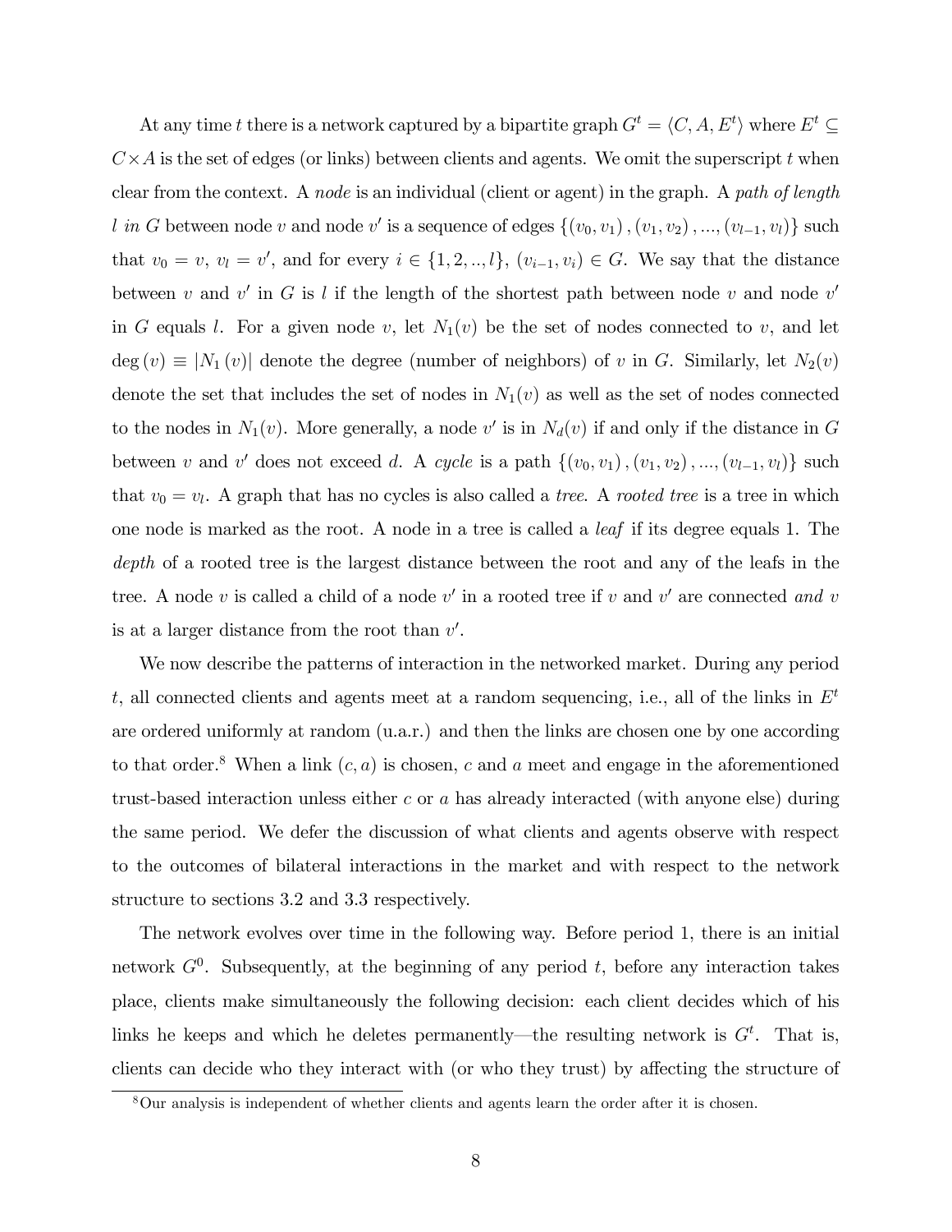At any time $t$ there is a network captured by a bipartite graph $G^t = \langle C, A, E^t \rangle$ where $E^t \subseteq C \times A$ is the set of edges (or links) between clients and agents. We omit the superscript $t$ when clear from the context. A *node* is an individual (client or agent) in the graph. A *path of length $l$ in $G$* between node $v$ and node $v'$ is a sequence of edges $\{(v_0, v_1), (v_1, v_2), ..., (v_{l-1}, v_l)\}$ such that $v_0 = v$, $v_l = v'$, and for every $i \in \{1, 2, .., l\}$, $(v_{i-1}, v_i) \in G$. We say that the distance between $v$ and $v'$ in $G$ is $l$ if the length of the shortest path between node $v$ and node $v'$ in $G$ equals $l$. For a given node $v$, let $N_1(v)$ be the set of nodes connected to $v$, and let $\deg(v) \equiv |N_1(v)|$ denote the degree (number of neighbors) of $v$ in $G$. Similarly, let $N_2(v)$ denote the set that includes the set of nodes in $N_1(v)$ as well as the set of nodes connected to the nodes in $N_1(v)$. More generally, a node $v'$ is in $N_d(v)$ if and only if the distance in $G$ between $v$ and $v'$ does not exceed $d$. A *cycle* is a path $\{(v_0, v_1), (v_1, v_2), ..., (v_{l-1}, v_l)\}$ such that $v_0 = v_l$. A graph that has no cycles is also called a *tree*. A *rooted tree* is a tree in which one node is marked as the root. A node in a tree is called a *leaf* if its degree equals 1. The *depth* of a rooted tree is the largest distance between the root and any of the leafs in the tree. A node $v$ is called a child of a node $v'$ in a rooted tree if $v$ and $v'$ are connected *and* $v$ is at a larger distance from the root than $v'$.

We now describe the patterns of interaction in the networked market. During any period $t$, all connected clients and agents meet at a random sequencing, i.e., all of the links in $E^t$ are ordered uniformly at random (u.a.r.) and then the links are chosen one by one according to that order.[8] When a link $(c, a)$ is chosen, $c$ and $a$ meet and engage in the aforementioned trust-based interaction unless either $c$ or $a$ has already interacted (with anyone else) during the same period. We defer the discussion of what clients and agents observe with respect to the outcomes of bilateral interactions in the market and with respect to the network structure to sections 3.2 and 3.3 respectively.

The network evolves over time in the following way. Before period 1, there is an initial network $G^0$. Subsequently, at the beginning of any period $t$, before any interaction takes place, clients make simultaneously the following decision: each client decides which of his links he keeps and which he deletes permanently—the resulting network is $G^t$. That is, clients can decide who they interact with (or who they trust) by affecting the structure of

[8] Our analysis is independent of whether clients and agents learn the order after it is chosen.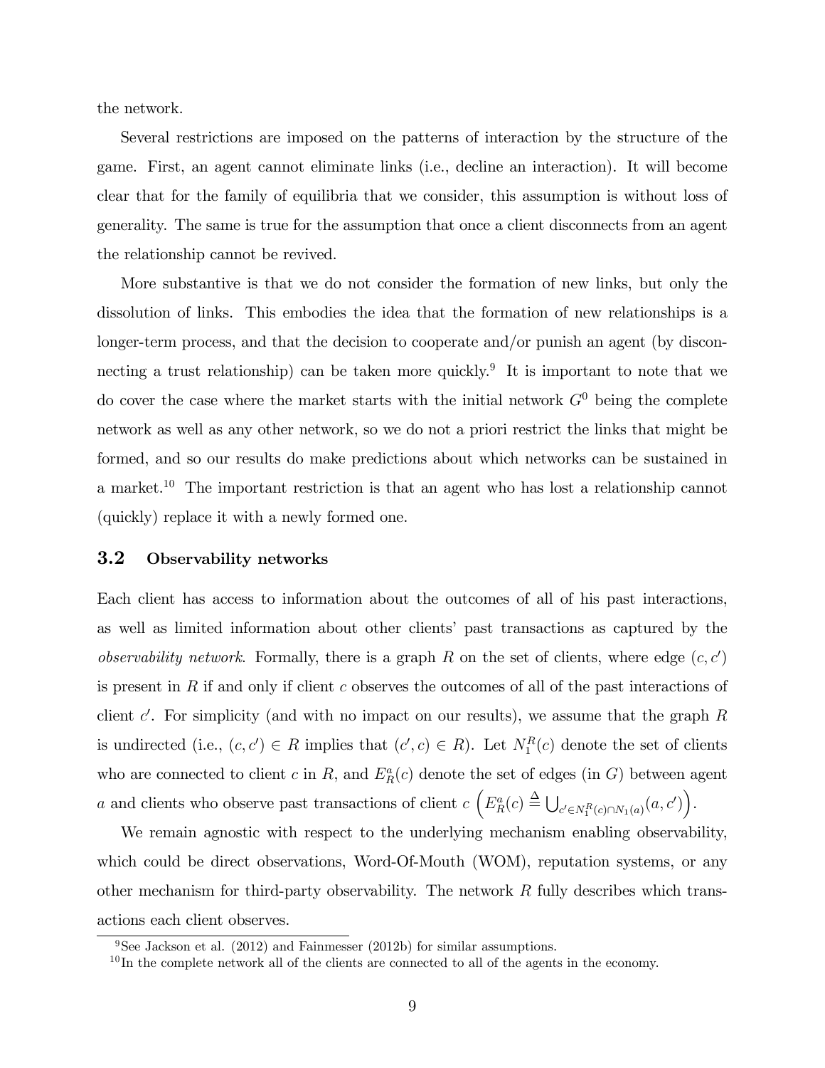the network.

Several restrictions are imposed on the patterns of interaction by the structure of the game. First, an agent cannot eliminate links (i.e., decline an interaction). It will become clear that for the family of equilibria that we consider, this assumption is without loss of generality. The same is true for the assumption that once a client disconnects from an agent the relationship cannot be revived.

More substantive is that we do not consider the formation of new links, but only the dissolution of links. This embodies the idea that the formation of new relationships is a longer-term process, and that the decision to cooperate and/or punish an agent (by disconnecting a trust relationship) can be taken more quickly.[9] It is important to note that we do cover the case where the market starts with the initial network $G^0$ being the complete network as well as any other network, so we do not a priori restrict the links that might be formed, and so our results do make predictions about which networks can be sustained in a market.[10] The important restriction is that an agent who has lost a relationship cannot (quickly) replace it with a newly formed one.

### 3.2 Observability networks

Each client has access to information about the outcomes of all of his past interactions, as well as limited information about other clients' past transactions as captured by the *observability network*. Formally, there is a graph $R$ on the set of clients, where edge $(c, c')$ is present in $R$ if and only if client $c$ observes the outcomes of all of the past interactions of client $c'$. For simplicity (and with no impact on our results), we assume that the graph $R$ is undirected (i.e., $(c, c') \in R$ implies that $(c', c) \in R$). Let $N_1^R(c)$ denote the set of clients who are connected to client $c$ in $R$, and $E_R^a(c)$ denote the set of edges (in $G$) between agent $a$ and clients who observe past transactions of client $c$ $\left(E_R^a(c) \triangleq \bigcup_{c' \in N_1^R(c) \cap N_1(a)} (a, c')\right)$.

We remain agnostic with respect to the underlying mechanism enabling observability, which could be direct observations, Word-Of-Mouth (WOM), reputation systems, or any other mechanism for third-party observability. The network $R$ fully describes which transactions each client observes.

[9] See Jackson et al. (2012) and Fainmesser (2012b) for similar assumptions.

[10] In the complete network all of the clients are connected to all of the agents in the economy.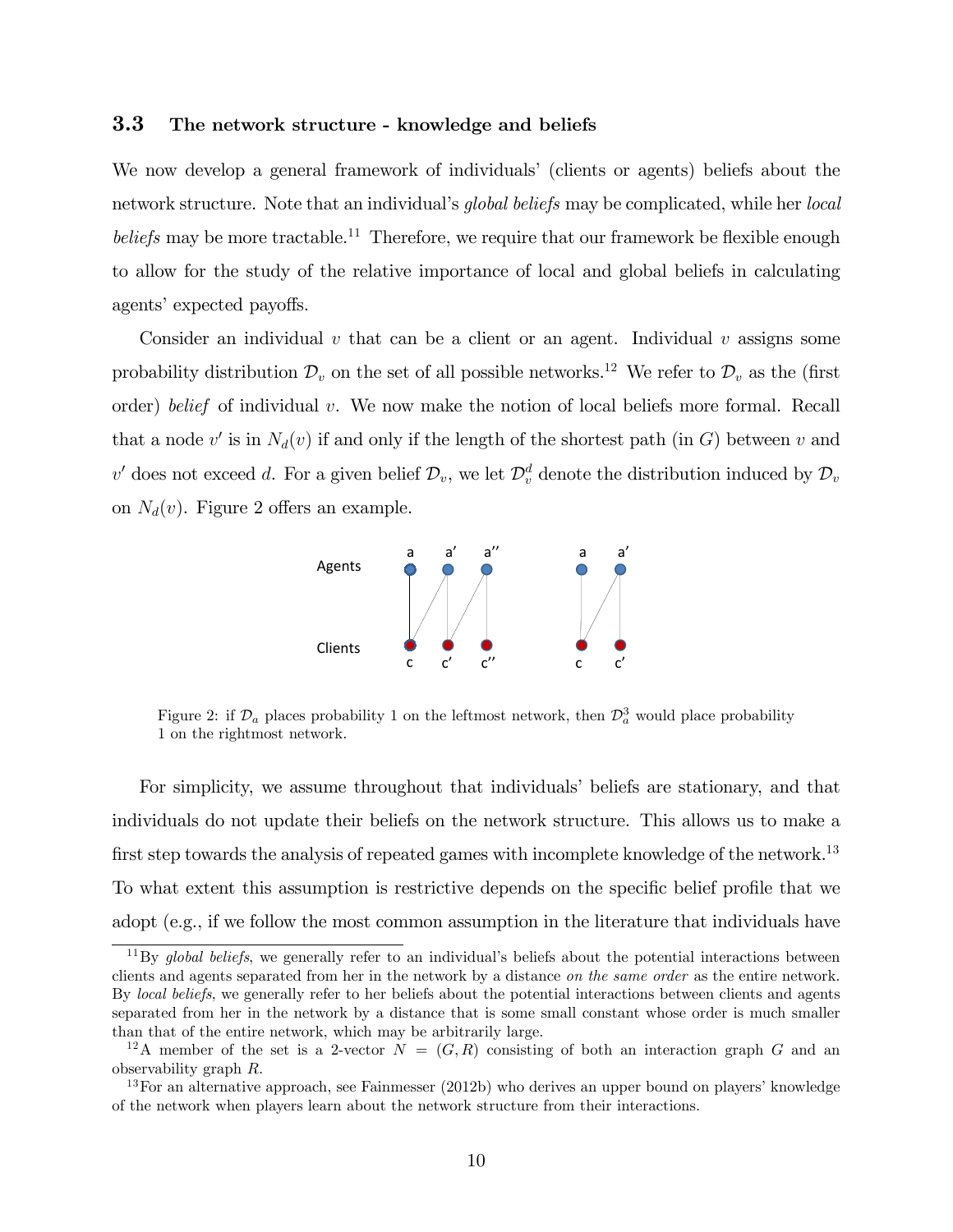### 3.3 The network structure - knowledge and beliefs

We now develop a general framework of individuals' (clients or agents) beliefs about the network structure. Note that an individual's *global beliefs* may be complicated, while her *local beliefs* may be more tractable.[11] Therefore, we require that our framework be flexible enough to allow for the study of the relative importance of local and global beliefs in calculating agents' expected payoffs.

Consider an individual $v$ that can be a client or an agent. Individual $v$ assigns some probability distribution $\mathcal{D}_v$ on the set of all possible networks.[12] We refer to $\mathcal{D}_v$ as the (first order) *belief* of individual $v$. We now make the notion of local beliefs more formal. Recall that a node $v'$ is in $N_d(v)$ if and only if the length of the shortest path (in $G$) between $v$ and $v'$ does not exceed $d$. For a given belief $\mathcal{D}_v$, we let $\mathcal{D}_v^d$ denote the distribution induced by $\mathcal{D}_v$ on $N_d(v)$. Figure 2 offers an example.

Figure 2: if $\mathcal{D}_a$ places probability 1 on the leftmost network, then $\mathcal{D}_a^3$ would place probability 1 on the rightmost network.

For simplicity, we assume throughout that individuals' beliefs are stationary, and that individuals do not update their beliefs on the network structure. This allows us to make a first step towards the analysis of repeated games with incomplete knowledge of the network.[13] To what extent this assumption is restrictive depends on the specific belief profile that we adopt (e.g., if we follow the most common assumption in the literature that individuals have

[11] By *global beliefs*, we generally refer to an individual's beliefs about the potential interactions between clients and agents separated from her in the network by a distance *on the same order* as the entire network. By *local beliefs*, we generally refer to her beliefs about the potential interactions between clients and agents separated from her in the network by a distance that is some small constant whose order is much smaller than that of the entire network, which may be arbitrarily large.

[12] A member of the set is a 2-vector $N = (G, R)$ consisting of both an interaction graph $G$ and an observability graph $R$.

[13] For an alternative approach, see Fainmesser (2012b) who derives an upper bound on players' knowledge of the network when players learn about the network structure from their interactions.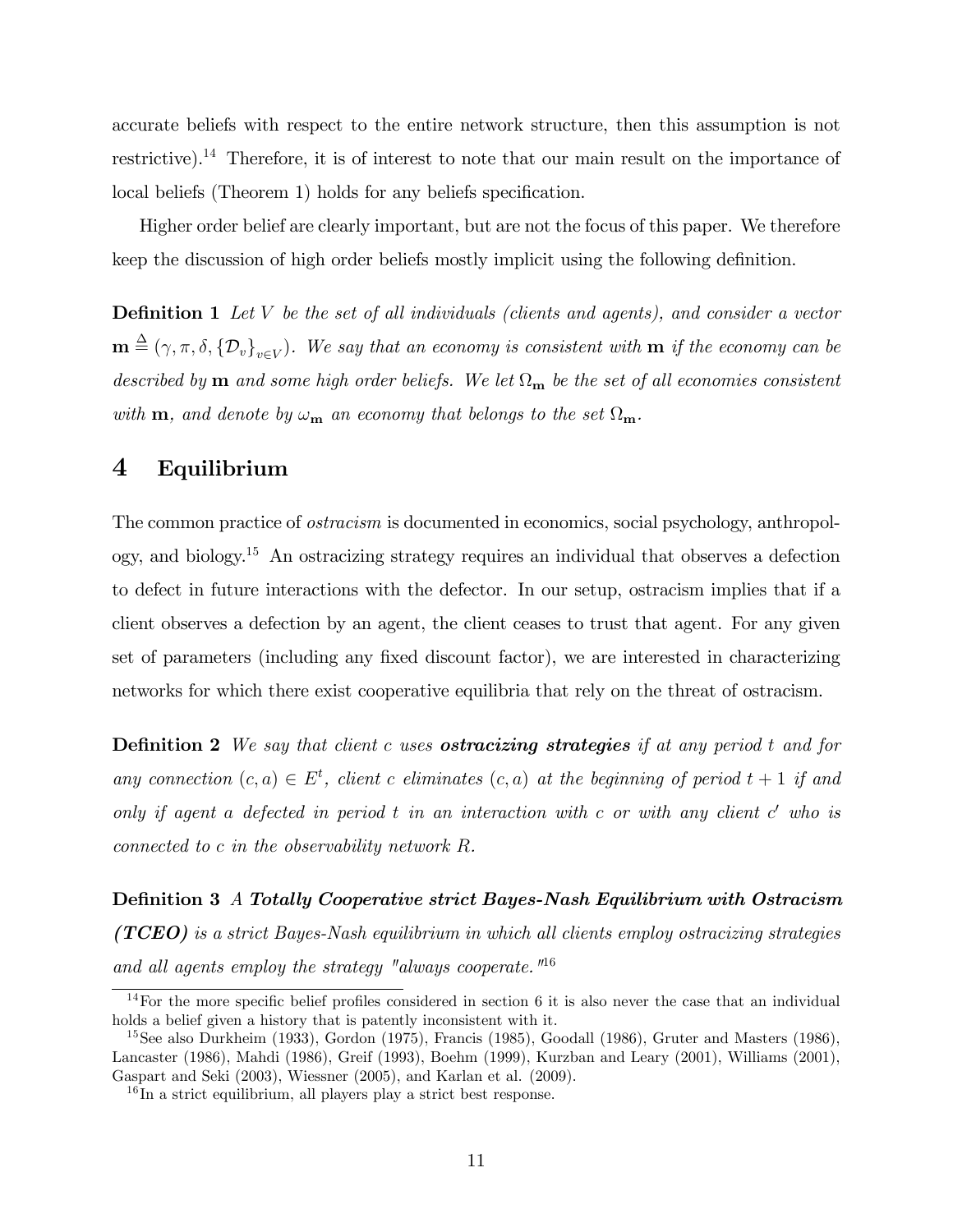accurate beliefs with respect to the entire network structure, then this assumption is not restrictive).[14] Therefore, it is of interest to note that our main result on the importance of local beliefs (Theorem 1) holds for any beliefs specification.

Higher order belief are clearly important, but are not the focus of this paper. We therefore keep the discussion of high order beliefs mostly implicit using the following definition.

**Definition 1** *Let $V$ be the set of all individuals (clients and agents), and consider a vector $\mathbf{m} \triangleq (\gamma, \pi, \delta, \{\mathcal{D}_v\}_{v \in V})$. We say that an economy is consistent with $\mathbf{m}$ if the economy can be described by $\mathbf{m}$ and some high order beliefs. We let $\Omega_{\mathbf{m}}$ be the set of all economies consistent with $\mathbf{m}$, and denote by $\omega_{\mathbf{m}}$ an economy that belongs to the set $\Omega_{\mathbf{m}}$.*

# 4 Equilibrium

The common practice of *ostracism* is documented in economics, social psychology, anthropology, and biology.[15] An ostracizing strategy requires an individual that observes a defection to defect in future interactions with the defector. In our setup, ostracism implies that if a client observes a defection by an agent, the client ceases to trust that agent. For any given set of parameters (including any fixed discount factor), we are interested in characterizing networks for which there exist cooperative equilibria that rely on the threat of ostracism.

**Definition 2** *We say that client $c$ uses **ostracizing strategies** if at any period $t$ and for any connection $(c, a) \in E^t$, client $c$ eliminates $(c, a)$ at the beginning of period $t + 1$ if and only if agent $a$ defected in period $t$ in an interaction with $c$ or with any client $c'$ who is connected to $c$ in the observability network $R$.*

**Definition 3** *A **Totally Cooperative strict Bayes-Nash Equilibrium with Ostracism (TCEO)** is a strict Bayes-Nash equilibrium in which all clients employ ostracizing strategies and all agents employ the strategy "always cooperate."*[16]

---

[14] For the more specific belief profiles considered in section 6 it is also never the case that an individual holds a belief given a history that is patently inconsistent with it.

[15] See also Durkheim (1933), Gordon (1975), Francis (1985), Goodall (1986), Gruter and Masters (1986), Lancaster (1986), Mahdi (1986), Greif (1993), Boehm (1999), Kurzban and Leary (2001), Williams (2001), Gaspart and Seki (2003), Wiessner (2005), and Karlan et al. (2009).

[16] In a strict equilibrium, all players play a strict best response.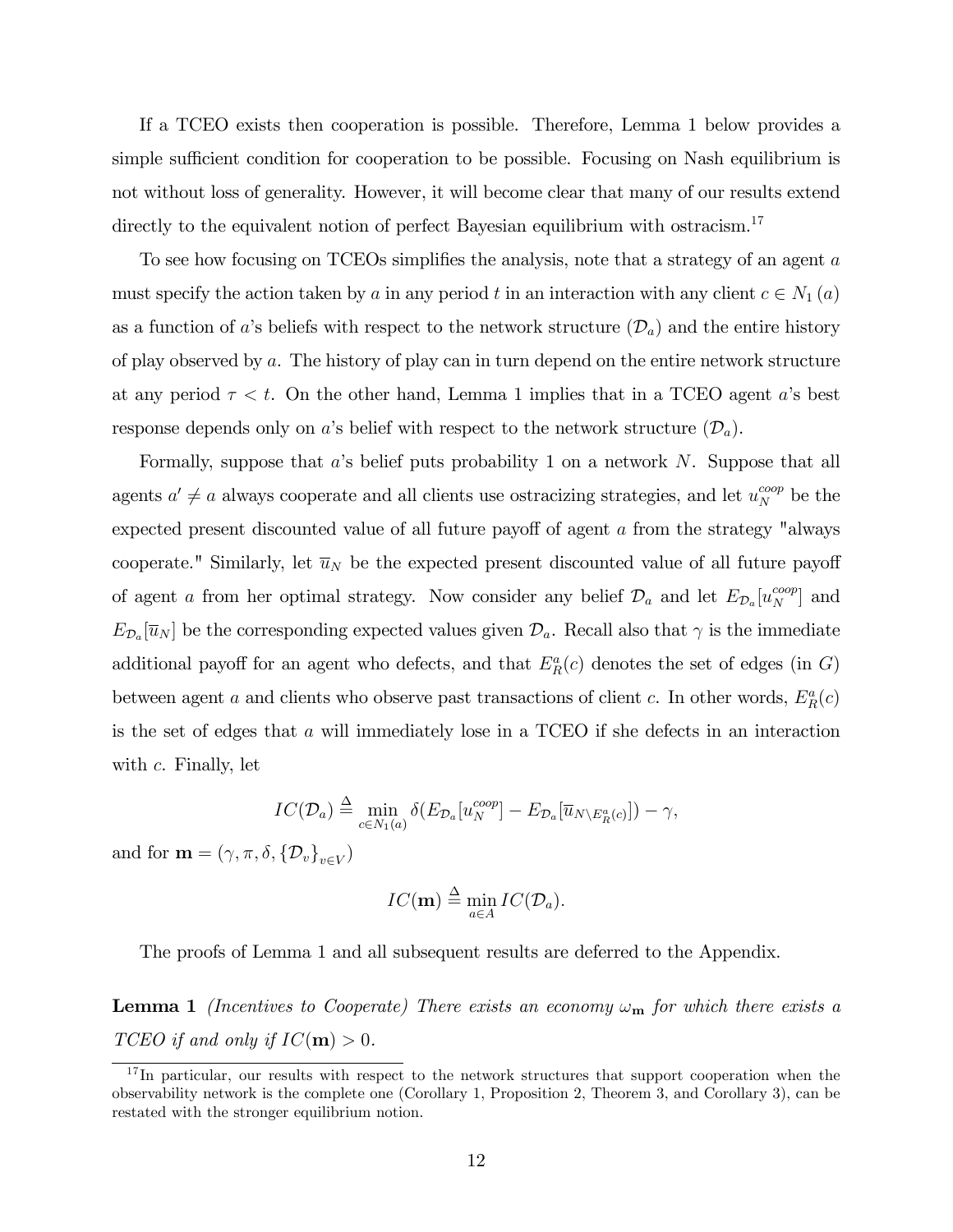If a TCEO exists then cooperation is possible. Therefore, Lemma 1 below provides a simple sufficient condition for cooperation to be possible. Focusing on Nash equilibrium is not without loss of generality. However, it will become clear that many of our results extend directly to the equivalent notion of perfect Bayesian equilibrium with ostracism.[17]

To see how focusing on TCEOs simplifies the analysis, note that a strategy of an agent $a$ must specify the action taken by $a$ in any period $t$ in an interaction with any client $c \in N_1(a)$ as a function of $a$'s beliefs with respect to the network structure ($\mathcal{D}_a$) and the entire history of play observed by $a$. The history of play can in turn depend on the entire network structure at any period $\tau < t$. On the other hand, Lemma 1 implies that in a TCEO agent $a$'s best response depends only on $a$'s belief with respect to the network structure ($\mathcal{D}_a$).

Formally, suppose that $a$'s belief puts probability 1 on a network $N$. Suppose that all agents $a' \neq a$ always cooperate and all clients use ostracizing strategies, and let $u_N^{coop}$ be the expected present discounted value of all future payoff of agent $a$ from the strategy "always cooperate." Similarly, let $\overline{u}_N$ be the expected present discounted value of all future payoff of agent $a$ from her optimal strategy. Now consider any belief $\mathcal{D}_a$ and let $E_{\mathcal{D}_a}[u_N^{coop}]$ and $E_{\mathcal{D}_a}[\overline{u}_N]$ be the corresponding expected values given $\mathcal{D}_a$. Recall also that $\gamma$ is the immediate additional payoff for an agent who defects, and that $E_R^a(c)$ denotes the set of edges (in $G$) between agent $a$ and clients who observe past transactions of client $c$. In other words, $E_R^a(c)$ is the set of edges that $a$ will immediately lose in a TCEO if she defects in an interaction with $c$. Finally, let

$$IC(\mathcal{D}_a) \triangleq \min_{c \in N_1(a)} \delta(E_{\mathcal{D}_a}[u_N^{coop}] - E_{\mathcal{D}_a}[\overline{u}_{N \setminus E_R^a(c)}]) - \gamma,$$

and for $\mathbf{m} = (\gamma, \pi, \delta, \{\mathcal{D}_v\}_{v \in V})$

$$IC(\mathbf{m}) \triangleq \min_{a \in A} IC(\mathcal{D}_a).$$

The proofs of Lemma 1 and all subsequent results are deferred to the Appendix.

**Lemma 1** *(Incentives to Cooperate) There exists an economy $\omega_{\mathbf{m}}$ for which there exists a TCEO if and only if $IC(\mathbf{m}) > 0$.*

[17] In particular, our results with respect to the network structures that support cooperation when the observability network is the complete one (Corollary 1, Proposition 2, Theorem 3, and Corollary 3), can be restated with the stronger equilibrium notion.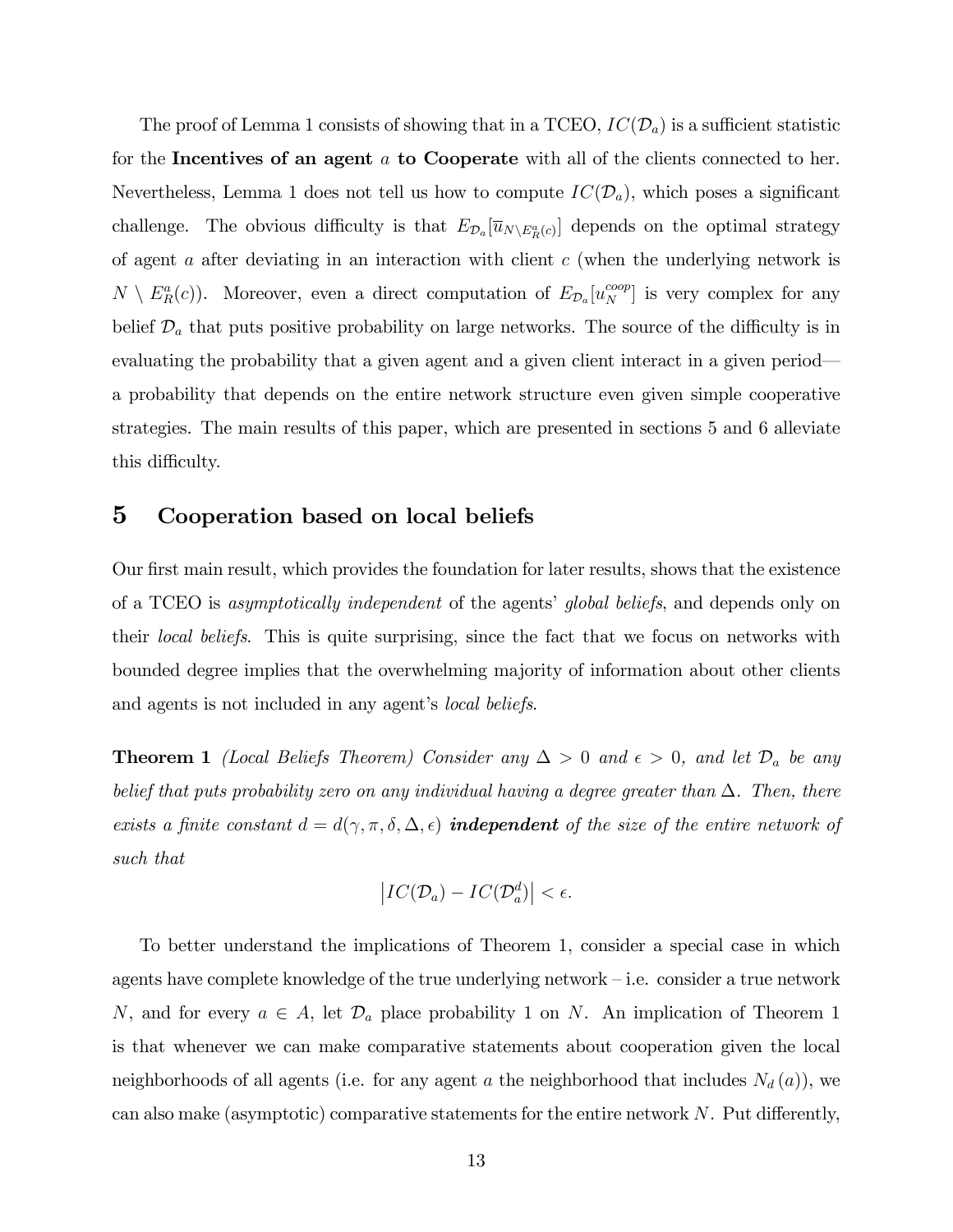The proof of Lemma 1 consists of showing that in a TCEO, $IC(\mathcal{D}_a)$ is a sufficient statistic for the **Incentives of an agent** $a$ **to Cooperate** with all of the clients connected to her. Nevertheless, Lemma 1 does not tell us how to compute $IC(\mathcal{D}_a)$, which poses a significant challenge. The obvious difficulty is that $E_{\mathcal{D}_a}[\overline{u}_{N \setminus E_R^a(c)}]$ depends on the optimal strategy of agent $a$ after deviating in an interaction with client $c$ (when the underlying network is $N \setminus E_R^a(c)$). Moreover, even a direct computation of $E_{\mathcal{D}_a}[u_N^{coop}]$ is very complex for any belief $\mathcal{D}_a$ that puts positive probability on large networks. The source of the difficulty is in evaluating the probability that a given agent and a given client interact in a given period—a probability that depends on the entire network structure even given simple cooperative strategies. The main results of this paper, which are presented in sections 5 and 6 alleviate this difficulty.

## 5 Cooperation based on local beliefs

Our first main result, which provides the foundation for later results, shows that the existence of a TCEO is *asymptotically independent* of the agents' *global beliefs*, and depends only on their *local beliefs*. This is quite surprising, since the fact that we focus on networks with bounded degree implies that the overwhelming majority of information about other clients and agents is not included in any agent's *local beliefs*.

**Theorem 1** *(Local Beliefs Theorem) Consider any $\Delta > 0$ and $\epsilon > 0$, and let $\mathcal{D}_a$ be any belief that puts probability zero on any individual having a degree greater than $\Delta$. Then, there exists a finite constant $d = d(\gamma, \pi, \delta, \Delta, \epsilon)$* ***independent*** *of the size of the entire network of such that*

$$\left| IC(\mathcal{D}_a) - IC(\mathcal{D}_a^d) \right| < \epsilon.$$

To better understand the implications of Theorem 1, consider a special case in which agents have complete knowledge of the true underlying network – i.e. consider a true network $N$, and for every $a \in A$, let $\mathcal{D}_a$ place probability 1 on $N$. An implication of Theorem 1 is that whenever we can make comparative statements about cooperation given the local neighborhoods of all agents (i.e. for any agent $a$ the neighborhood that includes $N_d(a)$), we can also make (asymptotic) comparative statements for the entire network $N$. Put differently,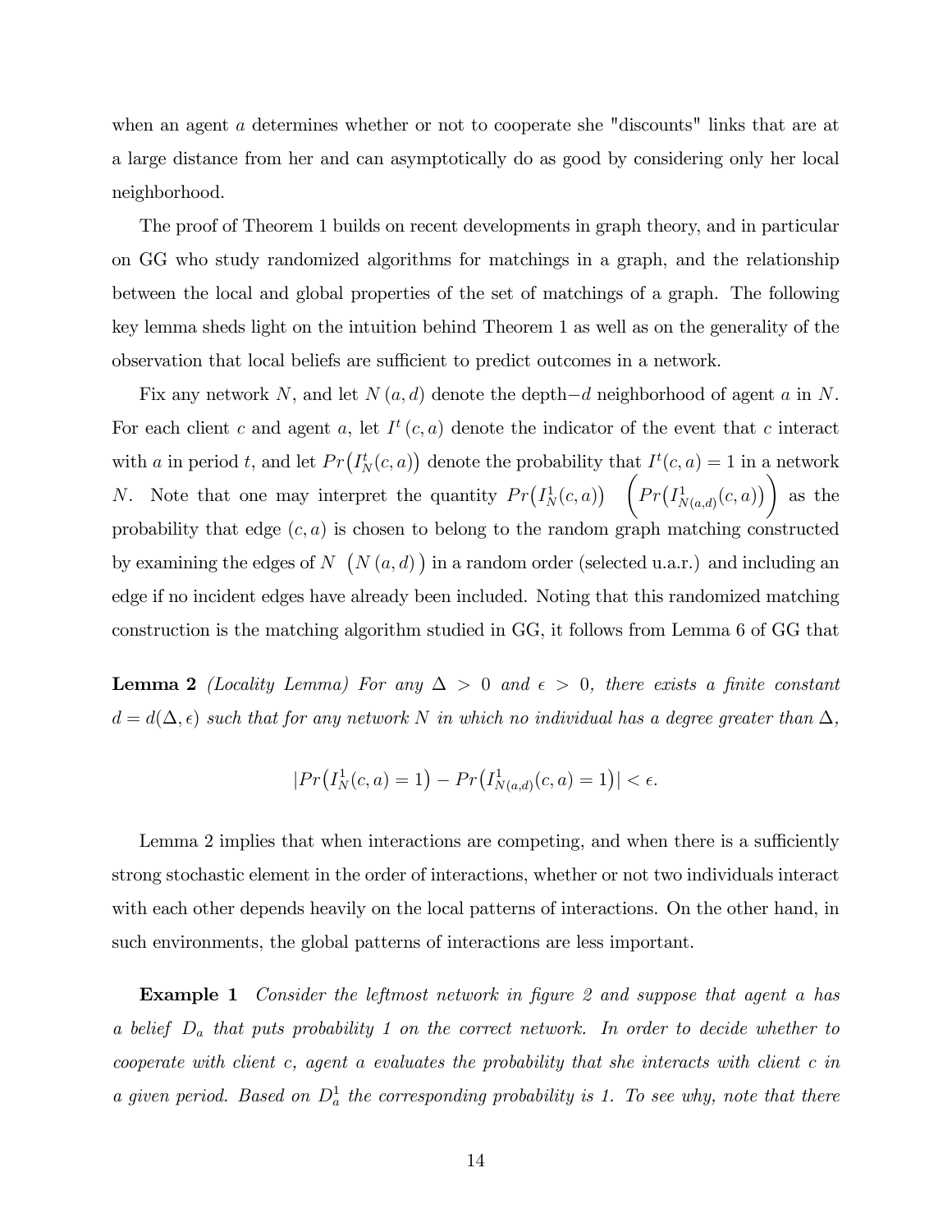when an agent $a$ determines whether or not to cooperate she "discounts" links that are at a large distance from her and can asymptotically do as good by considering only her local neighborhood.

The proof of Theorem 1 builds on recent developments in graph theory, and in particular on GG who study randomized algorithms for matchings in a graph, and the relationship between the local and global properties of the set of matchings of a graph. The following key lemma sheds light on the intuition behind Theorem 1 as well as on the generality of the observation that local beliefs are sufficient to predict outcomes in a network.

Fix any network $N$, and let $N(a,d)$ denote the depth$-d$ neighborhood of agent $a$ in $N$. For each client $c$ and agent $a$, let $I^t(c,a)$ denote the indicator of the event that $c$ interact with $a$ in period $t$, and let $Pr\big(I_N^t(c,a)\big)$ denote the probability that $I^t(c,a) = 1$ in a network $N$. Note that one may interpret the quantity $Pr\big(I_N^1(c,a)\big)$ $\Big(Pr\big(I_{N(a,d)}^1(c,a)\big)\Big)$ as the probability that edge $(c,a)$ is chosen to belong to the random graph matching constructed by examining the edges of $N$ $\big(N(a,d)\big)$ in a random order (selected u.a.r.) and including an edge if no incident edges have already been included. Noting that this randomized matching construction is the matching algorithm studied in GG, it follows from Lemma 6 of GG that

**Lemma 2** *(Locality Lemma) For any $\Delta > 0$ and $\epsilon > 0$, there exists a finite constant $d = d(\Delta, \epsilon)$ such that for any network $N$ in which no individual has a degree greater than $\Delta$,*

$$|Pr\big(I_N^1(c,a) = 1\big) - Pr\big(I_{N(a,d)}^1(c,a) = 1\big)| < \epsilon.$$

Lemma 2 implies that when interactions are competing, and when there is a sufficiently strong stochastic element in the order of interactions, whether or not two individuals interact with each other depends heavily on the local patterns of interactions. On the other hand, in such environments, the global patterns of interactions are less important.

**Example 1** *Consider the leftmost network in figure 2 and suppose that agent $a$ has a belief $D_a$ that puts probability 1 on the correct network. In order to decide whether to cooperate with client $c$, agent $a$ evaluates the probability that she interacts with client $c$ in a given period. Based on $D_a^1$ the corresponding probability is 1. To see why, note that there*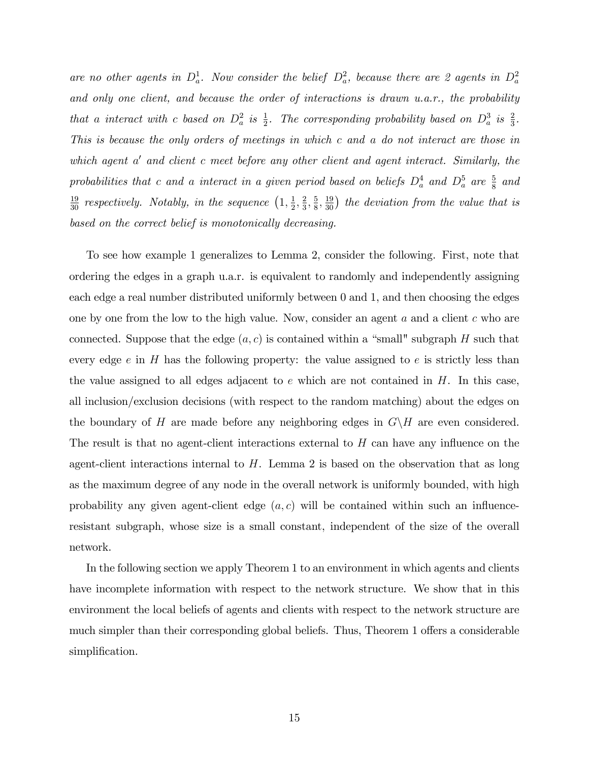*are no other agents in $D_a^1$. Now consider the belief $D_a^2$, because there are 2 agents in $D_a^2$ and only one client, and because the order of interactions is drawn u.a.r., the probability that a interact with c based on $D_a^2$ is $\frac{1}{2}$. The corresponding probability based on $D_a^3$ is $\frac{2}{3}$. This is because the only orders of meetings in which c and a do not interact are those in which agent $a'$ and client c meet before any other client and agent interact. Similarly, the probabilities that c and a interact in a given period based on beliefs $D_a^4$ and $D_a^5$ are $\frac{5}{8}$ and $\frac{19}{30}$ respectively. Notably, in the sequence $\left(1, \frac{1}{2}, \frac{2}{3}, \frac{5}{8}, \frac{19}{30}\right)$ the deviation from the value that is based on the correct belief is monotonically decreasing.*

To see how example 1 generalizes to Lemma 2, consider the following. First, note that ordering the edges in a graph u.a.r. is equivalent to randomly and independently assigning each edge a real number distributed uniformly between 0 and 1, and then choosing the edges one by one from the low to the high value. Now, consider an agent $a$ and a client $c$ who are connected. Suppose that the edge $(a, c)$ is contained within a "small" subgraph $H$ such that every edge $e$ in $H$ has the following property: the value assigned to $e$ is strictly less than the value assigned to all edges adjacent to $e$ which are not contained in $H$. In this case, all inclusion/exclusion decisions (with respect to the random matching) about the edges on the boundary of $H$ are made before any neighboring edges in $G \backslash H$ are even considered. The result is that no agent-client interactions external to $H$ can have any influence on the agent-client interactions internal to $H$. Lemma 2 is based on the observation that as long as the maximum degree of any node in the overall network is uniformly bounded, with high probability any given agent-client edge $(a, c)$ will be contained within such an influence-resistant subgraph, whose size is a small constant, independent of the size of the overall network.

In the following section we apply Theorem 1 to an environment in which agents and clients have incomplete information with respect to the network structure. We show that in this environment the local beliefs of agents and clients with respect to the network structure are much simpler than their corresponding global beliefs. Thus, Theorem 1 offers a considerable simplification.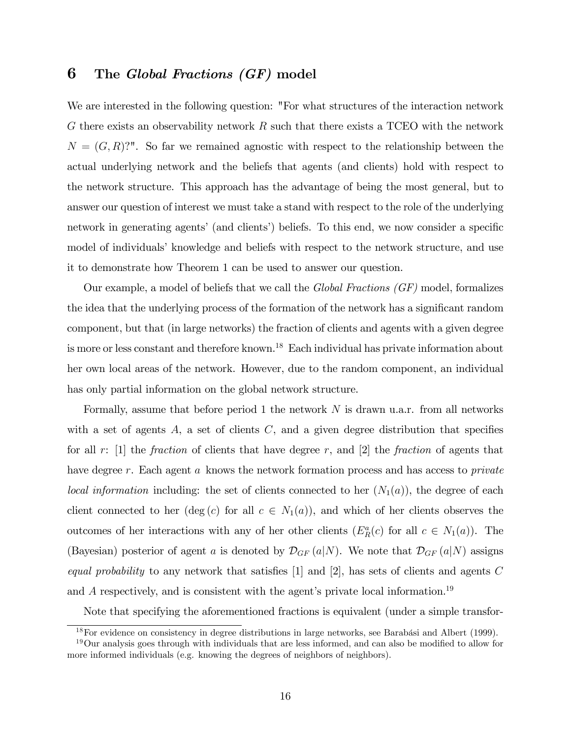# 6 The *Global Fractions (GF)* model

We are interested in the following question: "For what structures of the interaction network $G$ there exists an observability network $R$ such that there exists a TCEO with the network $N = (G, R)$?". So far we remained agnostic with respect to the relationship between the actual underlying network and the beliefs that agents (and clients) hold with respect to the network structure. This approach has the advantage of being the most general, but to answer our question of interest we must take a stand with respect to the role of the underlying network in generating agents' (and clients') beliefs. To this end, we now consider a specific model of individuals' knowledge and beliefs with respect to the network structure, and use it to demonstrate how Theorem 1 can be used to answer our question.

Our example, a model of beliefs that we call the *Global Fractions (GF)* model, formalizes the idea that the underlying process of the formation of the network has a significant random component, but that (in large networks) the fraction of clients and agents with a given degree is more or less constant and therefore known.[18] Each individual has private information about her own local areas of the network. However, due to the random component, an individual has only partial information on the global network structure.

Formally, assume that before period 1 the network $N$ is drawn u.a.r. from all networks with a set of agents $A$, a set of clients $C$, and a given degree distribution that specifies for all $r$: [1] the *fraction* of clients that have degree $r$, and [2] the *fraction* of agents that have degree $r$. Each agent $a$ knows the network formation process and has access to *private local information* including: the set of clients connected to her ($N_1(a)$), the degree of each client connected to her ($\deg(c)$ for all $c \in N_1(a)$), and which of her clients observes the outcomes of her interactions with any of her other clients ($E_R^a(c)$ for all $c \in N_1(a)$). The (Bayesian) posterior of agent $a$ is denoted by $\mathcal{D}_{GF}(a|N)$. We note that $\mathcal{D}_{GF}(a|N)$ assigns *equal probability* to any network that satisfies [1] and [2], has sets of clients and agents $C$ and $A$ respectively, and is consistent with the agent's private local information.[19]

Note that specifying the aforementioned fractions is equivalent (under a simple transfor-

[18] For evidence on consistency in degree distributions in large networks, see Barabási and Albert (1999).

[19] Our analysis goes through with individuals that are less informed, and can also be modified to allow for more informed individuals (e.g. knowing the degrees of neighbors of neighbors).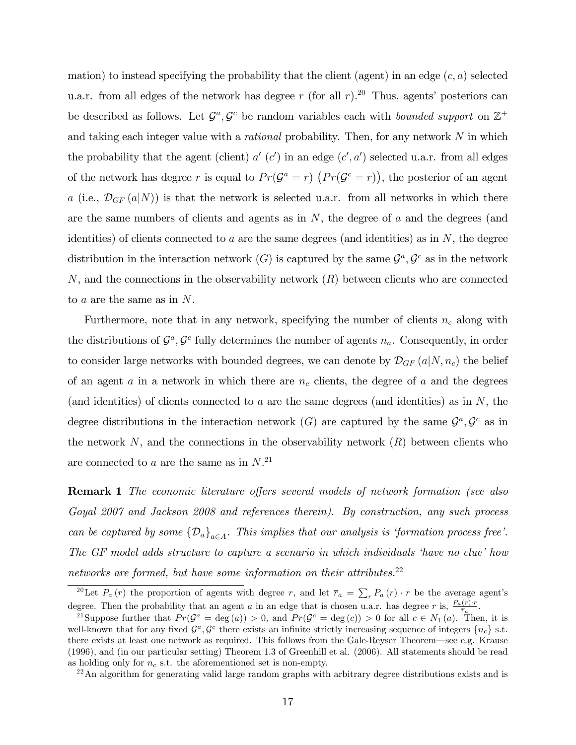mation) to instead specifying the probability that the client (agent) in an edge $(c, a)$ selected u.a.r. from all edges of the network has degree $r$ (for all $r$).[20] Thus, agents' posteriors can be described as follows. Let $\mathcal{G}^a, \mathcal{G}^c$ be random variables each with *bounded support* on $\mathbb{Z}^+$ and taking each integer value with a *rational* probability. Then, for any network $N$ in which the probability that the agent (client) $a'$ ($c'$) in an edge $(c', a')$ selected u.a.r. from all edges of the network has degree $r$ is equal to $Pr(\mathcal{G}^a = r)$ $\left(Pr(\mathcal{G}^c = r)\right)$, the posterior of an agent $a$ (i.e., $\mathcal{D}_{GF}(a|N)$) is that the network is selected u.a.r. from all networks in which there are the same numbers of clients and agents as in $N$, the degree of $a$ and the degrees (and identities) of clients connected to $a$ are the same degrees (and identities) as in $N$, the degree distribution in the interaction network ($G$) is captured by the same $\mathcal{G}^a, \mathcal{G}^c$ as in the network $N$, and the connections in the observability network ($R$) between clients who are connected to $a$ are the same as in $N$.

Furthermore, note that in any network, specifying the number of clients $n_c$ along with the distributions of $\mathcal{G}^a, \mathcal{G}^c$ fully determines the number of agents $n_a$. Consequently, in order to consider large networks with bounded degrees, we can denote by $\mathcal{D}_{GF}(a|N, n_c)$ the belief of an agent $a$ in a network in which there are $n_c$ clients, the degree of $a$ and the degrees (and identities) of clients connected to $a$ are the same degrees (and identities) as in $N$, the degree distributions in the interaction network ($G$) are captured by the same $\mathcal{G}^a, \mathcal{G}^c$ as in the network $N$, and the connections in the observability network ($R$) between clients who are connected to $a$ are the same as in $N$.[21]

**Remark 1** *The economic literature offers several models of network formation (see also Goyal 2007 and Jackson 2008 and references therein). By construction, any such process can be captured by some $\{\mathcal{D}_a\}_{a \in A}$. This implies that our analysis is 'formation process free'. The GF model adds structure to capture a scenario in which individuals 'have no clue' how networks are formed, but have some information on their attributes.*[22]

---

[20] Let $P_a(r)$ the proportion of agents with degree $r$, and let $\overline{r}_a = \sum_r P_a(r) \cdot r$ be the average agent's degree. Then the probability that an agent $a$ in an edge that is chosen u.a.r. has degree $r$ is, $\frac{P_a(r) \cdot r}{\overline{r}_a}$.

[21] Suppose further that $Pr(\mathcal{G}^a = \deg(a)) > 0$, and $Pr(\mathcal{G}^c = \deg(c)) > 0$ for all $c \in N_1(a)$. Then, it is well-known that for any fixed $\mathcal{G}^a, \mathcal{G}^c$ there exists an infinite strictly increasing sequence of integers $\{n_c\}$ s.t. there exists at least one network as required. This follows from the Gale-Reyser Theorem—see e.g. Krause (1996), and (in our particular setting) Theorem 1.3 of Greenhill et al. (2006). All statements should be read as holding only for $n_c$ s.t. the aforementioned set is non-empty.

[22] An algorithm for generating valid large random graphs with arbitrary degree distributions exists and is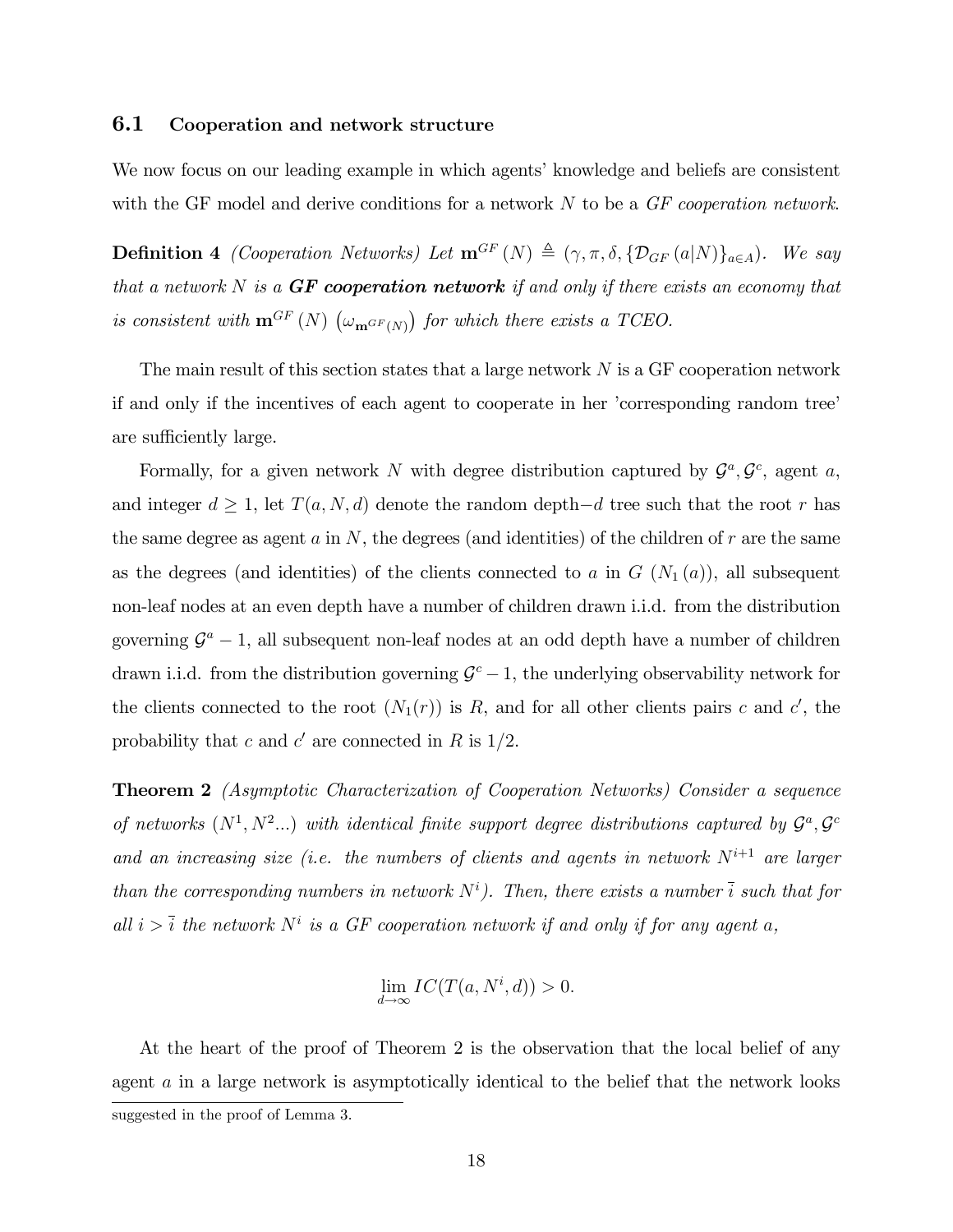### 6.1 Cooperation and network structure

We now focus on our leading example in which agents' knowledge and beliefs are consistent with the GF model and derive conditions for a network $N$ to be a *GF cooperation network*.

**Definition 4** *(Cooperation Networks) Let $\mathbf{m}^{GF}(N) \triangleq (\gamma, \pi, \delta, \{\mathcal{D}_{GF}(a|N)\}_{a\in A})$. We say that a network $N$ is a* ***GF cooperation network*** *if and only if there exists an economy that is consistent with $\mathbf{m}^{GF}(N)$ $\left(\omega_{\mathbf{m}^{GF}(N)}\right)$ for which there exists a TCEO.*

The main result of this section states that a large network $N$ is a GF cooperation network if and only if the incentives of each agent to cooperate in her 'corresponding random tree' are sufficiently large.

Formally, for a given network $N$ with degree distribution captured by $\mathcal{G}^a, \mathcal{G}^c$, agent $a$, and integer $d \geq 1$, let $T(a, N, d)$ denote the random depth$-d$ tree such that the root $r$ has the same degree as agent $a$ in $N$, the degrees (and identities) of the children of $r$ are the same as the degrees (and identities) of the clients connected to $a$ in $G$ $(N_1(a))$, all subsequent non-leaf nodes at an even depth have a number of children drawn i.i.d. from the distribution governing $\mathcal{G}^a - 1$, all subsequent non-leaf nodes at an odd depth have a number of children drawn i.i.d. from the distribution governing $\mathcal{G}^c - 1$, the underlying observability network for the clients connected to the root $(N_1(r))$ is $R$, and for all other clients pairs $c$ and $c'$, the probability that $c$ and $c'$ are connected in $R$ is $1/2$.

**Theorem 2** *(Asymptotic Characterization of Cooperation Networks) Consider a sequence of networks $(N^1, N^2...)$ with identical finite support degree distributions captured by $\mathcal{G}^a, \mathcal{G}^c$ and an increasing size (i.e. the numbers of clients and agents in network $N^{i+1}$ are larger than the corresponding numbers in network $N^i$). Then, there exists a number $\bar{i}$ such that for all $i > \bar{i}$ the network $N^i$ is a GF cooperation network if and only if for any agent $a$,*

$$\lim_{d\to\infty} IC(T(a, N^i, d)) > 0.$$

At the heart of the proof of Theorem 2 is the observation that the local belief of any agent $a$ in a large network is asymptotically identical to the belief that the network looks

suggested in the proof of Lemma 3.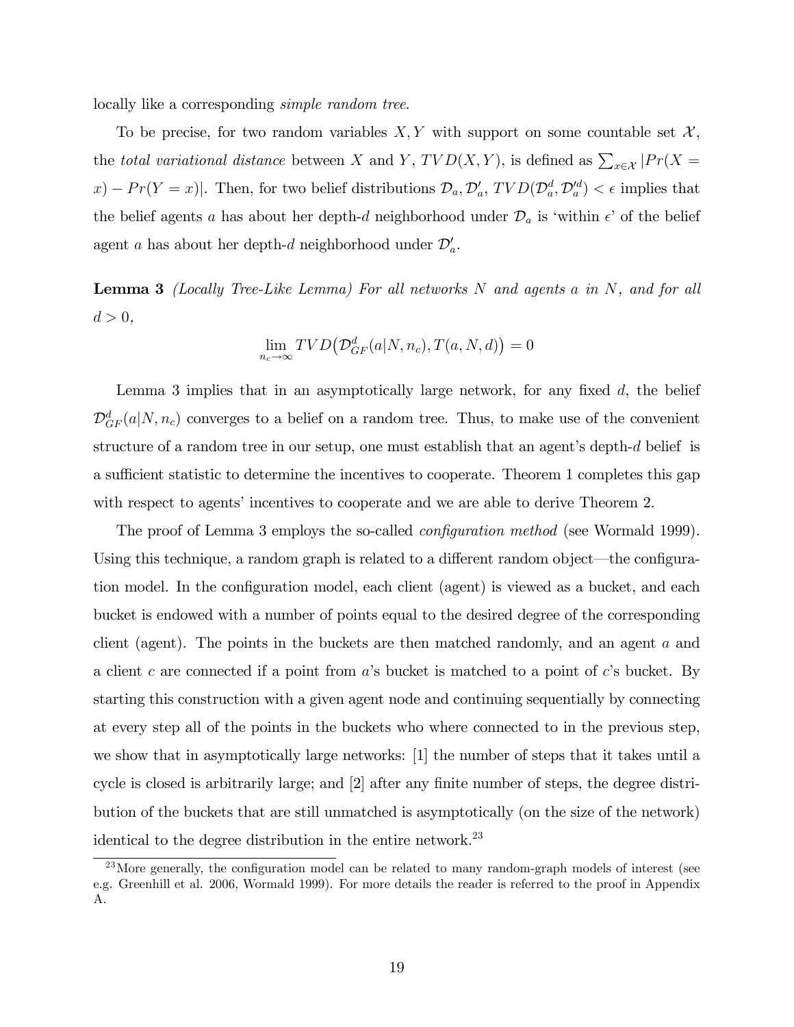locally like a corresponding *simple random tree*.

To be precise, for two random variables $X, Y$ with support on some countable set $\mathcal{X}$, the *total variational distance* between $X$ and $Y$, $TVD(X, Y)$, is defined as $\sum_{x \in \mathcal{X}} |Pr(X = x) - Pr(Y = x)|$. Then, for two belief distributions $\mathcal{D}_a, \mathcal{D}'_a$, $TVD(\mathcal{D}^d_a, \mathcal{D}'^d_a) < \epsilon$ implies that the belief agents $a$ has about her depth-$d$ neighborhood under $\mathcal{D}_a$ is 'within $\epsilon$' of the belief agent $a$ has about her depth-$d$ neighborhood under $\mathcal{D}'_a$.

**Lemma 3** *(Locally Tree-Like Lemma) For all networks $N$ and agents $a$ in $N$, and for all $d > 0$,*

$$\lim_{n_c \to \infty} TVD\big(\mathcal{D}^d_{GF}(a|N, n_c), T(a, N, d)\big) = 0$$

Lemma 3 implies that in an asymptotically large network, for any fixed $d$, the belief $\mathcal{D}^d_{GF}(a|N, n_c)$ converges to a belief on a random tree. Thus, to make use of the convenient structure of a random tree in our setup, one must establish that an agent's depth-$d$ belief is a sufficient statistic to determine the incentives to cooperate. Theorem 1 completes this gap with respect to agents' incentives to cooperate and we are able to derive Theorem 2.

The proof of Lemma 3 employs the so-called *configuration method* (see Wormald 1999). Using this technique, a random graph is related to a different random object—the configuration model. In the configuration model, each client (agent) is viewed as a bucket, and each bucket is endowed with a number of points equal to the desired degree of the corresponding client (agent). The points in the buckets are then matched randomly, and an agent $a$ and a client $c$ are connected if a point from $a$'s bucket is matched to a point of $c$'s bucket. By starting this construction with a given agent node and continuing sequentially by connecting at every step all of the points in the buckets who where connected to in the previous step, we show that in asymptotically large networks: [1] the number of steps that it takes until a cycle is closed is arbitrarily large; and [2] after any finite number of steps, the degree distribution of the buckets that are still unmatched is asymptotically (on the size of the network) identical to the degree distribution in the entire network.[23]

[23] More generally, the configuration model can be related to many random-graph models of interest (see e.g. Greenhill et al. 2006, Wormald 1999). For more details the reader is referred to the proof in Appendix A.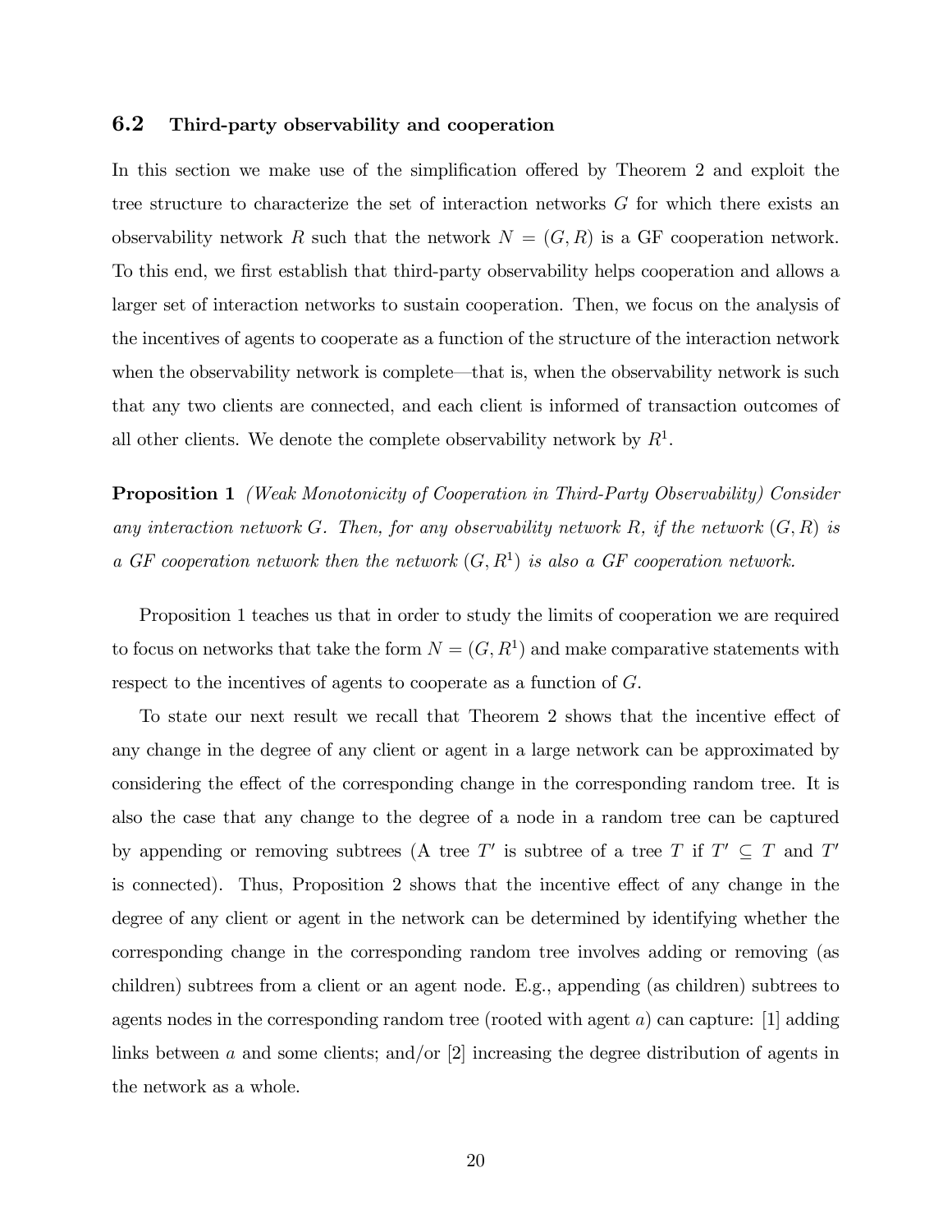### 6.2 Third-party observability and cooperation

In this section we make use of the simplification offered by Theorem 2 and exploit the tree structure to characterize the set of interaction networks $G$ for which there exists an observability network $R$ such that the network $N = (G, R)$ is a GF cooperation network. To this end, we first establish that third-party observability helps cooperation and allows a larger set of interaction networks to sustain cooperation. Then, we focus on the analysis of the incentives of agents to cooperate as a function of the structure of the interaction network when the observability network is complete—that is, when the observability network is such that any two clients are connected, and each client is informed of transaction outcomes of all other clients. We denote the complete observability network by $R^1$.

**Proposition 1** *(Weak Monotonicity of Cooperation in Third-Party Observability) Consider any interaction network $G$. Then, for any observability network $R$, if the network $(G, R)$ is a GF cooperation network then the network $(G, R^1)$ is also a GF cooperation network.*

Proposition 1 teaches us that in order to study the limits of cooperation we are required to focus on networks that take the form $N = (G, R^1)$ and make comparative statements with respect to the incentives of agents to cooperate as a function of $G$.

To state our next result we recall that Theorem 2 shows that the incentive effect of any change in the degree of any client or agent in a large network can be approximated by considering the effect of the corresponding change in the corresponding random tree. It is also the case that any change to the degree of a node in a random tree can be captured by appending or removing subtrees (A tree $T'$ is subtree of a tree $T$ if $T' \subseteq T$ and $T'$ is connected). Thus, Proposition 2 shows that the incentive effect of any change in the degree of any client or agent in the network can be determined by identifying whether the corresponding change in the corresponding random tree involves adding or removing (as children) subtrees from a client or an agent node. E.g., appending (as children) subtrees to agents nodes in the corresponding random tree (rooted with agent $a$) can capture: [1] adding links between $a$ and some clients; and/or [2] increasing the degree distribution of agents in the network as a whole.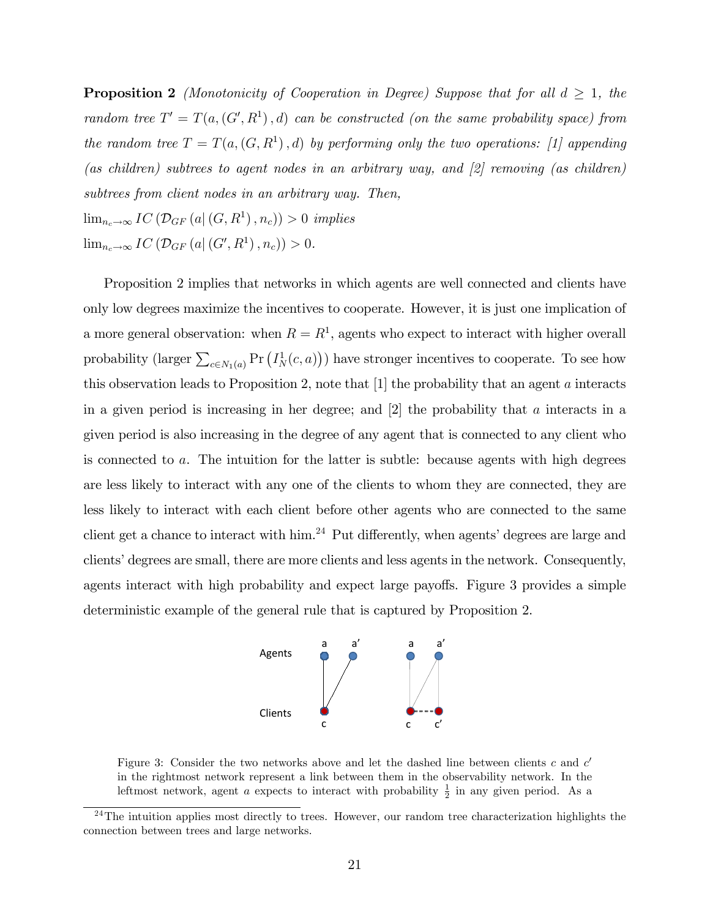**Proposition 2** *(Monotonicity of Cooperation in Degree) Suppose that for all $d \geq 1$, the random tree $T' = T(a, (G', R^1), d)$ can be constructed (on the same probability space) from the random tree $T = T(a, (G, R^1), d)$ by performing only the two operations: [1] appending (as children) subtrees to agent nodes in an arbitrary way, and [2] removing (as children) subtrees from client nodes in an arbitrary way. Then,*
$\lim_{n_c \to \infty} IC(\mathcal{D}_{GF}(a|(G, R^1), n_c)) > 0$ *implies*
$\lim_{n_c \to \infty} IC(\mathcal{D}_{GF}(a|(G', R^1), n_c)) > 0$.

Proposition 2 implies that networks in which agents are well connected and clients have only low degrees maximize the incentives to cooperate. However, it is just one implication of a more general observation: when $R = R^1$, agents who expect to interact with higher overall probability (larger $\sum_{c \in N_1(a)} \Pr(I_N^1(c, a))$) have stronger incentives to cooperate. To see how this observation leads to Proposition 2, note that [1] the probability that an agent $a$ interacts in a given period is increasing in her degree; and [2] the probability that $a$ interacts in a given period is also increasing in the degree of any agent that is connected to any client who is connected to $a$. The intuition for the latter is subtle: because agents with high degrees are less likely to interact with any one of the clients to whom they are connected, they are less likely to interact with each client before other agents who are connected to the same client get a chance to interact with him.[24] Put differently, when agents' degrees are large and clients' degrees are small, there are more clients and less agents in the network. Consequently, agents interact with high probability and expect large payoffs. Figure 3 provides a simple deterministic example of the general rule that is captured by Proposition 2.

Figure 3: Consider the two networks above and let the dashed line between clients $c$ and $c'$ in the rightmost network represent a link between them in the observability network. In the leftmost network, agent $a$ expects to interact with probability $\frac{1}{2}$ in any given period. As a

[24] The intuition applies most directly to trees. However, our random tree characterization highlights the connection between trees and large networks.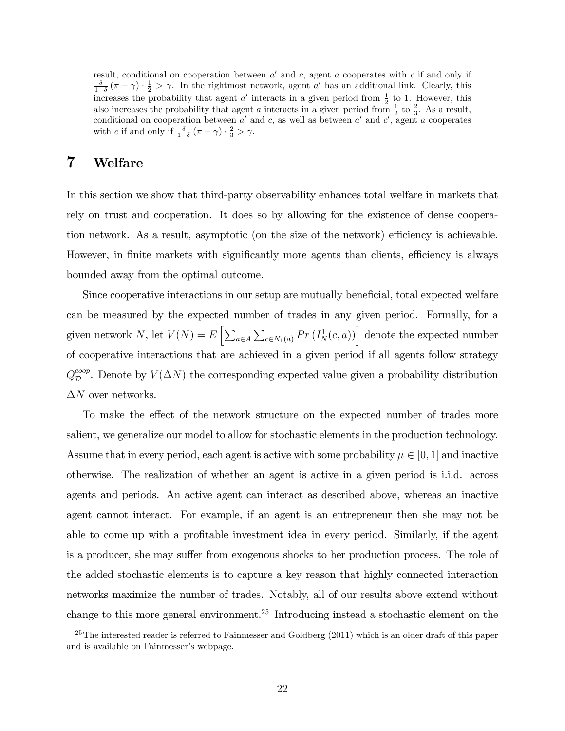result, conditional on cooperation between $a'$ and $c$, agent $a$ cooperates with $c$ if and only if $\frac{\delta}{1-\delta}(\pi-\gamma)\cdot\frac{1}{2} > \gamma$. In the rightmost network, agent $a'$ has an additional link. Clearly, this increases the probability that agent $a'$ interacts in a given period from $\frac{1}{2}$ to 1. However, this also increases the probability that agent $a$ interacts in a given period from $\frac{1}{2}$ to $\frac{2}{3}$. As a result, conditional on cooperation between $a'$ and $c$, as well as between $a'$ and $c'$, agent $a$ cooperates with $c$ if and only if $\frac{\delta}{1-\delta}(\pi-\gamma)\cdot\frac{2}{3} > \gamma$.

# 7 Welfare

In this section we show that third-party observability enhances total welfare in markets that rely on trust and cooperation. It does so by allowing for the existence of dense cooperation network. As a result, asymptotic (on the size of the network) efficiency is achievable. However, in finite markets with significantly more agents than clients, efficiency is always bounded away from the optimal outcome.

Since cooperative interactions in our setup are mutually beneficial, total expected welfare can be measured by the expected number of trades in any given period. Formally, for a given network $N$, let $V(N) = E\left[\sum_{a\in A}\sum_{c\in N_1(a)} Pr\left(I_N^1(c,a)\right)\right]$ denote the expected number of cooperative interactions that are achieved in a given period if all agents follow strategy $Q_{\mathcal{D}}^{coop}$. Denote by $V(\Delta N)$ the corresponding expected value given a probability distribution $\Delta N$ over networks.

To make the effect of the network structure on the expected number of trades more salient, we generalize our model to allow for stochastic elements in the production technology. Assume that in every period, each agent is active with some probability $\mu \in [0,1]$ and inactive otherwise. The realization of whether an agent is active in a given period is i.i.d. across agents and periods. An active agent can interact as described above, whereas an inactive agent cannot interact. For example, if an agent is an entrepreneur then she may not be able to come up with a profitable investment idea in every period. Similarly, if the agent is a producer, she may suffer from exogenous shocks to her production process. The role of the added stochastic elements is to capture a key reason that highly connected interaction networks maximize the number of trades. Notably, all of our results above extend without change to this more general environment.[25] Introducing instead a stochastic element on the

[25] The interested reader is referred to Fainmesser and Goldberg (2011) which is an older draft of this paper and is available on Fainmesser's webpage.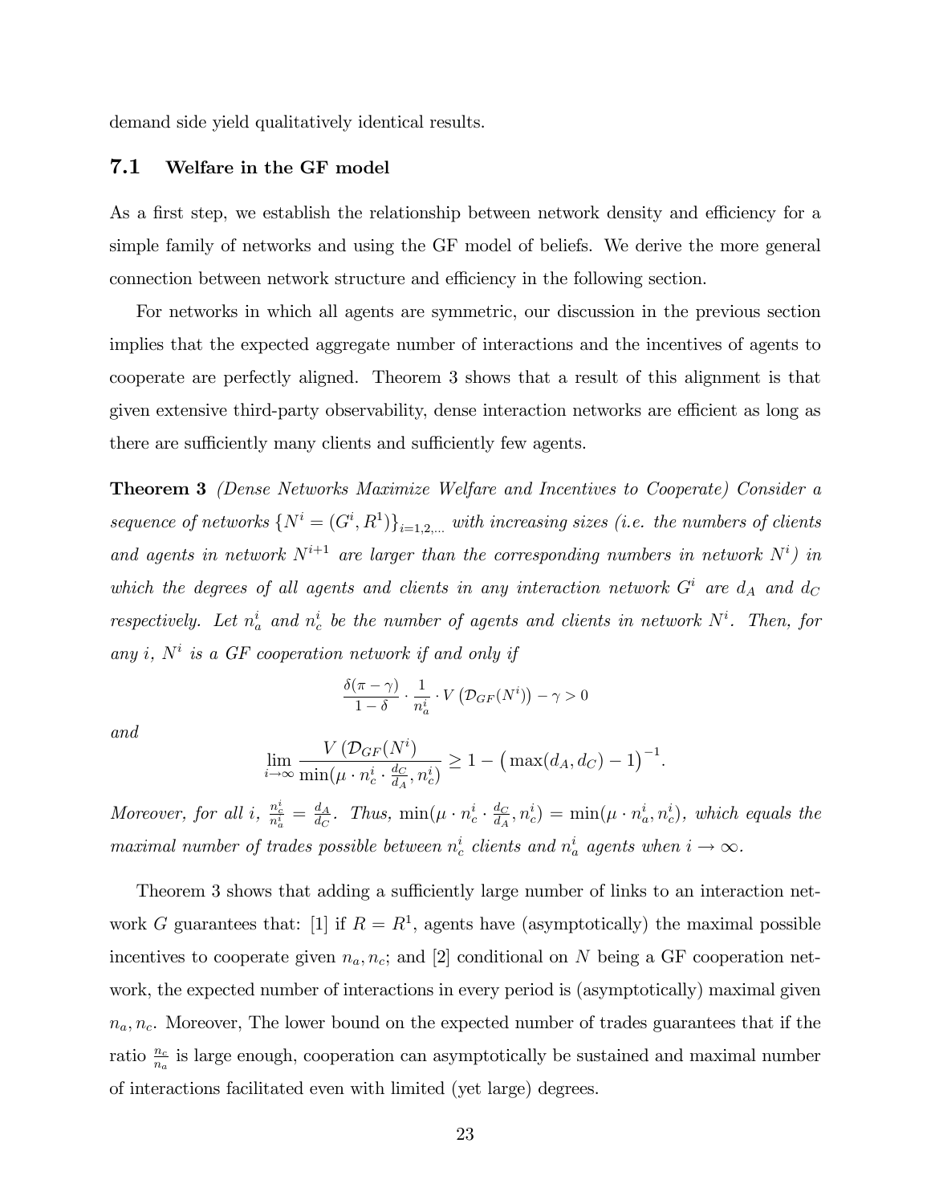demand side yield qualitatively identical results.

### 7.1 Welfare in the GF model

As a first step, we establish the relationship between network density and efficiency for a simple family of networks and using the GF model of beliefs. We derive the more general connection between network structure and efficiency in the following section.

For networks in which all agents are symmetric, our discussion in the previous section implies that the expected aggregate number of interactions and the incentives of agents to cooperate are perfectly aligned. Theorem 3 shows that a result of this alignment is that given extensive third-party observability, dense interaction networks are efficient as long as there are sufficiently many clients and sufficiently few agents.

**Theorem 3** *(Dense Networks Maximize Welfare and Incentives to Cooperate) Consider a sequence of networks $\{N^i = (G^i, R^1)\}_{i=1,2,...}$ with increasing sizes (i.e. the numbers of clients and agents in network $N^{i+1}$ are larger than the corresponding numbers in network $N^i$) in which the degrees of all agents and clients in any interaction network $G^i$ are $d_A$ and $d_C$ respectively. Let $n_a^i$ and $n_c^i$ be the number of agents and clients in network $N^i$. Then, for any $i$, $N^i$ is a GF cooperation network if and only if*

$$\frac{\delta(\pi-\gamma)}{1-\delta} \cdot \frac{1}{n_a^i} \cdot V\left(\mathcal{D}_{GF}(N^i)\right) - \gamma > 0$$

*and*

$$\lim_{i \to \infty} \frac{V\left(\mathcal{D}_{GF}(N^i)\right)}{\min(\mu \cdot n_c^i \cdot \frac{d_C}{d_A}, n_c^i)} \geq 1 - \left(\max(d_A, d_C) - 1\right)^{-1}.$$

*Moreover, for all $i$, $\frac{n_c^i}{n_a^i} = \frac{d_A}{d_C}$. Thus, $\min(\mu \cdot n_c^i \cdot \frac{d_C}{d_A}, n_c^i) = \min(\mu \cdot n_a^i, n_c^i)$, which equals the maximal number of trades possible between $n_c^i$ clients and $n_a^i$ agents when $i \to \infty$.*

Theorem 3 shows that adding a sufficiently large number of links to an interaction network $G$ guarantees that: [1] if $R = R^1$, agents have (asymptotically) the maximal possible incentives to cooperate given $n_a, n_c$; and [2] conditional on $N$ being a GF cooperation network, the expected number of interactions in every period is (asymptotically) maximal given $n_a, n_c$. Moreover, The lower bound on the expected number of trades guarantees that if the ratio $\frac{n_c}{n_a}$ is large enough, cooperation can asymptotically be sustained and maximal number of interactions facilitated even with limited (yet large) degrees.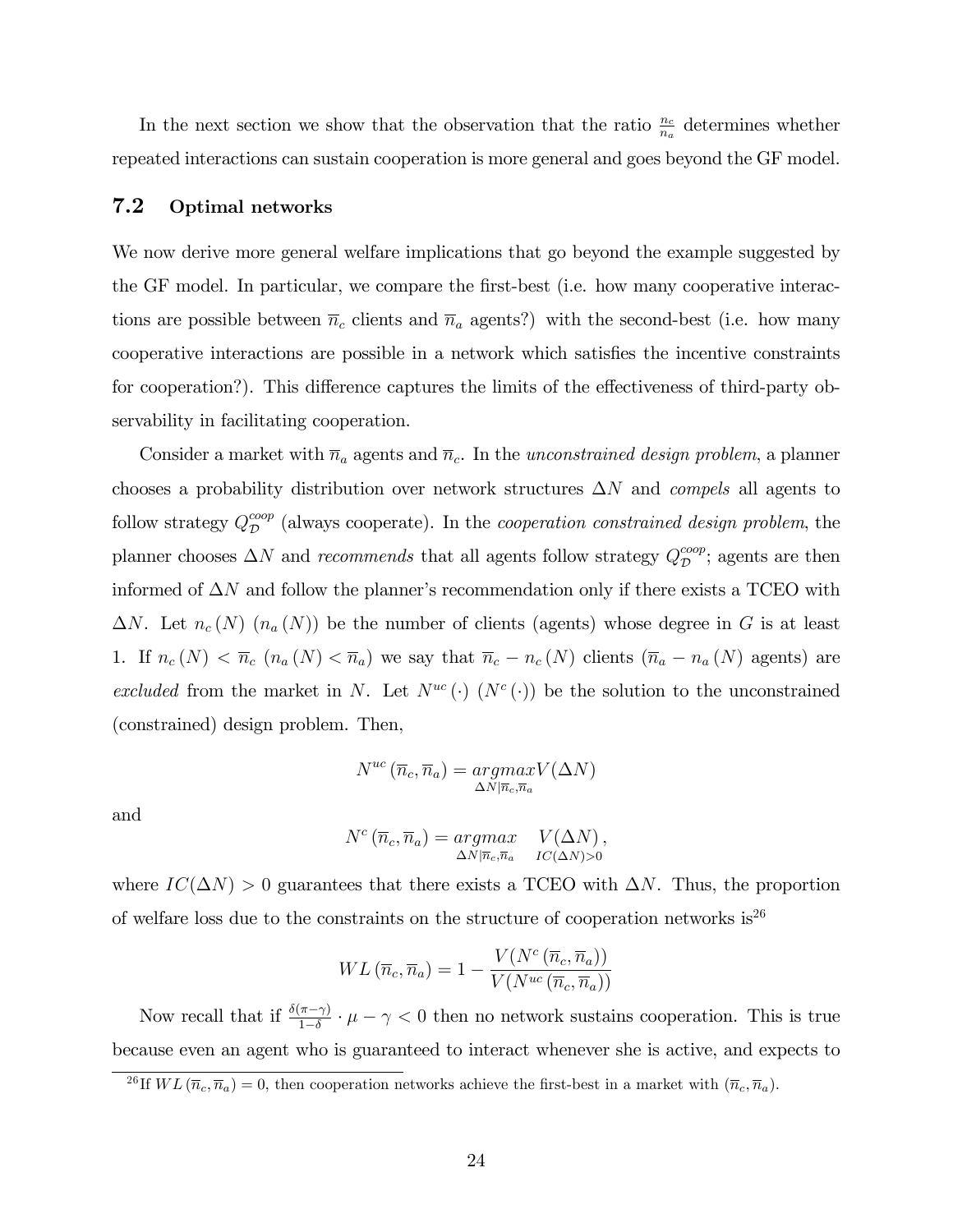In the next section we show that the observation that the ratio $\frac{n_c}{n_a}$ determines whether repeated interactions can sustain cooperation is more general and goes beyond the GF model.

### 7.2 Optimal networks

We now derive more general welfare implications that go beyond the example suggested by the GF model. In particular, we compare the first-best (i.e. how many cooperative interactions are possible between $\overline{n}_c$ clients and $\overline{n}_a$ agents?) with the second-best (i.e. how many cooperative interactions are possible in a network which satisfies the incentive constraints for cooperation?). This difference captures the limits of the effectiveness of third-party observability in facilitating cooperation.

Consider a market with $\overline{n}_a$ agents and $\overline{n}_c$. In the *unconstrained design problem*, a planner chooses a probability distribution over network structures $\Delta N$ and *compels* all agents to follow strategy $Q_{\mathcal{D}}^{coop}$ (always cooperate). In the *cooperation constrained design problem*, the planner chooses $\Delta N$ and *recommends* that all agents follow strategy $Q_{\mathcal{D}}^{coop}$; agents are then informed of $\Delta N$ and follow the planner's recommendation only if there exists a TCEO with $\Delta N$. Let $n_c(N)$ ($n_a(N)$) be the number of clients (agents) whose degree in $G$ is at least 1. If $n_c(N) < \overline{n}_c$ ($n_a(N) < \overline{n}_a$) we say that $\overline{n}_c - n_c(N)$ clients ($\overline{n}_a - n_a(N)$ agents) are *excluded* from the market in $N$. Let $N^{uc}(\cdot)$ ($N^c(\cdot)$) be the solution to the unconstrained (constrained) design problem. Then,

$$N^{uc}(\overline{n}_c, \overline{n}_a) = \underset{\Delta N | \overline{n}_c, \overline{n}_a}{argmax} V(\Delta N)$$

and

$$N^{c}(\overline{n}_c, \overline{n}_a) = \underset{\Delta N | \overline{n}_c, \overline{n}_a \quad IC(\Delta N)>0}{argmax} V(\Delta N),$$

where $IC(\Delta N) > 0$ guarantees that there exists a TCEO with $\Delta N$. Thus, the proportion of welfare loss due to the constraints on the structure of cooperation networks is[26]

$$WL(\overline{n}_c, \overline{n}_a) = 1 - \frac{V(N^c(\overline{n}_c, \overline{n}_a))}{V(N^{uc}(\overline{n}_c, \overline{n}_a))}$$

Now recall that if $\frac{\delta(\pi-\gamma)}{1-\delta} \cdot \mu - \gamma < 0$ then no network sustains cooperation. This is true because even an agent who is guaranteed to interact whenever she is active, and expects to

[26] If $WL(\overline{n}_c, \overline{n}_a) = 0$, then cooperation networks achieve the first-best in a market with $(\overline{n}_c, \overline{n}_a)$.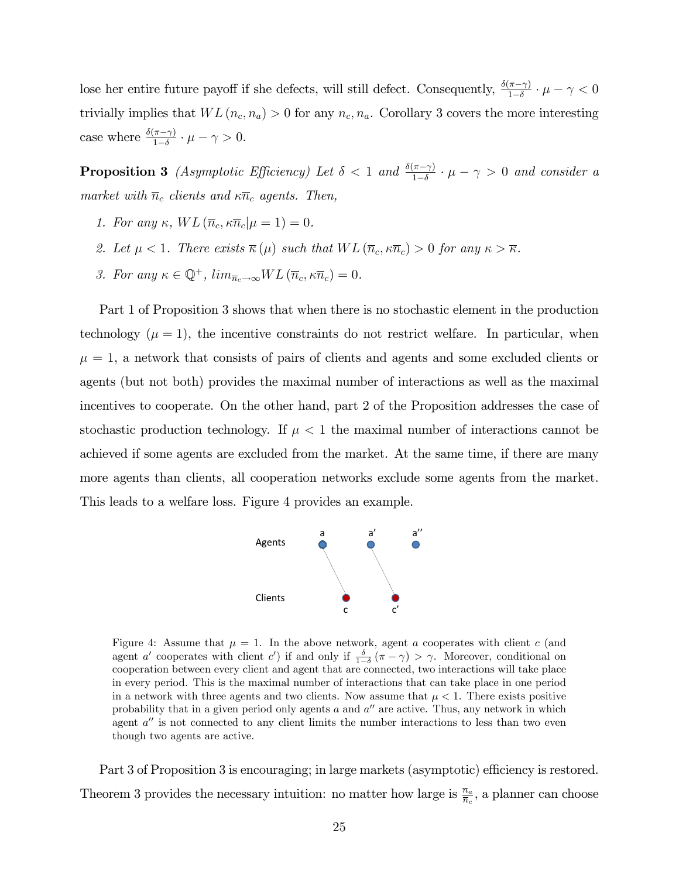lose her entire future payoff if she defects, will still defect. Consequently, $\frac{\delta(\pi-\gamma)}{1-\delta} \cdot \mu - \gamma < 0$ trivially implies that $WL(n_c, n_a) > 0$ for any $n_c, n_a$. Corollary 3 covers the more interesting case where $\frac{\delta(\pi-\gamma)}{1-\delta} \cdot \mu - \gamma > 0$.

**Proposition 3** *(Asymptotic Efficiency) Let $\delta < 1$ and $\frac{\delta(\pi-\gamma)}{1-\delta} \cdot \mu - \gamma > 0$ and consider a market with $\overline{n}_c$ clients and $\kappa\overline{n}_c$ agents. Then,*

1. *For any $\kappa$, $WL(\overline{n}_c, \kappa\overline{n}_c | \mu = 1) = 0$.*
2. *Let $\mu < 1$. There exists $\overline{\kappa}(\mu)$ such that $WL(\overline{n}_c, \kappa\overline{n}_c) > 0$ for any $\kappa > \overline{\kappa}$.*
3. *For any $\kappa \in \mathbb{Q}^+$, $lim_{\overline{n}_c \to \infty} WL(\overline{n}_c, \kappa\overline{n}_c) = 0$.*

Part 1 of Proposition 3 shows that when there is no stochastic element in the production technology ($\mu = 1$), the incentive constraints do not restrict welfare. In particular, when $\mu = 1$, a network that consists of pairs of clients and agents and some excluded clients or agents (but not both) provides the maximal number of interactions as well as the maximal incentives to cooperate. On the other hand, part 2 of the Proposition addresses the case of stochastic production technology. If $\mu < 1$ the maximal number of interactions cannot be achieved if some agents are excluded from the market. At the same time, if there are many more agents than clients, all cooperation networks exclude some agents from the market. This leads to a welfare loss. Figure 4 provides an example.

Figure 4: Assume that $\mu = 1$. In the above network, agent $a$ cooperates with client $c$ (and agent $a'$ cooperates with client $c'$) if and only if $\frac{\delta}{1-\delta}(\pi - \gamma) > \gamma$. Moreover, conditional on cooperation between every client and agent that are connected, two interactions will take place in every period. This is the maximal number of interactions that can take place in one period in a network with three agents and two clients. Now assume that $\mu < 1$. There exists positive probability that in a given period only agents $a$ and $a''$ are active. Thus, any network in which agent $a''$ is not connected to any client limits the number interactions to less than two even though two agents are active.

Part 3 of Proposition 3 is encouraging; in large markets (asymptotic) efficiency is restored. Theorem 3 provides the necessary intuition: no matter how large is $\frac{\overline{n}_a}{\overline{n}_c}$, a planner can choose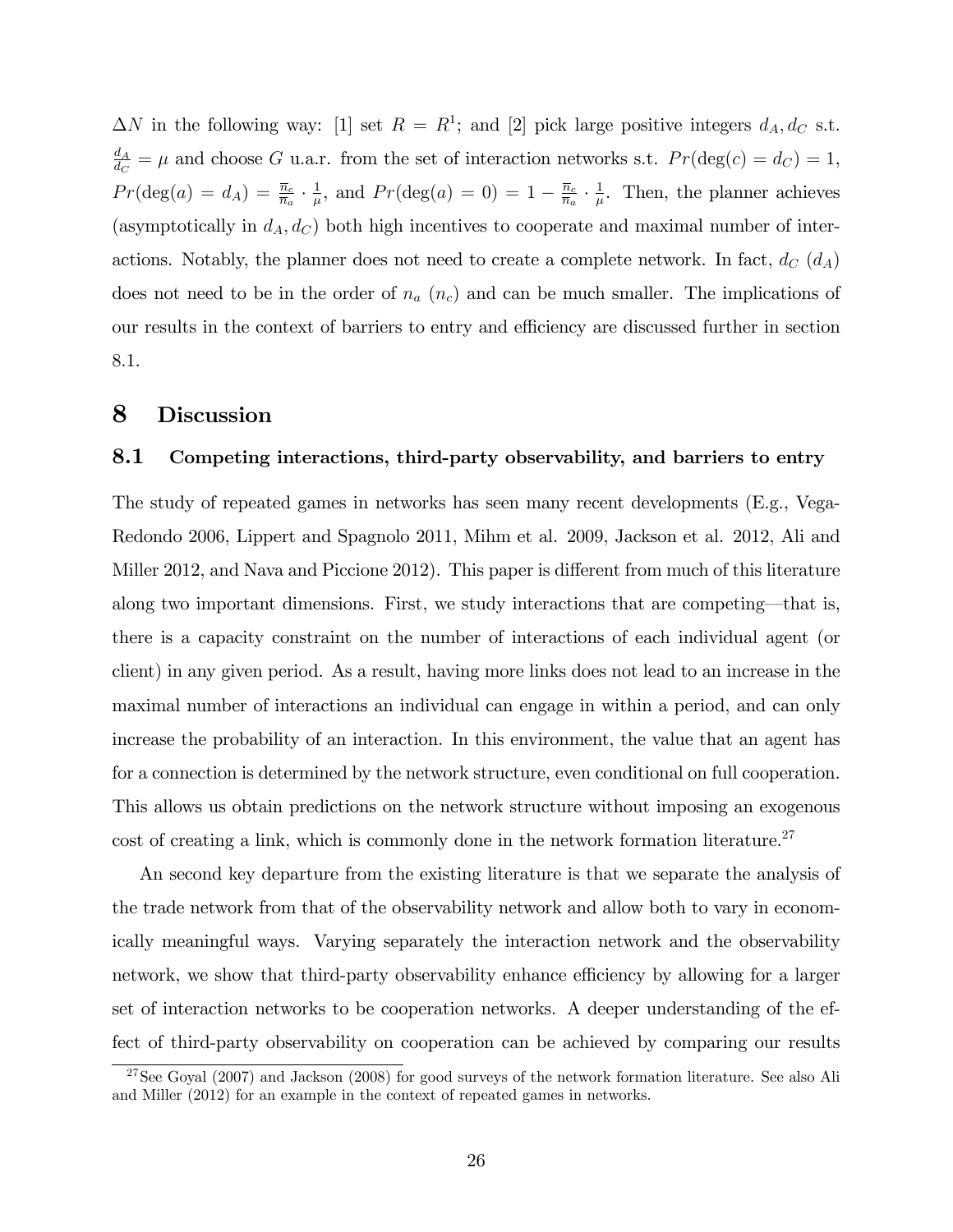$\Delta N$ in the following way: [1] set $R = R^1$; and [2] pick large positive integers $d_A, d_C$ s.t. $\frac{d_A}{d_C} = \mu$ and choose $G$ u.a.r. from the set of interaction networks s.t. $Pr(\deg(c) = d_C) = 1$, $Pr(\deg(a) = d_A) = \frac{\overline{n}_c}{\overline{n}_a} \cdot \frac{1}{\mu}$, and $Pr(\deg(a) = 0) = 1 - \frac{\overline{n}_c}{\overline{n}_a} \cdot \frac{1}{\mu}$. Then, the planner achieves (asymptotically in $d_A, d_C$) both high incentives to cooperate and maximal number of interactions. Notably, the planner does not need to create a complete network. In fact, $d_C$ ($d_A$) does not need to be in the order of $n_a$ ($n_c$) and can be much smaller. The implications of our results in the context of barriers to entry and efficiency are discussed further in section 8.1.

# 8 Discussion

## 8.1 Competing interactions, third-party observability, and barriers to entry

The study of repeated games in networks has seen many recent developments (E.g., Vega-Redondo 2006, Lippert and Spagnolo 2011, Mihm et al. 2009, Jackson et al. 2012, Ali and Miller 2012, and Nava and Piccione 2012). This paper is different from much of this literature along two important dimensions. First, we study interactions that are competing—that is, there is a capacity constraint on the number of interactions of each individual agent (or client) in any given period. As a result, having more links does not lead to an increase in the maximal number of interactions an individual can engage in within a period, and can only increase the probability of an interaction. In this environment, the value that an agent has for a connection is determined by the network structure, even conditional on full cooperation. This allows us obtain predictions on the network structure without imposing an exogenous cost of creating a link, which is commonly done in the network formation literature.[27]

An second key departure from the existing literature is that we separate the analysis of the trade network from that of the observability network and allow both to vary in economically meaningful ways. Varying separately the interaction network and the observability network, we show that third-party observability enhance efficiency by allowing for a larger set of interaction networks to be cooperation networks. A deeper understanding of the effect of third-party observability on cooperation can be achieved by comparing our results

[27] See Goyal (2007) and Jackson (2008) for good surveys of the network formation literature. See also Ali and Miller (2012) for an example in the context of repeated games in networks.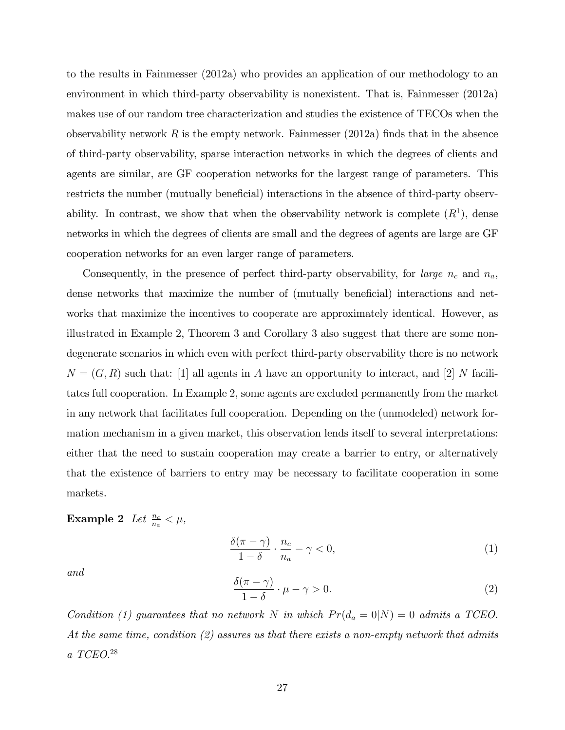to the results in Fainmesser (2012a) who provides an application of our methodology to an environment in which third-party observability is nonexistent. That is, Fainmesser (2012a) makes use of our random tree characterization and studies the existence of TECOs when the observability network $R$ is the empty network. Fainmesser (2012a) finds that in the absence of third-party observability, sparse interaction networks in which the degrees of clients and agents are similar, are GF cooperation networks for the largest range of parameters. This restricts the number (mutually beneficial) interactions in the absence of third-party observability. In contrast, we show that when the observability network is complete ($R^1$), dense networks in which the degrees of clients are small and the degrees of agents are large are GF cooperation networks for an even larger range of parameters.

Consequently, in the presence of perfect third-party observability, for *large* $n_c$ and $n_a$, dense networks that maximize the number of (mutually beneficial) interactions and networks that maximize the incentives to cooperate are approximately identical. However, as illustrated in Example 2, Theorem 3 and Corollary 3 also suggest that there are some nondegenerate scenarios in which even with perfect third-party observability there is no network $N = (G, R)$ such that: [1] all agents in $A$ have an opportunity to interact, and [2] $N$ facilitates full cooperation. In Example 2, some agents are excluded permanently from the market in any network that facilitates full cooperation. Depending on the (unmodeled) network formation mechanism in a given market, this observation lends itself to several interpretations: either that the need to sustain cooperation may create a barrier to entry, or alternatively that the existence of barriers to entry may be necessary to facilitate cooperation in some markets.

**Example 2** *Let* $\frac{n_c}{n_a} < \mu$,

$$\frac{\delta(\pi - \gamma)}{1 - \delta} \cdot \frac{n_c}{n_a} - \gamma < 0, \tag{1}$$

*and*

$$\frac{\delta(\pi - \gamma)}{1 - \delta} \cdot \mu - \gamma > 0. \tag{2}$$

*Condition (1) guarantees that no network $N$ in which $Pr(d_a = 0|N) = 0$ admits a TCEO. At the same time, condition (2) assures us that there exists a non-empty network that admits a TCEO.*[28]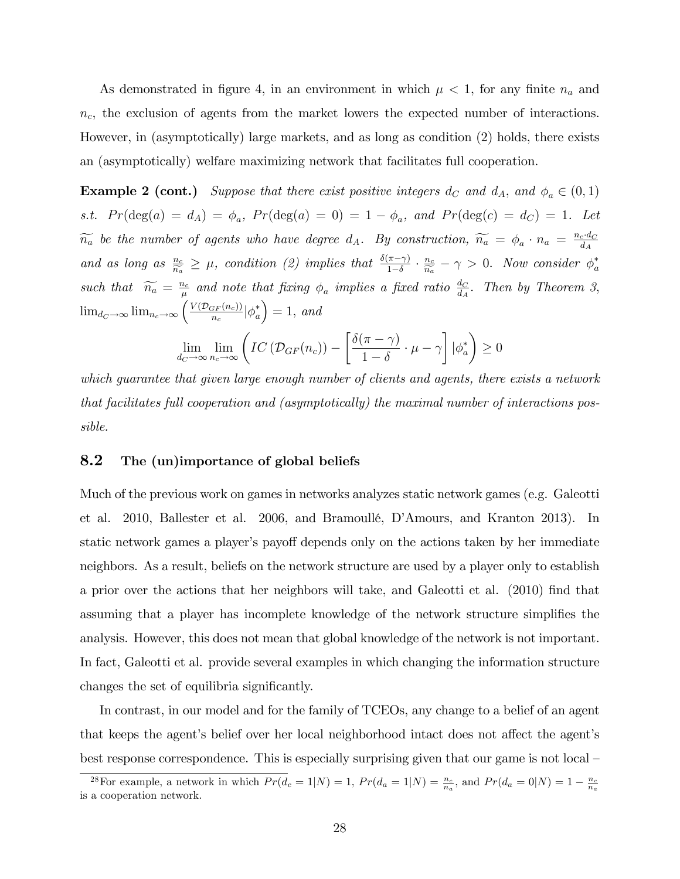As demonstrated in figure 4, in an environment in which $\mu < 1$, for any finite $n_a$ and $n_c$, the exclusion of agents from the market lowers the expected number of interactions. However, in (asymptotically) large markets, and as long as condition (2) holds, there exists an (asymptotically) welfare maximizing network that facilitates full cooperation.

**Example 2 (cont.)** *Suppose that there exist positive integers $d_C$ and $d_A$, and $\phi_a \in (0,1)$ s.t. $Pr(\deg(a) = d_A) = \phi_a$, $Pr(\deg(a) = 0) = 1 - \phi_a$, and $Pr(\deg(c) = d_C) = 1$. Let $\widetilde{n_a}$ be the number of agents who have degree $d_A$. By construction, $\widetilde{n_a} = \phi_a \cdot n_a = \frac{n_c \cdot d_C}{d_A}$ and as long as $\frac{n_c}{\widetilde{n_a}} \geq \mu$, condition (2) implies that $\frac{\delta(\pi-\gamma)}{1-\delta} \cdot \frac{n_c}{\widetilde{n_a}} - \gamma > 0$. Now consider $\phi_a^*$ such that $\widetilde{n_a} = \frac{n_c}{\mu}$ and note that fixing $\phi_a$ implies a fixed ratio $\frac{d_C}{d_A}$. Then by Theorem 3, $\lim_{d_C \to \infty} \lim_{n_c \to \infty} \left( \frac{V(\mathcal{D}_{GF}(n_c))}{n_c} | \phi_a^* \right) = 1$, and*

$$\lim_{d_C \to \infty} \lim_{n_c \to \infty} \left( IC\left(\mathcal{D}_{GF}(n_c)\right) - \left[ \frac{\delta(\pi - \gamma)}{1-\delta} \cdot \mu - \gamma \right] | \phi_a^* \right) \geq 0$$

*which guarantee that given large enough number of clients and agents, there exists a network that facilitates full cooperation and (asymptotically) the maximal number of interactions possible.*

## 8.2 The (un)importance of global beliefs

Much of the previous work on games in networks analyzes static network games (e.g. Galeotti et al. 2010, Ballester et al. 2006, and Bramoullé, D'Amours, and Kranton 2013). In static network games a player's payoff depends only on the actions taken by her immediate neighbors. As a result, beliefs on the network structure are used by a player only to establish a prior over the actions that her neighbors will take, and Galeotti et al. (2010) find that assuming that a player has incomplete knowledge of the network structure simplifies the analysis. However, this does not mean that global knowledge of the network is not important. In fact, Galeotti et al. provide several examples in which changing the information structure changes the set of equilibria significantly.

In contrast, in our model and for the family of TCEOs, any change to a belief of an agent that keeps the agent's belief over her local neighborhood intact does not affect the agent's best response correspondence. This is especially surprising given that our game is not local –

[28] For example, a network in which $Pr(d_c = 1|N) = 1$, $Pr(d_a = 1|N) = \frac{n_c}{n_a}$, and $Pr(d_a = 0|N) = 1 - \frac{n_c}{n_a}$ is a cooperation network.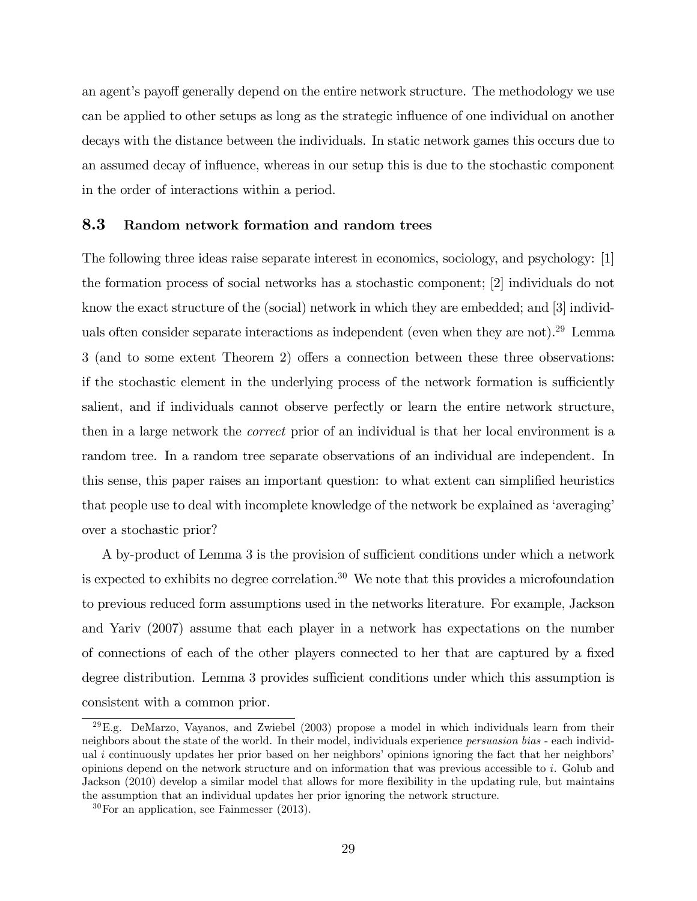an agent's payoff generally depend on the entire network structure. The methodology we use can be applied to other setups as long as the strategic influence of one individual on another decays with the distance between the individuals. In static network games this occurs due to an assumed decay of influence, whereas in our setup this is due to the stochastic component in the order of interactions within a period.

### 8.3 Random network formation and random trees

The following three ideas raise separate interest in economics, sociology, and psychology: [1] the formation process of social networks has a stochastic component; [2] individuals do not know the exact structure of the (social) network in which they are embedded; and [3] individuals often consider separate interactions as independent (even when they are not).[29] Lemma 3 (and to some extent Theorem 2) offers a connection between these three observations: if the stochastic element in the underlying process of the network formation is sufficiently salient, and if individuals cannot observe perfectly or learn the entire network structure, then in a large network the *correct* prior of an individual is that her local environment is a random tree. In a random tree separate observations of an individual are independent. In this sense, this paper raises an important question: to what extent can simplified heuristics that people use to deal with incomplete knowledge of the network be explained as 'averaging' over a stochastic prior?

A by-product of Lemma 3 is the provision of sufficient conditions under which a network is expected to exhibits no degree correlation.[30] We note that this provides a microfoundation to previous reduced form assumptions used in the networks literature. For example, Jackson and Yariv (2007) assume that each player in a network has expectations on the number of connections of each of the other players connected to her that are captured by a fixed degree distribution. Lemma 3 provides sufficient conditions under which this assumption is consistent with a common prior.

[29] E.g. DeMarzo, Vayanos, and Zwiebel (2003) propose a model in which individuals learn from their neighbors about the state of the world. In their model, individuals experience *persuasion bias* - each individual $i$ continuously updates her prior based on her neighbors' opinions ignoring the fact that her neighbors' opinions depend on the network structure and on information that was previous accessible to $i$. Golub and Jackson (2010) develop a similar model that allows for more flexibility in the updating rule, but maintains the assumption that an individual updates her prior ignoring the network structure.

[30] For an application, see Fainmesser (2013).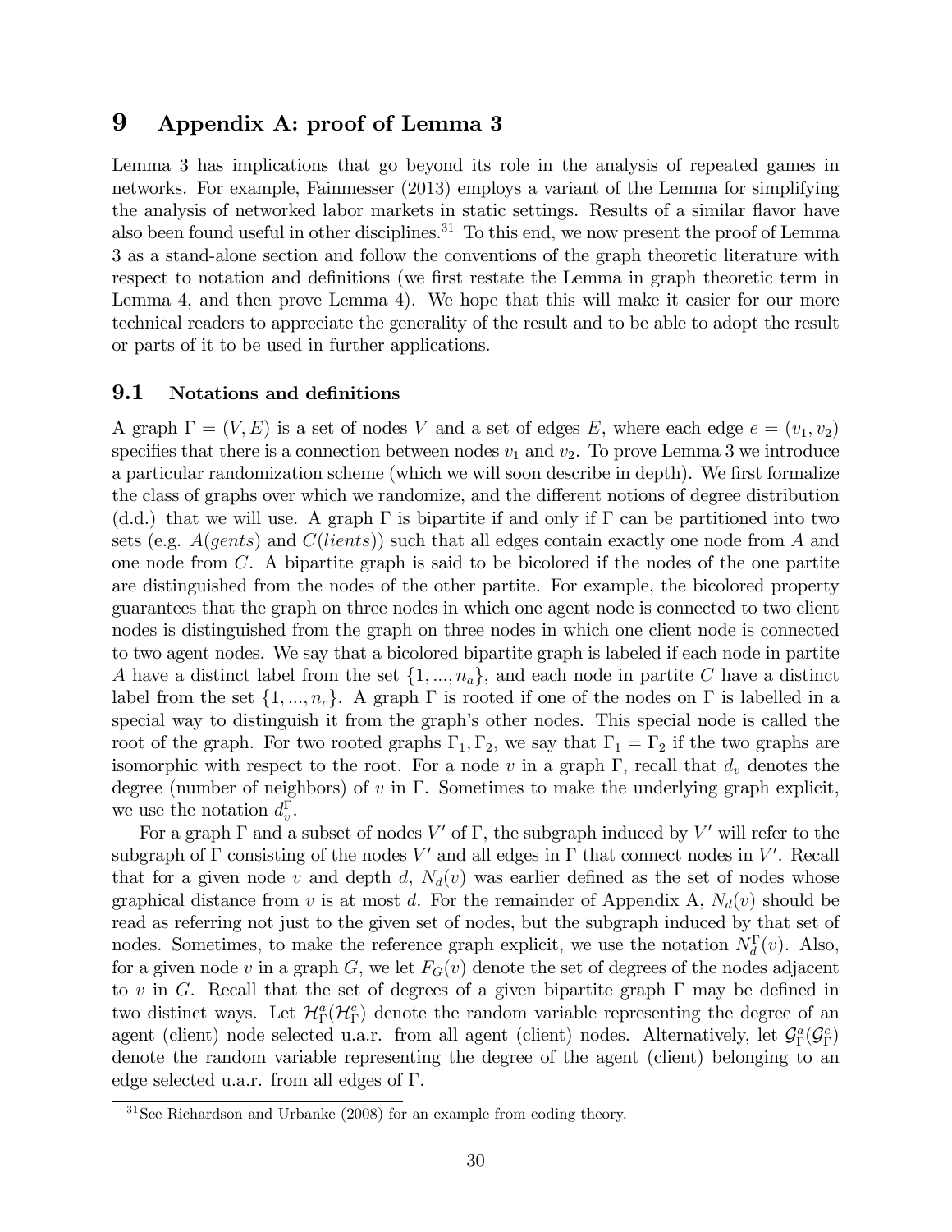# 9 Appendix A: proof of Lemma 3

Lemma 3 has implications that go beyond its role in the analysis of repeated games in networks. For example, Fainmesser (2013) employs a variant of the Lemma for simplifying the analysis of networked labor markets in static settings. Results of a similar flavor have also been found useful in other disciplines.[31] To this end, we now present the proof of Lemma 3 as a stand-alone section and follow the conventions of the graph theoretic literature with respect to notation and definitions (we first restate the Lemma in graph theoretic term in Lemma 4, and then prove Lemma 4). We hope that this will make it easier for our more technical readers to appreciate the generality of the result and to be able to adopt the result or parts of it to be used in further applications.

## 9.1 Notations and definitions

A graph $\Gamma = (V, E)$ is a set of nodes $V$ and a set of edges $E$, where each edge $e = (v_1, v_2)$ specifies that there is a connection between nodes $v_1$ and $v_2$. To prove Lemma 3 we introduce a particular randomization scheme (which we will soon describe in depth). We first formalize the class of graphs over which we randomize, and the different notions of degree distribution (d.d.) that we will use. A graph $\Gamma$ is bipartite if and only if $\Gamma$ can be partitioned into two sets (e.g. $A(gents)$ and $C(lients)$) such that all edges contain exactly one node from $A$ and one node from $C$. A bipartite graph is said to be bicolored if the nodes of the one partite are distinguished from the nodes of the other partite. For example, the bicolored property guarantees that the graph on three nodes in which one agent node is connected to two client nodes is distinguished from the graph on three nodes in which one client node is connected to two agent nodes. We say that a bicolored bipartite graph is labeled if each node in partite $A$ have a distinct label from the set $\{1, ..., n_a\}$, and each node in partite $C$ have a distinct label from the set $\{1, ..., n_c\}$. A graph $\Gamma$ is rooted if one of the nodes on $\Gamma$ is labelled in a special way to distinguish it from the graph's other nodes. This special node is called the root of the graph. For two rooted graphs $\Gamma_1, \Gamma_2$, we say that $\Gamma_1 = \Gamma_2$ if the two graphs are isomorphic with respect to the root. For a node $v$ in a graph $\Gamma$, recall that $d_v$ denotes the degree (number of neighbors) of $v$ in $\Gamma$. Sometimes to make the underlying graph explicit, we use the notation $d_v^\Gamma$.

For a graph $\Gamma$ and a subset of nodes $V'$ of $\Gamma$, the subgraph induced by $V'$ will refer to the subgraph of $\Gamma$ consisting of the nodes $V'$ and all edges in $\Gamma$ that connect nodes in $V'$. Recall that for a given node $v$ and depth $d$, $N_d(v)$ was earlier defined as the set of nodes whose graphical distance from $v$ is at most $d$. For the remainder of Appendix A, $N_d(v)$ should be read as referring not just to the given set of nodes, but the subgraph induced by that set of nodes. Sometimes, to make the reference graph explicit, we use the notation $N_d^\Gamma(v)$. Also, for a given node $v$ in a graph $G$, we let $F_G(v)$ denote the set of degrees of the nodes adjacent to $v$ in $G$. Recall that the set of degrees of a given bipartite graph $\Gamma$ may be defined in two distinct ways. Let $\mathcal{H}_\Gamma^a(\mathcal{H}_\Gamma^c)$ denote the random variable representing the degree of an agent (client) node selected u.a.r. from all agent (client) nodes. Alternatively, let $\mathcal{G}_\Gamma^a(\mathcal{G}_\Gamma^c)$ denote the random variable representing the degree of the agent (client) belonging to an edge selected u.a.r. from all edges of $\Gamma$.

[31] See Richardson and Urbanke (2008) for an example from coding theory.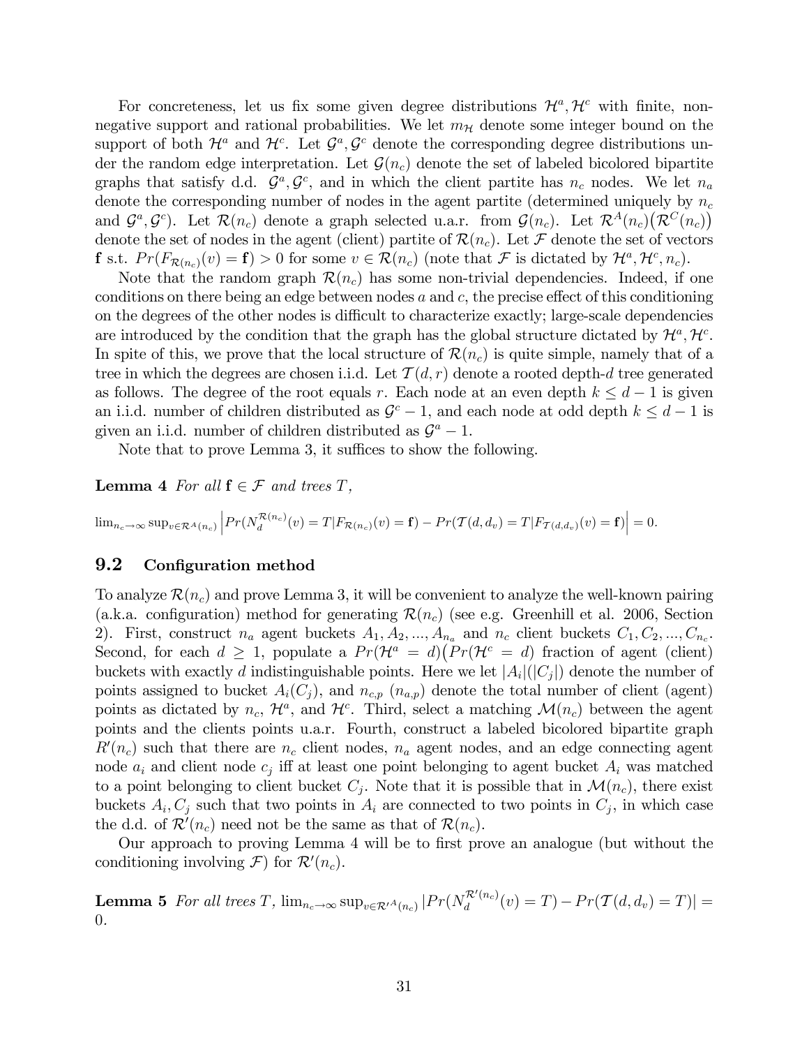For concreteness, let us fix some given degree distributions $\mathcal{H}^a, \mathcal{H}^c$ with finite, non-negative support and rational probabilities. We let $m_{\mathcal{H}}$ denote some integer bound on the support of both $\mathcal{H}^a$ and $\mathcal{H}^c$. Let $\mathcal{G}^a, \mathcal{G}^c$ denote the corresponding degree distributions under the random edge interpretation. Let $\mathcal{G}(n_c)$ denote the set of labeled bicolored bipartite graphs that satisfy d.d. $\mathcal{G}^a, \mathcal{G}^c$, and in which the client partite has $n_c$ nodes. We let $n_a$ denote the corresponding number of nodes in the agent partite (determined uniquely by $n_c$ and $\mathcal{G}^a, \mathcal{G}^c$). Let $\mathcal{R}(n_c)$ denote a graph selected u.a.r. from $\mathcal{G}(n_c)$. Let $\mathcal{R}^A(n_c)\big(\mathcal{R}^C(n_c)\big)$ denote the set of nodes in the agent (client) partite of $\mathcal{R}(n_c)$. Let $\mathcal{F}$ denote the set of vectors $\mathbf{f}$ s.t. $Pr(F_{\mathcal{R}(n_c)}(v) = \mathbf{f}) > 0$ for some $v \in \mathcal{R}(n_c)$ (note that $\mathcal{F}$ is dictated by $\mathcal{H}^a, \mathcal{H}^c, n_c$).

Note that the random graph $\mathcal{R}(n_c)$ has some non-trivial dependencies. Indeed, if one conditions on there being an edge between nodes $a$ and $c$, the precise effect of this conditioning on the degrees of the other nodes is difficult to characterize exactly; large-scale dependencies are introduced by the condition that the graph has the global structure dictated by $\mathcal{H}^a, \mathcal{H}^c$. In spite of this, we prove that the local structure of $\mathcal{R}(n_c)$ is quite simple, namely that of a tree in which the degrees are chosen i.i.d. Let $\mathcal{T}(d, r)$ denote a rooted depth-$d$ tree generated as follows. The degree of the root equals $r$. Each node at an even depth $k \leq d-1$ is given an i.i.d. number of children distributed as $\mathcal{G}^c - 1$, and each node at odd depth $k \leq d-1$ is given an i.i.d. number of children distributed as $\mathcal{G}^a - 1$.

Note that to prove Lemma 3, it suffices to show the following.

**Lemma 4** *For all* $\mathbf{f} \in \mathcal{F}$ *and trees* $T$,

$$\lim_{n_c \to \infty} \sup_{v \in \mathcal{R}^A(n_c)} \left| Pr(N_d^{\mathcal{R}(n_c)}(v) = T | F_{\mathcal{R}(n_c)}(v) = \mathbf{f}) - Pr(\mathcal{T}(d, d_v) = T | F_{\mathcal{T}(d,d_v)}(v) = \mathbf{f}) \right| = 0.$$

## 9.2 Configuration method

To analyze $\mathcal{R}(n_c)$ and prove Lemma 3, it will be convenient to analyze the well-known pairing (a.k.a. configuration) method for generating $\mathcal{R}(n_c)$ (see e.g. Greenhill et al. 2006, Section 2). First, construct $n_a$ agent buckets $A_1, A_2, ..., A_{n_a}$ and $n_c$ client buckets $C_1, C_2, ..., C_{n_c}$. Second, for each $d \geq 1$, populate a $Pr(\mathcal{H}^a = d)\big(Pr(\mathcal{H}^c = d)\big)$ fraction of agent (client) buckets with exactly $d$ indistinguishable points. Here we let $|A_i|(|C_j|)$ denote the number of points assigned to bucket $A_i(C_j)$, and $n_{c,p}$ $(n_{a,p})$ denote the total number of client (agent) points as dictated by $n_c$, $\mathcal{H}^a$, and $\mathcal{H}^c$. Third, select a matching $\mathcal{M}(n_c)$ between the agent points and the clients points u.a.r. Fourth, construct a labeled bicolored bipartite graph $R'(n_c)$ such that there are $n_c$ client nodes, $n_a$ agent nodes, and an edge connecting agent node $a_i$ and client node $c_j$ iff at least one point belonging to agent bucket $A_i$ was matched to a point belonging to client bucket $C_j$. Note that it is possible that in $\mathcal{M}(n_c)$, there exist buckets $A_i, C_j$ such that two points in $A_i$ are connected to two points in $C_j$, in which case the d.d. of $\mathcal{R}'(n_c)$ need not be the same as that of $\mathcal{R}(n_c)$.

Our approach to proving Lemma 4 will be to first prove an analogue (but without the conditioning involving $\mathcal{F}$) for $\mathcal{R}'(n_c)$.

**Lemma 5** *For all trees* $T$, $\lim_{n_c \to \infty} \sup_{v \in \mathcal{R}'^A(n_c)} |Pr(N_d^{\mathcal{R}'(n_c)}(v) = T) - Pr(\mathcal{T}(d, d_v) = T)| = 0$.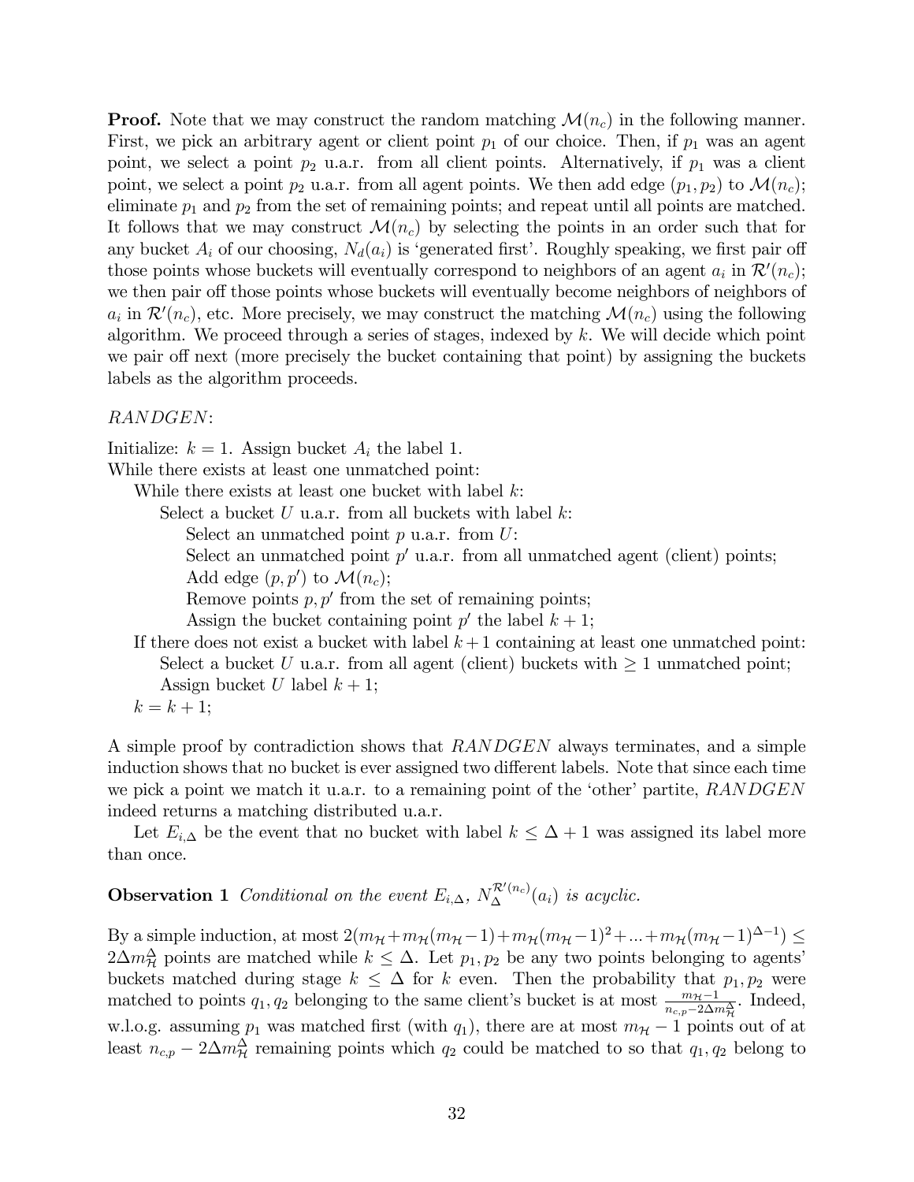**Proof.** Note that we may construct the random matching $\mathcal{M}(n_c)$ in the following manner. First, we pick an arbitrary agent or client point $p_1$ of our choice. Then, if $p_1$ was an agent point, we select a point $p_2$ u.a.r. from all client points. Alternatively, if $p_1$ was a client point, we select a point $p_2$ u.a.r. from all agent points. We then add edge $(p_1, p_2)$ to $\mathcal{M}(n_c)$; eliminate $p_1$ and $p_2$ from the set of remaining points; and repeat until all points are matched. It follows that we may construct $\mathcal{M}(n_c)$ by selecting the points in an order such that for any bucket $A_i$ of our choosing, $N_d(a_i)$ is 'generated first'. Roughly speaking, we first pair off those points whose buckets will eventually correspond to neighbors of an agent $a_i$ in $\mathcal{R}'(n_c)$; we then pair off those points whose buckets will eventually become neighbors of neighbors of $a_i$ in $\mathcal{R}'(n_c)$, etc. More precisely, we may construct the matching $\mathcal{M}(n_c)$ using the following algorithm. We proceed through a series of stages, indexed by $k$. We will decide which point we pair off next (more precisely the bucket containing that point) by assigning the buckets labels as the algorithm proceeds.

*RANDGEN*:

Initialize: $k = 1$. Assign bucket $A_i$ the label 1.
While there exists at least one unmatched point:
&nbsp;&nbsp;&nbsp;&nbsp;While there exists at least one bucket with label $k$:
&nbsp;&nbsp;&nbsp;&nbsp;&nbsp;&nbsp;&nbsp;&nbsp;Select a bucket $U$ u.a.r. from all buckets with label $k$:
&nbsp;&nbsp;&nbsp;&nbsp;&nbsp;&nbsp;&nbsp;&nbsp;&nbsp;&nbsp;&nbsp;&nbsp;Select an unmatched point $p$ u.a.r. from $U$:
&nbsp;&nbsp;&nbsp;&nbsp;&nbsp;&nbsp;&nbsp;&nbsp;&nbsp;&nbsp;&nbsp;&nbsp;Select an unmatched point $p'$ u.a.r. from all unmatched agent (client) points;
&nbsp;&nbsp;&nbsp;&nbsp;&nbsp;&nbsp;&nbsp;&nbsp;&nbsp;&nbsp;&nbsp;&nbsp;Add edge $(p, p')$ to $\mathcal{M}(n_c)$;
&nbsp;&nbsp;&nbsp;&nbsp;&nbsp;&nbsp;&nbsp;&nbsp;&nbsp;&nbsp;&nbsp;&nbsp;Remove points $p, p'$ from the set of remaining points;
&nbsp;&nbsp;&nbsp;&nbsp;&nbsp;&nbsp;&nbsp;&nbsp;&nbsp;&nbsp;&nbsp;&nbsp;Assign the bucket containing point $p'$ the label $k + 1$;
&nbsp;&nbsp;&nbsp;&nbsp;If there does not exist a bucket with label $k+1$ containing at least one unmatched point:
&nbsp;&nbsp;&nbsp;&nbsp;&nbsp;&nbsp;&nbsp;&nbsp;Select a bucket $U$ u.a.r. from all agent (client) buckets with $\geq 1$ unmatched point;
&nbsp;&nbsp;&nbsp;&nbsp;&nbsp;&nbsp;&nbsp;&nbsp;Assign bucket $U$ label $k + 1$;
&nbsp;&nbsp;&nbsp;&nbsp;$k = k + 1$;

A simple proof by contradiction shows that *RANDGEN* always terminates, and a simple induction shows that no bucket is ever assigned two different labels. Note that since each time we pick a point we match it u.a.r. to a remaining point of the 'other' partite, *RANDGEN* indeed returns a matching distributed u.a.r.

Let $E_{i,\Delta}$ be the event that no bucket with label $k \leq \Delta + 1$ was assigned its label more than once.

**Observation 1** *Conditional on the event $E_{i,\Delta}$, $N_{\Delta}^{\mathcal{R}'(n_c)}(a_i)$ is acyclic.*

By a simple induction, at most $2(m_{\mathcal{H}} + m_{\mathcal{H}}(m_{\mathcal{H}}-1) + m_{\mathcal{H}}(m_{\mathcal{H}}-1)^2 + ... + m_{\mathcal{H}}(m_{\mathcal{H}}-1)^{\Delta-1}) \leq 2\Delta m_{\mathcal{H}}^{\Delta}$ points are matched while $k \leq \Delta$. Let $p_1, p_2$ be any two points belonging to agents' buckets matched during stage $k \leq \Delta$ for $k$ even. Then the probability that $p_1, p_2$ were matched to points $q_1, q_2$ belonging to the same client's bucket is at most $\frac{m_{\mathcal{H}}-1}{n_{c,p}-2\Delta m_{\mathcal{H}}^{\Delta}}$. Indeed, w.l.o.g. assuming $p_1$ was matched first (with $q_1$), there are at most $m_{\mathcal{H}} - 1$ points out of at least $n_{c,p} - 2\Delta m_{\mathcal{H}}^{\Delta}$ remaining points which $q_2$ could be matched to so that $q_1, q_2$ belong to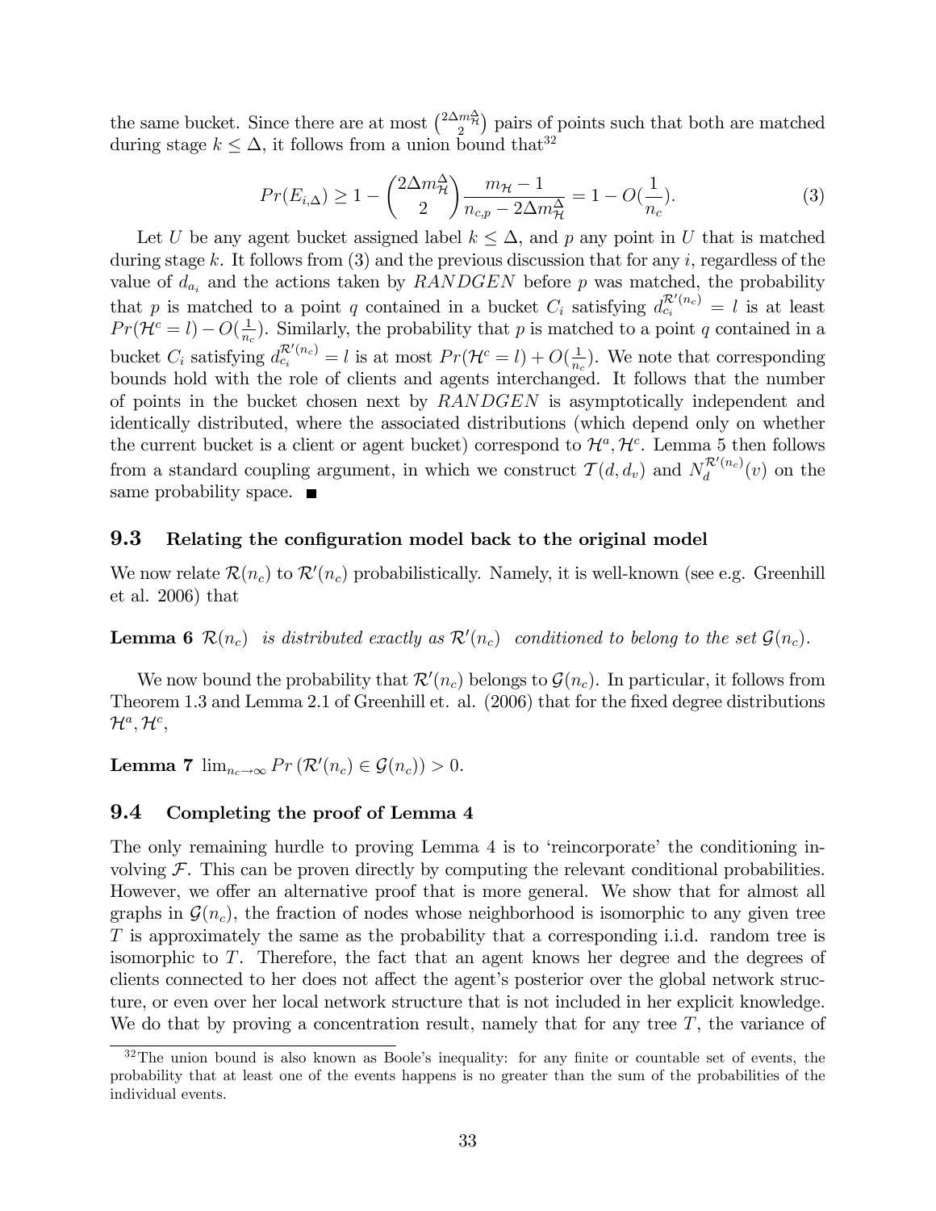the same bucket. Since there are at most $\binom{2\Delta m_{\mathcal{H}}^{\Delta}}{2}$ pairs of points such that both are matched during stage $k \leq \Delta$, it follows from a union bound that[32]

$$Pr(E_{i,\Delta}) \geq 1 - \binom{2\Delta m_{\mathcal{H}}^{\Delta}}{2} \frac{m_{\mathcal{H}} - 1}{n_{c,p} - 2\Delta m_{\mathcal{H}}^{\Delta}} = 1 - O(\frac{1}{n_c}). \tag{3}$$

Let $U$ be any agent bucket assigned label $k \leq \Delta$, and $p$ any point in $U$ that is matched during stage $k$. It follows from (3) and the previous discussion that for any $i$, regardless of the value of $d_{a_i}$ and the actions taken by $RANDGEN$ before $p$ was matched, the probability that $p$ is matched to a point $q$ contained in a bucket $C_i$ satisfying $d_{c_i}^{\mathcal{R}'(n_c)} = l$ is at least $Pr(\mathcal{H}^c = l) - O(\frac{1}{n_c})$. Similarly, the probability that $p$ is matched to a point $q$ contained in a bucket $C_i$ satisfying $d_{c_i}^{\mathcal{R}'(n_c)} = l$ is at most $Pr(\mathcal{H}^c = l) + O(\frac{1}{n_c})$. We note that corresponding bounds hold with the role of clients and agents interchanged. It follows that the number of points in the bucket chosen next by $RANDGEN$ is asymptotically independent and identically distributed, where the associated distributions (which depend only on whether the current bucket is a client or agent bucket) correspond to $\mathcal{H}^a, \mathcal{H}^c$. Lemma 5 then follows from a standard coupling argument, in which we construct $\mathcal{T}(d, d_v)$ and $N_d^{\mathcal{R}'(n_c)}(v)$ on the same probability space. ■

## 9.3 Relating the configuration model back to the original model

We now relate $\mathcal{R}(n_c)$ to $\mathcal{R}'(n_c)$ probabilistically. Namely, it is well-known (see e.g. Greenhill et al. 2006) that

**Lemma 6** *$\mathcal{R}(n_c)$ is distributed exactly as $\mathcal{R}'(n_c)$ conditioned to belong to the set $\mathcal{G}(n_c)$.*

We now bound the probability that $\mathcal{R}'(n_c)$ belongs to $\mathcal{G}(n_c)$. In particular, it follows from Theorem 1.3 and Lemma 2.1 of Greenhill et. al. (2006) that for the fixed degree distributions $\mathcal{H}^a, \mathcal{H}^c$,

**Lemma 7** $\lim_{n_c \to \infty} Pr\left(\mathcal{R}'(n_c) \in \mathcal{G}(n_c)\right) > 0.$

## 9.4 Completing the proof of Lemma 4

The only remaining hurdle to proving Lemma 4 is to 'reincorporate' the conditioning involving $\mathcal{F}$. This can be proven directly by computing the relevant conditional probabilities. However, we offer an alternative proof that is more general. We show that for almost all graphs in $\mathcal{G}(n_c)$, the fraction of nodes whose neighborhood is isomorphic to any given tree $T$ is approximately the same as the probability that a corresponding i.i.d. random tree is isomorphic to $T$. Therefore, the fact that an agent knows her degree and the degrees of clients connected to her does not affect the agent's posterior over the global network structure, or even over her local network structure that is not included in her explicit knowledge. We do that by proving a concentration result, namely that for any tree $T$, the variance of

[32] The union bound is also known as Boole's inequality: for any finite or countable set of events, the probability that at least one of the events happens is no greater than the sum of the probabilities of the individual events.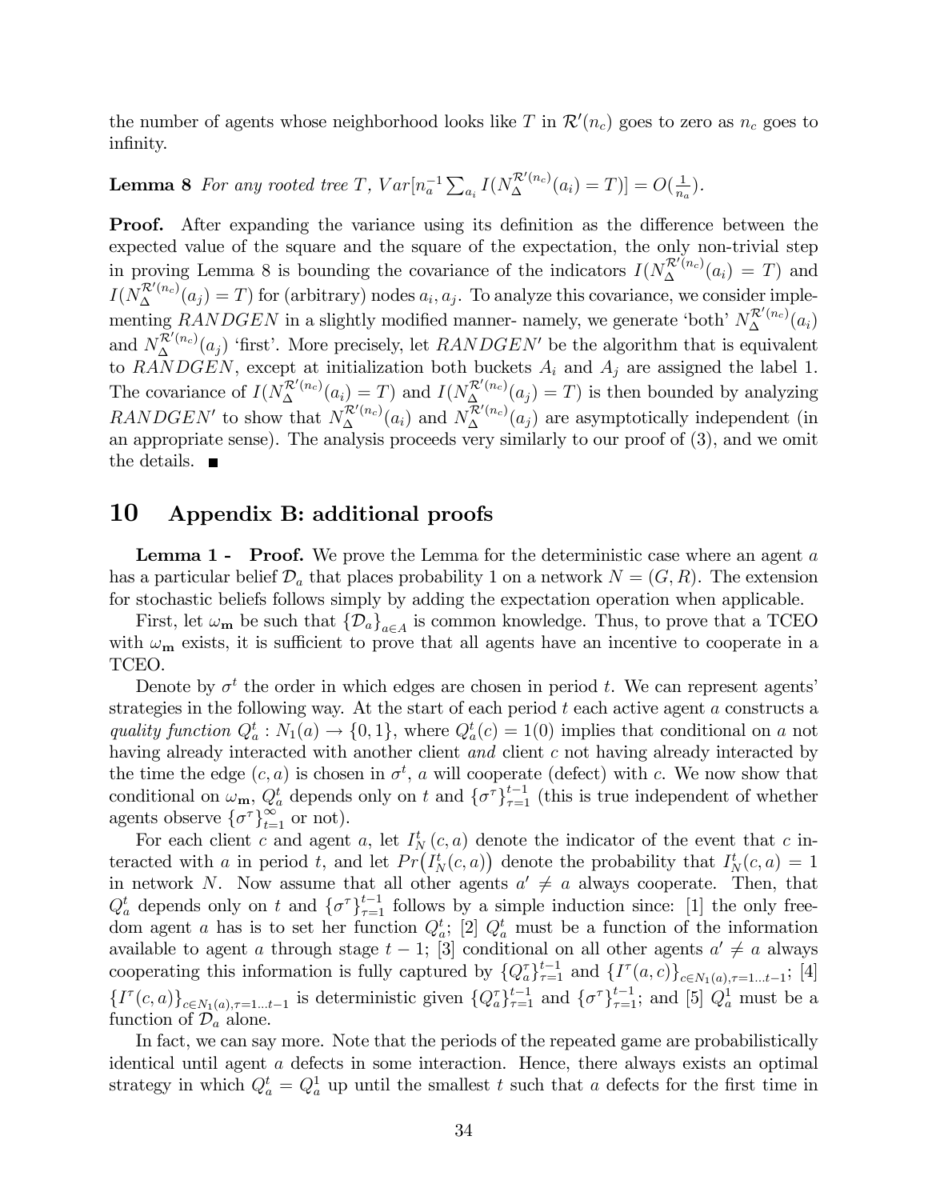the number of agents whose neighborhood looks like $T$ in $\mathcal{R}'(n_c)$ goes to zero as $n_c$ goes to infinity.

**Lemma 8** *For any rooted tree $T$, $Var[n_a^{-1}\sum_{a_i} I(N_\Delta^{\mathcal{R}'(n_c)}(a_i) = T)] = O(\frac{1}{n_a})$.*

**Proof.** After expanding the variance using its definition as the difference between the expected value of the square and the square of the expectation, the only non-trivial step in proving Lemma 8 is bounding the covariance of the indicators $I(N_\Delta^{\mathcal{R}'(n_c)}(a_i) = T)$ and $I(N_\Delta^{\mathcal{R}'(n_c)}(a_j) = T)$ for (arbitrary) nodes $a_i, a_j$. To analyze this covariance, we consider implementing $RANDGEN$ in a slightly modified manner- namely, we generate 'both' $N_\Delta^{\mathcal{R}'(n_c)}(a_i)$ and $N_\Delta^{\mathcal{R}'(n_c)}(a_j)$ 'first'. More precisely, let $RANDGEN'$ be the algorithm that is equivalent to $RANDGEN$, except at initialization both buckets $A_i$ and $A_j$ are assigned the label 1. The covariance of $I(N_\Delta^{\mathcal{R}'(n_c)}(a_i) = T)$ and $I(N_\Delta^{\mathcal{R}'(n_c)}(a_j) = T)$ is then bounded by analyzing $RANDGEN'$ to show that $N_\Delta^{\mathcal{R}'(n_c)}(a_i)$ and $N_\Delta^{\mathcal{R}'(n_c)}(a_j)$ are asymptotically independent (in an appropriate sense). The analysis proceeds very similarly to our proof of (3), and we omit the details. ■

# 10 Appendix B: additional proofs

**Lemma 1 - Proof.** We prove the Lemma for the deterministic case where an agent $a$ has a particular belief $\mathcal{D}_a$ that places probability 1 on a network $N = (G, R)$. The extension for stochastic beliefs follows simply by adding the expectation operation when applicable.

First, let $\omega_{\mathbf{m}}$ be such that $\{\mathcal{D}_a\}_{a \in A}$ is common knowledge. Thus, to prove that a TCEO with $\omega_{\mathbf{m}}$ exists, it is sufficient to prove that all agents have an incentive to cooperate in a TCEO.

Denote by $\sigma^t$ the order in which edges are chosen in period $t$. We can represent agents' strategies in the following way. At the start of each period $t$ each active agent $a$ constructs a *quality function* $Q_a^t : N_1(a) \to \{0, 1\}$, where $Q_a^t(c) = 1(0)$ implies that conditional on $a$ not having already interacted with another client *and* client $c$ not having already interacted by the time the edge $(c, a)$ is chosen in $\sigma^t$, $a$ will cooperate (defect) with $c$. We now show that conditional on $\omega_{\mathbf{m}}$, $Q_a^t$ depends only on $t$ and $\{\sigma^\tau\}_{\tau=1}^{t-1}$ (this is true independent of whether agents observe $\{\sigma^\tau\}_{t=1}^{\infty}$ or not).

For each client $c$ and agent $a$, let $I_N^t(c, a)$ denote the indicator of the event that $c$ interacted with $a$ in period $t$, and let $Pr\big(I_N^t(c, a)\big)$ denote the probability that $I_N^t(c, a) = 1$ in network $N$. Now assume that all other agents $a' \neq a$ always cooperate. Then, that $Q_a^t$ depends only on $t$ and $\{\sigma^\tau\}_{\tau=1}^{t-1}$ follows by a simple induction since: [1] the only freedom agent $a$ has is to set her function $Q_a^t$; [2] $Q_a^t$ must be a function of the information available to agent $a$ through stage $t-1$; [3] conditional on all other agents $a' \neq a$ always cooperating this information is fully captured by $\{Q_a^\tau\}_{\tau=1}^{t-1}$ and $\{I^\tau(a, c)\}_{c \in N_1(a), \tau=1\ldots t-1}$; [4] $\{I^\tau(c, a)\}_{c \in N_1(a), \tau=1\ldots t-1}$ is deterministic given $\{Q_a^\tau\}_{\tau=1}^{t-1}$ and $\{\sigma^\tau\}_{\tau=1}^{t-1}$; and [5] $Q_a^1$ must be a function of $\mathcal{D}_a$ alone.

In fact, we can say more. Note that the periods of the repeated game are probabilistically identical until agent $a$ defects in some interaction. Hence, there always exists an optimal strategy in which $Q_a^t = Q_a^1$ up until the smallest $t$ such that $a$ defects for the first time in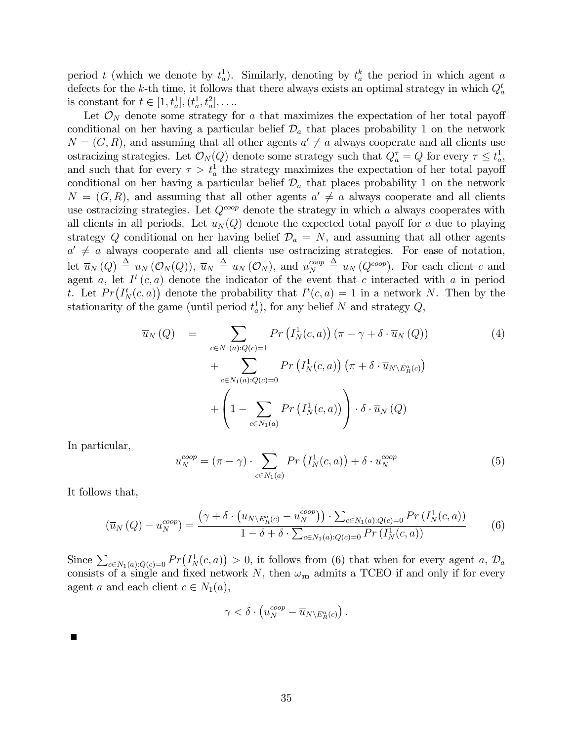period $t$ (which we denote by $t_a^1$). Similarly, denoting by $t_a^k$ the period in which agent $a$ defects for the $k$-th time, it follows that there always exists an optimal strategy in which $Q_a^t$ is constant for $t \in [1, t_a^1], (t_a^1, t_a^2], \ldots$.

Let $\mathcal{O}_N$ denote some strategy for $a$ that maximizes the expectation of her total payoff conditional on her having a particular belief $\mathcal{D}_a$ that places probability 1 on the network $N = (G, R)$, and assuming that all other agents $a' \neq a$ always cooperate and all clients use ostracizing strategies. Let $\mathcal{O}_N(Q)$ denote some strategy such that $Q_a^\tau = Q$ for every $\tau \leq t_a^1$, and such that for every $\tau > t_a^1$ the strategy maximizes the expectation of her total payoff conditional on her having a particular belief $\mathcal{D}_a$ that places probability 1 on the network $N = (G, R)$, and assuming that all other agents $a' \neq a$ always cooperate and all clients use ostracizing strategies. Let $Q^{coop}$ denote the strategy in which $a$ always cooperates with all clients in all periods. Let $u_N(Q)$ denote the expected total payoff for $a$ due to playing strategy $Q$ conditional on her having belief $\mathcal{D}_a = N$, and assuming that all other agents $a' \neq a$ always cooperate and all clients use ostracizing strategies. For ease of notation, let $\overline{u}_N(Q) \triangleq u_N(\mathcal{O}_N(Q))$, $\overline{u}_N \triangleq u_N(\mathcal{O}_N)$, and $u_N^{coop} \triangleq u_N(Q^{coop})$. For each client $c$ and agent $a$, let $I^t(c, a)$ denote the indicator of the event that $c$ interacted with $a$ in period $t$. Let $Pr\big(I_N^t(c, a)\big)$ denote the probability that $I^t(c, a) = 1$ in a network $N$. Then by the stationarity of the game (until period $t_a^1$), for any belief $N$ and strategy $Q$,

$$
\begin{aligned}
\overline{u}_N(Q) \quad = \quad & \sum_{c \in N_1(a): Q(c)=1} Pr\left(I_N^1(c, a)\right)(\pi - \gamma + \delta \cdot \overline{u}_N(Q)) \\
& + \sum_{c \in N_1(a): Q(c)=0} Pr\left(I_N^1(c, a)\right)\left(\pi + \delta \cdot \overline{u}_{N \setminus E_R^a(c)}\right) \\
& + \left(1 - \sum_{c \in N_1(a)} Pr\left(I_N^1(c, a)\right)\right) \cdot \delta \cdot \overline{u}_N(Q)
\end{aligned}
\tag{4}
$$

In particular,

$$
u_N^{coop} = (\pi - \gamma) \cdot \sum_{c \in N_1(a)} Pr\left(I_N^1(c, a)\right) + \delta \cdot u_N^{coop} \tag{5}
$$

It follows that,

$$
\left(\overline{u}_N(Q) - u_N^{coop}\right) = \frac{\left(\gamma + \delta \cdot \left(\overline{u}_{N \setminus E_R^a(c)} - u_N^{coop}\right)\right) \cdot \sum_{c \in N_1(a): Q(c)=0} Pr\left(I_N^1(c, a)\right)}{1 - \delta + \delta \cdot \sum_{c \in N_1(a): Q(c)=0} Pr\left(I_N^1(c, a)\right)} \tag{6}
$$

Since $\sum_{c \in N_1(a): Q(c)=0} Pr\big(I_N^1(c, a)\big) > 0$, it follows from (6) that when for every agent $a$, $\mathcal{D}_a$ consists of a single and fixed network $N$, then $\omega_{\mathbf{m}}$ admits a TCEO if and only if for every agent $a$ and each client $c \in N_1(a)$,

$$
\gamma < \delta \cdot \left(u_N^{coop} - \overline{u}_{N \setminus E_R^a(c)}\right).
$$

■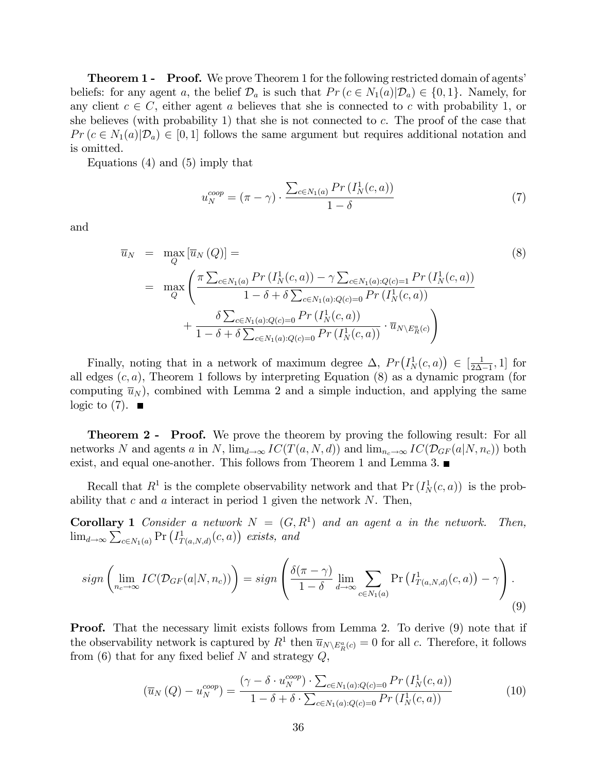**Theorem 1 - Proof.** We prove Theorem 1 for the following restricted domain of agents' beliefs: for any agent $a$, the belief $\mathcal{D}_a$ is such that $Pr\left(c \in N_1(a) | \mathcal{D}_a\right) \in \{0, 1\}$. Namely, for any client $c \in C$, either agent $a$ believes that she is connected to $c$ with probability 1, or she believes (with probability 1) that she is not connected to $c$. The proof of the case that $Pr\left(c \in N_1(a) | \mathcal{D}_a\right) \in [0, 1]$ follows the same argument but requires additional notation and is omitted.

Equations (4) and (5) imply that

$$u_N^{coop} = (\pi - \gamma) \cdot \frac{\sum_{c \in N_1(a)} Pr\left(I_N^1(c, a)\right)}{1 - \delta} \tag{7}$$

and

$$\begin{aligned} \overline{u}_N &= \max_Q \left[\overline{u}_N(Q)\right] = \\ &= \max_Q \left( \frac{\pi \sum_{c \in N_1(a)} Pr\left(I_N^1(c, a)\right) - \gamma \sum_{c \in N_1(a): Q(c)=1} Pr\left(I_N^1(c, a)\right)}{1 - \delta + \delta \sum_{c \in N_1(a): Q(c)=0} Pr\left(I_N^1(c, a)\right)} \right. \\ &\quad \left. + \frac{\delta \sum_{c \in N_1(a): Q(c)=0} Pr\left(I_N^1(c, a)\right)}{1 - \delta + \delta \sum_{c \in N_1(a): Q(c)=0} Pr\left(I_N^1(c, a)\right)} \cdot \overline{u}_{N \setminus E_R^a(c)} \right) \end{aligned} \tag{8}$$

Finally, noting that in a network of maximum degree $\Delta$, $Pr\big(I_N^1(c, a)\big) \in [\frac{1}{2\Delta - 1}, 1]$ for all edges $(c, a)$, Theorem 1 follows by interpreting Equation (8) as a dynamic program (for computing $\overline{u}_N$), combined with Lemma 2 and a simple induction, and applying the same logic to (7). ■

**Theorem 2 - Proof.** We prove the theorem by proving the following result: For all networks $N$ and agents $a$ in $N$, $\lim_{d \to \infty} IC(T(a, N, d))$ and $\lim_{n_c \to \infty} IC(\mathcal{D}_{GF}(a | N, n_c))$ both exist, and equal one-another. This follows from Theorem 1 and Lemma 3. ■

Recall that $R^1$ is the complete observability network and that $\Pr\left(I_N^1(c, a)\right)$ is the probability that $c$ and $a$ interact in period 1 given the network $N$. Then,

**Corollary 1** *Consider a network $N = (G, R^1)$ and an agent $a$ in the network. Then, $\lim_{d \to \infty} \sum_{c \in N_1(a)} \Pr\left(I_{T(a,N,d)}^1(c, a)\right)$ exists, and*

$$sign\left(\lim_{n_c \to \infty} IC(\mathcal{D}_{GF}(a | N, n_c))\right) = sign\left(\frac{\delta(\pi - \gamma)}{1 - \delta} \lim_{d \to \infty} \sum_{c \in N_1(a)} \Pr\left(I_{T(a,N,d)}^1(c, a)\right) - \gamma\right). \tag{9}$$

**Proof.** That the necessary limit exists follows from Lemma 2. To derive (9) note that if the observability network is captured by $R^1$ then $\overline{u}_{N \setminus E_R^a(c)} = 0$ for all $c$. Therefore, it follows from (6) that for any fixed belief $N$ and strategy $Q$,

$$\left(\overline{u}_N(Q) - u_N^{coop}\right) = \frac{\left(\gamma - \delta \cdot u_N^{coop}\right) \cdot \sum_{c \in N_1(a): Q(c)=0} Pr\left(I_N^1(c, a)\right)}{1 - \delta + \delta \cdot \sum_{c \in N_1(a): Q(c)=0} Pr\left(I_N^1(c, a)\right)} \tag{10}$$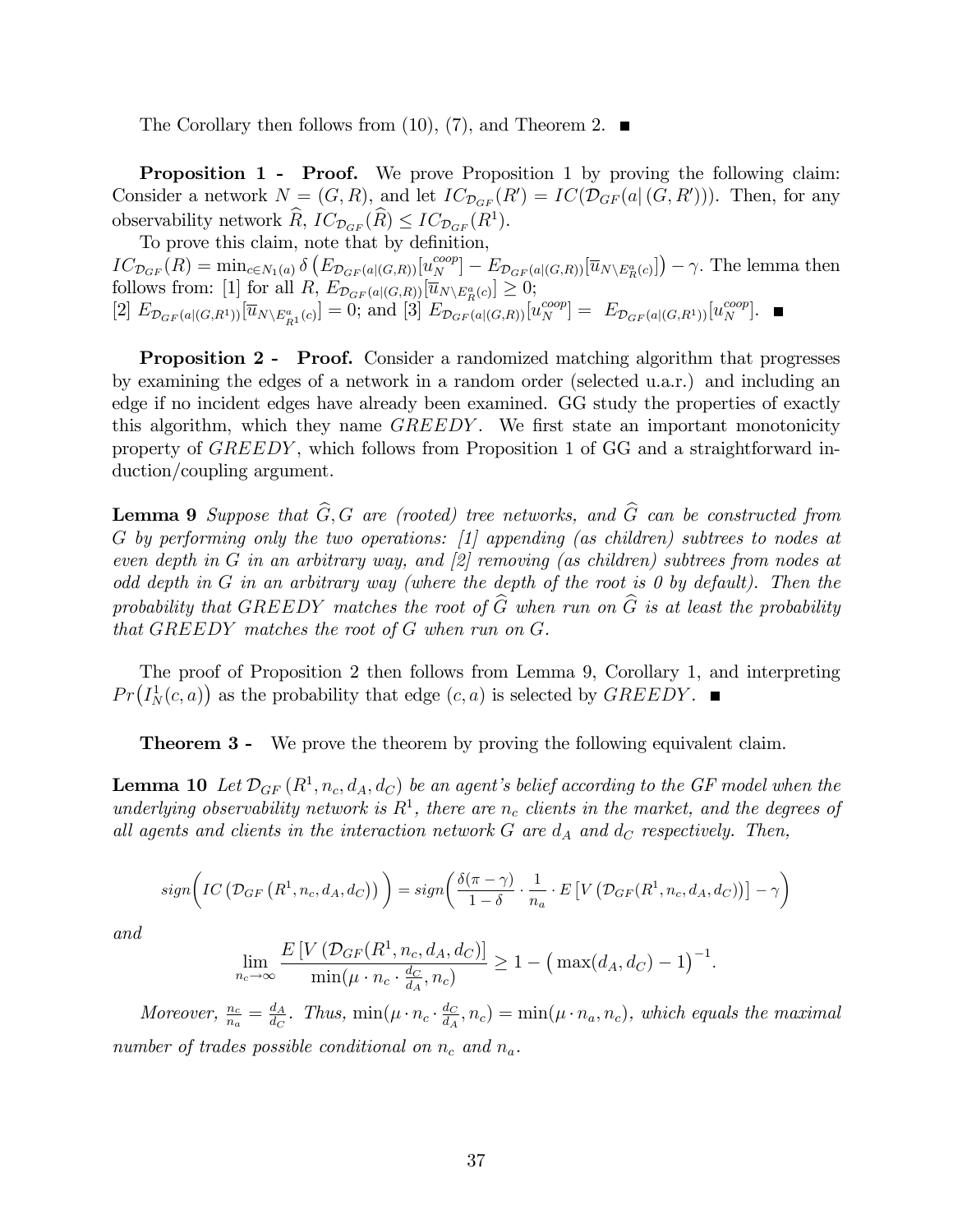The Corollary then follows from (10), (7), and Theorem 2. ■

**Proposition 1 - Proof.** We prove Proposition 1 by proving the following claim: Consider a network $N = (G, R)$, and let $IC_{\mathcal{D}_{GF}}(R') = IC(\mathcal{D}_{GF}(a|\,(G, R')))$. Then, for any observability network $\widehat{R}$, $IC_{\mathcal{D}_{GF}}(\widehat{R}) \leq IC_{\mathcal{D}_{GF}}(R^1)$.

To prove this claim, note that by definition, $IC_{\mathcal{D}_{GF}}(R) = \min_{c \in N_1(a)} \delta \left( E_{\mathcal{D}_{GF}(a|(G,R))}[u_N^{coop}] - E_{\mathcal{D}_{GF}(a|(G,R))}[\overline{u}_{N \setminus E_R^a(c)}] \right) - \gamma$. The lemma then follows from: [1] for all $R$, $E_{\mathcal{D}_{GF}(a|(G,R))}[\overline{u}_{N \setminus E_R^a(c)}] \geq 0$; [2] $E_{\mathcal{D}_{GF}(a|(G,R^1))}[\overline{u}_{N \setminus E_{R^1}^a(c)}] = 0$; and [3] $E_{\mathcal{D}_{GF}(a|(G,R))}[u_N^{coop}] = E_{\mathcal{D}_{GF}(a|(G,R^1))}[u_N^{coop}]$. ■

**Proposition 2 - Proof.** Consider a randomized matching algorithm that progresses by examining the edges of a network in a random order (selected u.a.r.) and including an edge if no incident edges have already been examined. GG study the properties of exactly this algorithm, which they name $GREEDY$. We first state an important monotonicity property of $GREEDY$, which follows from Proposition 1 of GG and a straightforward induction/coupling argument.

**Lemma 9** *Suppose that $\widehat{G}, G$ are (rooted) tree networks, and $\widehat{G}$ can be constructed from $G$ by performing only the two operations: [1] appending (as children) subtrees to nodes at even depth in $G$ in an arbitrary way, and [2] removing (as children) subtrees from nodes at odd depth in $G$ in an arbitrary way (where the depth of the root is 0 by default). Then the probability that $GREEDY$ matches the root of $\widehat{G}$ when run on $\widehat{G}$ is at least the probability that $GREEDY$ matches the root of $G$ when run on $G$.*

The proof of Proposition 2 then follows from Lemma 9, Corollary 1, and interpreting $Pr\big(I_N^1(c, a)\big)$ as the probability that edge $(c, a)$ is selected by $GREEDY$. ■

**Theorem 3 -** We prove the theorem by proving the following equivalent claim.

**Lemma 10** *Let $\mathcal{D}_{GF}(R^1, n_c, d_A, d_C)$ be an agent's belief according to the GF model when the underlying observability network is $R^1$, there are $n_c$ clients in the market, and the degrees of all agents and clients in the interaction network $G$ are $d_A$ and $d_C$ respectively. Then,*

$$sign\bigg( IC\left(\mathcal{D}_{GF}\left(R^1, n_c, d_A, d_C\right)\right) \bigg) = sign\bigg( \frac{\delta(\pi - \gamma)}{1 - \delta} \cdot \frac{1}{n_a} \cdot E\left[V\left(\mathcal{D}_{GF}(R^1, n_c, d_A, d_C)\right)\right] - \gamma \bigg)$$

*and*

$$\lim_{n_c \to \infty} \frac{E\left[V\left(\mathcal{D}_{GF}(R^1, n_c, d_A, d_C)\right]\right.}{\min(\mu \cdot n_c \cdot \frac{d_C}{d_A}, n_c)} \geq 1 - \big(\max(d_A, d_C) - 1\big)^{-1}.$$

*Moreover, $\frac{n_c}{n_a} = \frac{d_A}{d_C}$. Thus, $\min(\mu \cdot n_c \cdot \frac{d_C}{d_A}, n_c) = \min(\mu \cdot n_a, n_c)$, which equals the maximal number of trades possible conditional on $n_c$ and $n_a$.*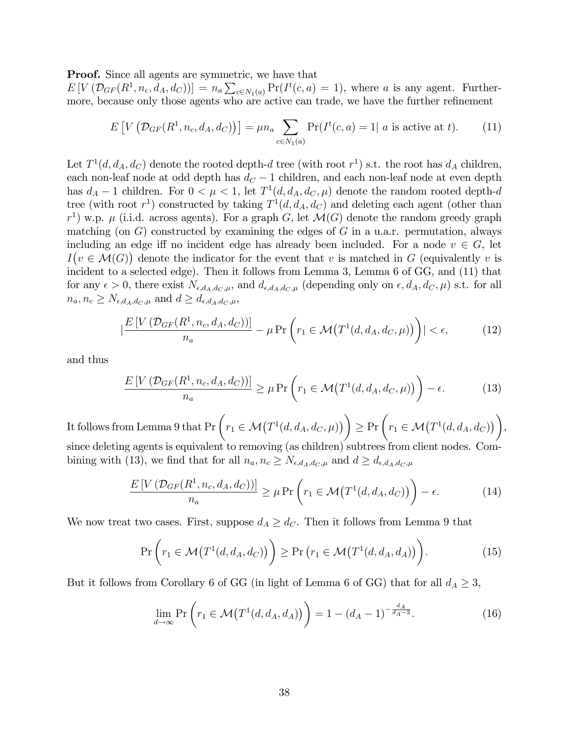**Proof.** Since all agents are symmetric, we have that $E\left[V\left(\mathcal{D}_{GF}(R^1, n_c, d_A, d_C)\right)\right] = n_a \sum_{c \in N_1(a)} \Pr(I^t(c,a) = 1)$, where $a$ is any agent. Furthermore, because only those agents who are active can trade, we have the further refinement

$$E\left[V\left(\mathcal{D}_{GF}(R^1, n_c, d_A, d_C)\right)\right] = \mu n_a \sum_{c \in N_1(a)} \Pr(I^t(c,a) = 1 | \text{ } a \text{ is active at } t). \tag{11}$$

Let $T^1(d, d_A, d_C)$ denote the rooted depth-$d$ tree (with root $r^1$) s.t. the root has $d_A$ children, each non-leaf node at odd depth has $d_C - 1$ children, and each non-leaf node at even depth has $d_A - 1$ children. For $0 < \mu < 1$, let $T^1(d, d_A, d_C, \mu)$ denote the random rooted depth-$d$ tree (with root $r^1$) constructed by taking $T^1(d, d_A, d_C)$ and deleting each agent (other than $r^1$) w.p. $\mu$ (i.i.d. across agents). For a graph $G$, let $\mathcal{M}(G)$ denote the random greedy graph matching (on $G$) constructed by examining the edges of $G$ in a u.a.r. permutation, always including an edge iff no incident edge has already been included. For a node $v \in G$, let $I\big(v \in \mathcal{M}(G)\big)$ denote the indicator for the event that $v$ is matched in $G$ (equivalently $v$ is incident to a selected edge). Then it follows from Lemma 3, Lemma 6 of GG, and (11) that for any $\epsilon > 0$, there exist $N_{\epsilon, d_A, d_C, \mu}$, and $d_{\epsilon, d_A, d_C, \mu}$ (depending only on $\epsilon, d_A, d_C, \mu$) s.t. for all $n_a, n_c \geq N_{\epsilon, d_A, d_C, \mu}$ and $d \geq d_{\epsilon, d_A, d_C, \mu}$,

$$\left| \frac{E\left[V\left(\mathcal{D}_{GF}(R^1, n_c, d_A, d_C)\right)\right]}{n_a} - \mu \Pr\left(r_1 \in \mathcal{M}\big(T^1(d, d_A, d_C, \mu)\big)\right) \right| < \epsilon, \tag{12}$$

and thus

$$\frac{E\left[V\left(\mathcal{D}_{GF}(R^1, n_c, d_A, d_C)\right)\right]}{n_a} \geq \mu \Pr\left(r_1 \in \mathcal{M}\big(T^1(d, d_A, d_C, \mu)\big)\right) - \epsilon. \tag{13}$$

It follows from Lemma 9 that $\Pr\left(r_1 \in \mathcal{M}\big(T^1(d, d_A, d_C, \mu)\big)\right) \geq \Pr\left(r_1 \in \mathcal{M}\big(T^1(d, d_A, d_C)\big)\right)$, since deleting agents is equivalent to removing (as children) subtrees from client nodes. Combining with (13), we find that for all $n_a, n_c \geq N_{\epsilon, d_A, d_C, \mu}$ and $d \geq d_{\epsilon, d_A, d_C, \mu}$

$$\frac{E\left[V\left(\mathcal{D}_{GF}(R^1, n_c, d_A, d_C)\right)\right]}{n_a} \geq \mu \Pr\left(r_1 \in \mathcal{M}\big(T^1(d, d_A, d_C)\big)\right) - \epsilon. \tag{14}$$

We now treat two cases. First, suppose $d_A \geq d_C$. Then it follows from Lemma 9 that

$$\Pr\left(r_1 \in \mathcal{M}\big(T^1(d, d_A, d_C)\big)\right) \geq \Pr\left(r_1 \in \mathcal{M}\big(T^1(d, d_A, d_A)\big)\right). \tag{15}$$

But it follows from Corollary 6 of GG (in light of Lemma 6 of GG) that for all $d_A \geq 3$,

$$\lim_{d \to \infty} \Pr\left(r_1 \in \mathcal{M}\big(T^1(d, d_A, d_A)\big)\right) = 1 - (d_A - 1)^{-\frac{d_A}{d_A - 2}}. \tag{16}$$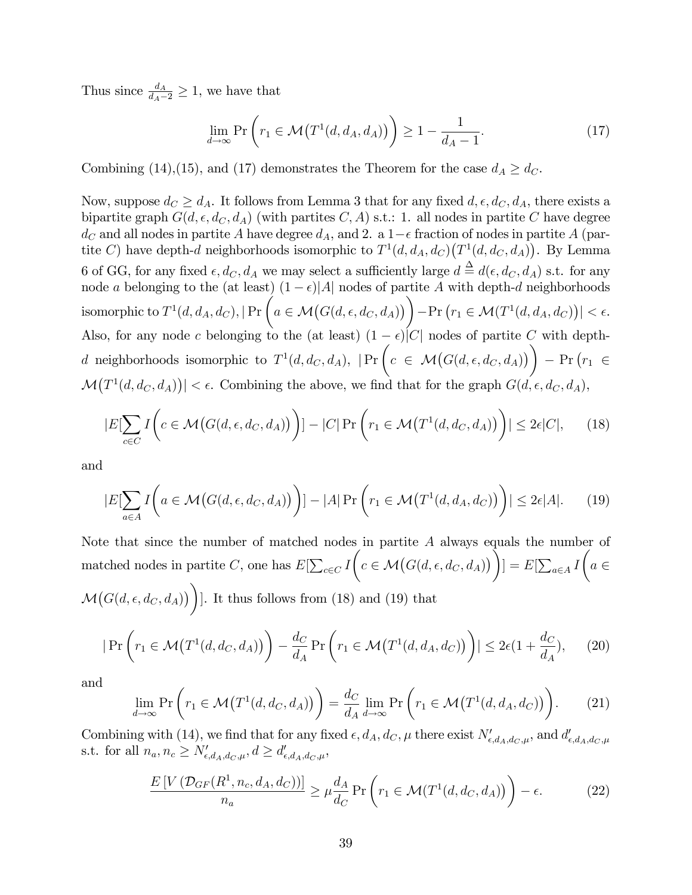Thus since $\frac{d_A}{d_A - 2} \geq 1$, we have that

$$\lim_{d \to \infty} \Pr\left(r_1 \in \mathcal{M}\big(T^1(d, d_A, d_A)\big)\right) \geq 1 - \frac{1}{d_A - 1}. \tag{17}$$

Combining (14),(15), and (17) demonstrates the Theorem for the case $d_A \geq d_C$.

Now, suppose $d_C \geq d_A$. It follows from Lemma 3 that for any fixed $d, \epsilon, d_C, d_A$, there exists a bipartite graph $G(d, \epsilon, d_C, d_A)$ (with partites $C, A$) s.t.: 1. all nodes in partite $C$ have degree $d_C$ and all nodes in partite $A$ have degree $d_A$, and 2. a $1-\epsilon$ fraction of nodes in partite $A$ (partite $C$) have depth-$d$ neighborhoods isomorphic to $T^1(d, d_A, d_C)\big(T^1(d, d_C, d_A)\big)$. By Lemma 6 of GG, for any fixed $\epsilon, d_C, d_A$ we may select a sufficiently large $d \triangleq d(\epsilon, d_C, d_A)$ s.t. for any node $a$ belonging to the (at least) $(1-\epsilon)|A|$ nodes of partite $A$ with depth-$d$ neighborhoods isomorphic to $T^1(d, d_A, d_C)$, $|\Pr\left(a \in \mathcal{M}\big(G(d, \epsilon, d_C, d_A)\big)\right) - \Pr\left(r_1 \in \mathcal{M}(T^1(d, d_A, d_C)\right)| < \epsilon$. Also, for any node $c$ belonging to the (at least) $(1-\epsilon)|C|$ nodes of partite $C$ with depth-$d$ neighborhoods isomorphic to $T^1(d, d_C, d_A)$, $|\Pr\left(c \in \mathcal{M}\big(G(d, \epsilon, d_C, d_A)\big)\right) - \Pr\big(r_1 \in \mathcal{M}\big(T^1(d, d_C, d_A)\big)\big| < \epsilon$. Combining the above, we find that for the graph $G(d, \epsilon, d_C, d_A)$,

$$|E[\sum_{c \in C} I\left(c \in \mathcal{M}\big(G(d, \epsilon, d_C, d_A)\big)\right)] - |C| \Pr\left(r_1 \in \mathcal{M}\big(T^1(d, d_C, d_A)\big)\right)| \leq 2\epsilon|C|, \tag{18}$$

and

$$|E[\sum_{a \in A} I\left(a \in \mathcal{M}\big(G(d, \epsilon, d_C, d_A)\big)\right)] - |A| \Pr\left(r_1 \in \mathcal{M}\big(T^1(d, d_A, d_C)\big)\right)| \leq 2\epsilon|A|. \tag{19}$$

Note that since the number of matched nodes in partite $A$ always equals the number of matched nodes in partite $C$, one has $E[\sum_{c \in C} I\left(c \in \mathcal{M}\big(G(d, \epsilon, d_C, d_A)\big)\right)] = E[\sum_{a \in A} I\left(a \in \mathcal{M}\big(G(d, \epsilon, d_C, d_A)\big)\right)]$. It thus follows from (18) and (19) that

$$|\Pr\left(r_1 \in \mathcal{M}\big(T^1(d, d_C, d_A)\big)\right) - \frac{d_C}{d_A} \Pr\left(r_1 \in \mathcal{M}\big(T^1(d, d_A, d_C)\big)\right)| \leq 2\epsilon(1 + \frac{d_C}{d_A}), \tag{20}$$

and

$$\lim_{d \to \infty} \Pr\left(r_1 \in \mathcal{M}\big(T^1(d, d_C, d_A)\big)\right) = \frac{d_C}{d_A} \lim_{d \to \infty} \Pr\left(r_1 \in \mathcal{M}\big(T^1(d, d_A, d_C)\big)\right). \tag{21}$$

Combining with (14), we find that for any fixed $\epsilon, d_A, d_C, \mu$ there exist $N'_{\epsilon, d_A, d_C, \mu}$, and $d'_{\epsilon, d_A, d_C, \mu}$ s.t. for all $n_a, n_c \geq N'_{\epsilon, d_A, d_C, \mu}, d \geq d'_{\epsilon, d_A, d_C, \mu}$,

$$\frac{E\left[V\left(\mathcal{D}_{GF}(R^1, n_c, d_A, d_C)\right)\right]}{n_a} \geq \mu \frac{d_A}{d_C} \Pr\left(r_1 \in \mathcal{M}(T^1(d, d_C, d_A)\right) - \epsilon. \tag{22}$$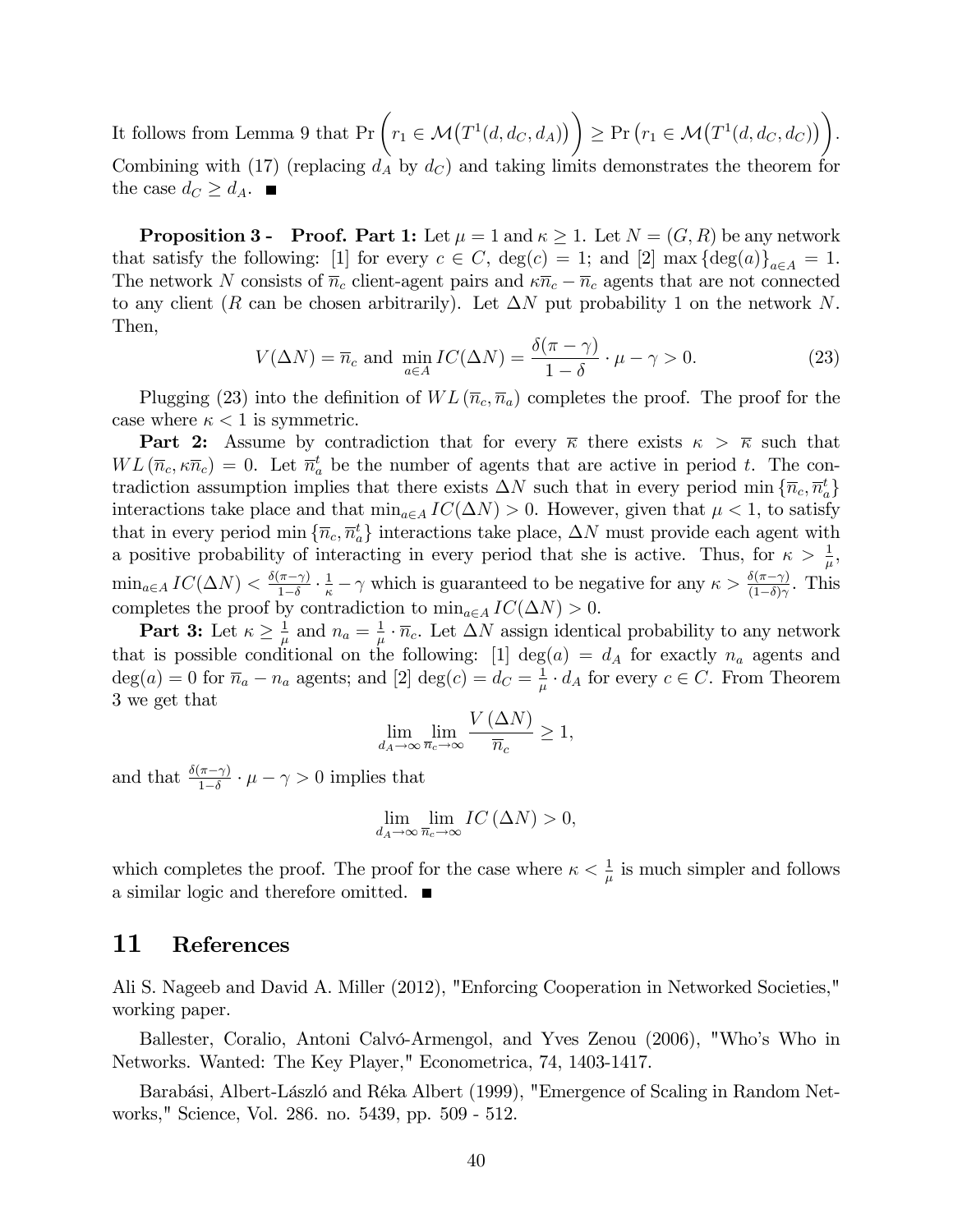It follows from Lemma 9 that $\Pr\left(r_1 \in \mathcal{M}\big(T^1(d, d_C, d_A)\big)\right) \geq \Pr\left(r_1 \in \mathcal{M}\big(T^1(d, d_C, d_C)\big)\right)$. Combining with (17) (replacing $d_A$ by $d_C$) and taking limits demonstrates the theorem for the case $d_C \geq d_A$. ■

**Proposition 3 - Proof. Part 1:** Let $\mu = 1$ and $\kappa \geq 1$. Let $N = (G, R)$ be any network that satisfy the following: [1] for every $c \in C$, $\deg(c) = 1$; and [2] $\max\{\deg(a)\}_{a \in A} = 1$. The network $N$ consists of $\overline{n}_c$ client-agent pairs and $\kappa\overline{n}_c - \overline{n}_c$ agents that are not connected to any client ($R$ can be chosen arbitrarily). Let $\Delta N$ put probability 1 on the network $N$. Then,

$$V(\Delta N) = \overline{n}_c \text{ and } \min_{a \in A} IC(\Delta N) = \frac{\delta(\pi - \gamma)}{1 - \delta} \cdot \mu - \gamma > 0. \tag{23}$$

Plugging (23) into the definition of $WL(\overline{n}_c, \overline{n}_a)$ completes the proof. The proof for the case where $\kappa < 1$ is symmetric.

**Part 2:** Assume by contradiction that for every $\overline{\kappa}$ there exists $\kappa > \overline{\kappa}$ such that $WL(\overline{n}_c, \kappa\overline{n}_c) = 0$. Let $\overline{n}_a^t$ be the number of agents that are active in period $t$. The contradiction assumption implies that there exists $\Delta N$ such that in every period $\min\{\overline{n}_c, \overline{n}_a^t\}$ interactions take place and that $\min_{a \in A} IC(\Delta N) > 0$. However, given that $\mu < 1$, to satisfy that in every period $\min\{\overline{n}_c, \overline{n}_a^t\}$ interactions take place, $\Delta N$ must provide each agent with a positive probability of interacting in every period that she is active. Thus, for $\kappa > \frac{1}{\mu}$, $\min_{a \in A} IC(\Delta N) < \frac{\delta(\pi - \gamma)}{1 - \delta} \cdot \frac{1}{\kappa} - \gamma$ which is guaranteed to be negative for any $\kappa > \frac{\delta(\pi - \gamma)}{(1 - \delta)\gamma}$. This completes the proof by contradiction to $\min_{a \in A} IC(\Delta N) > 0$.

**Part 3:** Let $\kappa \geq \frac{1}{\mu}$ and $n_a = \frac{1}{\mu} \cdot \overline{n}_c$. Let $\Delta N$ assign identical probability to any network that is possible conditional on the following: [1] $\deg(a) = d_A$ for exactly $n_a$ agents and $\deg(a) = 0$ for $\overline{n}_a - n_a$ agents; and [2] $\deg(c) = d_C = \frac{1}{\mu} \cdot d_A$ for every $c \in C$. From Theorem 3 we get that

$$\lim_{d_A \to \infty} \lim_{\overline{n}_c \to \infty} \frac{V(\Delta N)}{\overline{n}_c} \geq 1,$$

and that $\frac{\delta(\pi - \gamma)}{1 - \delta} \cdot \mu - \gamma > 0$ implies that

$$\lim_{d_A \to \infty} \lim_{\overline{n}_c \to \infty} IC(\Delta N) > 0,$$

which completes the proof. The proof for the case where $\kappa < \frac{1}{\mu}$ is much simpler and follows a similar logic and therefore omitted. ■

## 11 References

Ali S. Nageeb and David A. Miller (2012), "Enforcing Cooperation in Networked Societies," working paper.

Ballester, Coralio, Antoni Calvó-Armengol, and Yves Zenou (2006), "Who's Who in Networks. Wanted: The Key Player," Econometrica, 74, 1403-1417.

Barabási, Albert-László and Réka Albert (1999), "Emergence of Scaling in Random Networks," Science, Vol. 286. no. 5439, pp. 509 - 512.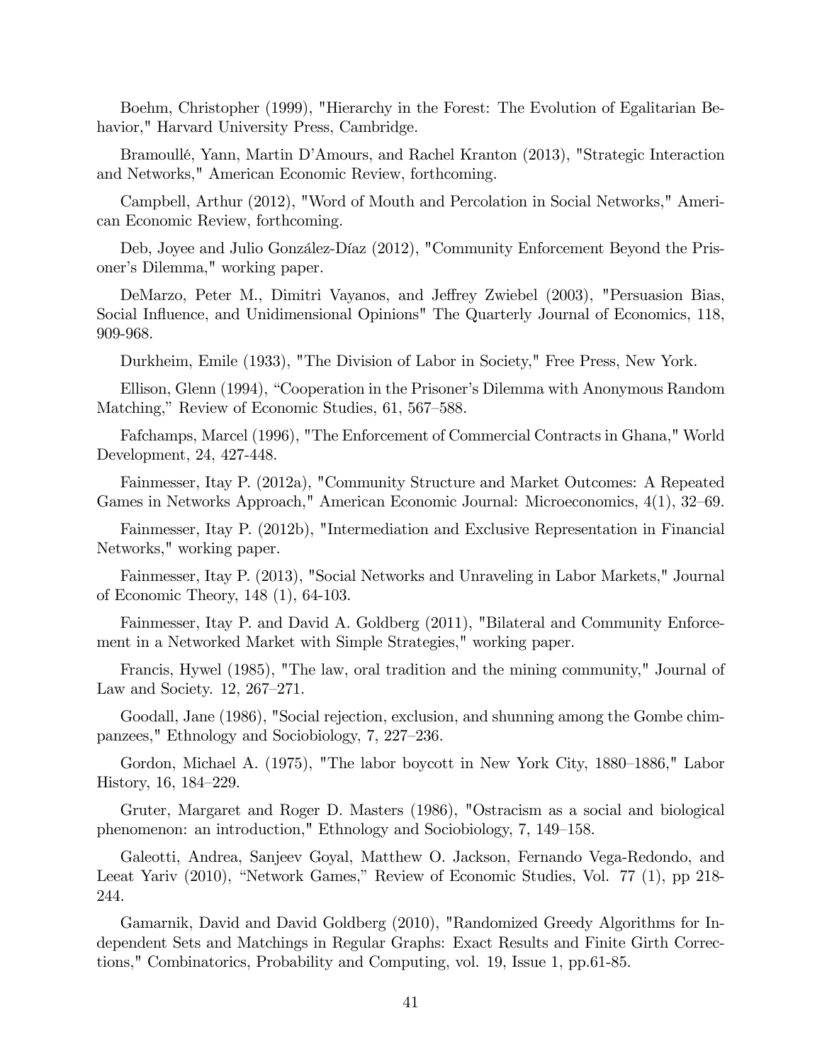Boehm, Christopher (1999), "Hierarchy in the Forest: The Evolution of Egalitarian Behavior," Harvard University Press, Cambridge.

Bramoullé, Yann, Martin D'Amours, and Rachel Kranton (2013), "Strategic Interaction and Networks," American Economic Review, forthcoming.

Campbell, Arthur (2012), "Word of Mouth and Percolation in Social Networks," American Economic Review, forthcoming.

Deb, Joyee and Julio González-Díaz (2012), "Community Enforcement Beyond the Prisoner's Dilemma," working paper.

DeMarzo, Peter M., Dimitri Vayanos, and Jeffrey Zwiebel (2003), "Persuasion Bias, Social Influence, and Unidimensional Opinions" The Quarterly Journal of Economics, 118, 909-968.

Durkheim, Emile (1933), "The Division of Labor in Society," Free Press, New York.

Ellison, Glenn (1994), "Cooperation in the Prisoner's Dilemma with Anonymous Random Matching," Review of Economic Studies, 61, 567–588.

Fafchamps, Marcel (1996), "The Enforcement of Commercial Contracts in Ghana," World Development, 24, 427-448.

Fainmesser, Itay P. (2012a), "Community Structure and Market Outcomes: A Repeated Games in Networks Approach," American Economic Journal: Microeconomics, 4(1), 32–69.

Fainmesser, Itay P. (2012b), "Intermediation and Exclusive Representation in Financial Networks," working paper.

Fainmesser, Itay P. (2013), "Social Networks and Unraveling in Labor Markets," Journal of Economic Theory, 148 (1), 64-103.

Fainmesser, Itay P. and David A. Goldberg (2011), "Bilateral and Community Enforcement in a Networked Market with Simple Strategies," working paper.

Francis, Hywel (1985), "The law, oral tradition and the mining community," Journal of Law and Society. 12, 267–271.

Goodall, Jane (1986), "Social rejection, exclusion, and shunning among the Gombe chimpanzees," Ethnology and Sociobiology, 7, 227–236.

Gordon, Michael A. (1975), "The labor boycott in New York City, 1880–1886," Labor History, 16, 184–229.

Gruter, Margaret and Roger D. Masters (1986), "Ostracism as a social and biological phenomenon: an introduction," Ethnology and Sociobiology, 7, 149–158.

Galeotti, Andrea, Sanjeev Goyal, Matthew O. Jackson, Fernando Vega-Redondo, and Leeat Yariv (2010), "Network Games," Review of Economic Studies, Vol. 77 (1), pp 218-244.

Gamarnik, David and David Goldberg (2010), "Randomized Greedy Algorithms for Independent Sets and Matchings in Regular Graphs: Exact Results and Finite Girth Corrections," Combinatorics, Probability and Computing, vol. 19, Issue 1, pp.61-85.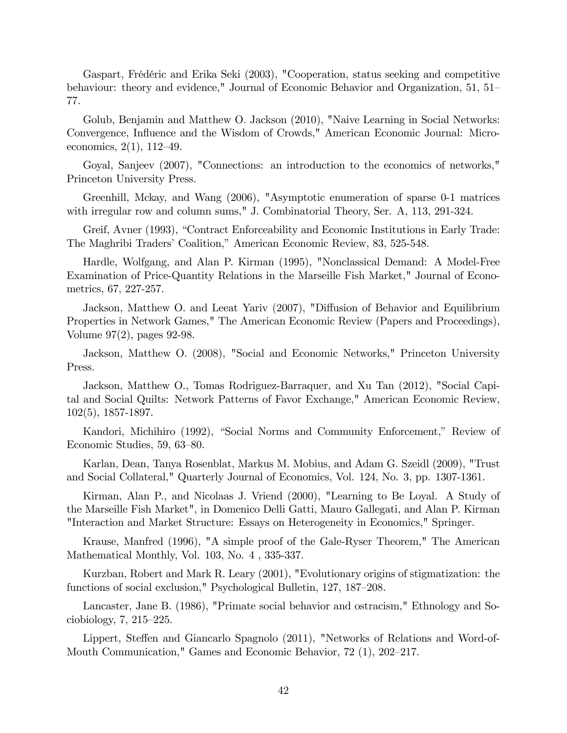Gaspart, Frédéric and Erika Seki (2003), "Cooperation, status seeking and competitive behaviour: theory and evidence," Journal of Economic Behavior and Organization, 51, 51–77.

Golub, Benjamin and Matthew O. Jackson (2010), "Naive Learning in Social Networks: Convergence, Influence and the Wisdom of Crowds," American Economic Journal: Microeconomics, 2(1), 112–49.

Goyal, Sanjeev (2007), "Connections: an introduction to the economics of networks," Princeton University Press.

Greenhill, Mckay, and Wang (2006), "Asymptotic enumeration of sparse 0-1 matrices with irregular row and column sums," J. Combinatorial Theory, Ser. A, 113, 291-324.

Greif, Avner (1993), "Contract Enforceability and Economic Institutions in Early Trade: The Maghribi Traders' Coalition," American Economic Review, 83, 525-548.

Hardle, Wolfgang, and Alan P. Kirman (1995), "Nonclassical Demand: A Model-Free Examination of Price-Quantity Relations in the Marseille Fish Market," Journal of Econometrics, 67, 227-257.

Jackson, Matthew O. and Leeat Yariv (2007), "Diffusion of Behavior and Equilibrium Properties in Network Games," The American Economic Review (Papers and Proceedings), Volume 97(2), pages 92-98.

Jackson, Matthew O. (2008), "Social and Economic Networks," Princeton University Press.

Jackson, Matthew O., Tomas Rodriguez-Barraquer, and Xu Tan (2012), "Social Capital and Social Quilts: Network Patterns of Favor Exchange," American Economic Review, 102(5), 1857-1897.

Kandori, Michihiro (1992), "Social Norms and Community Enforcement," Review of Economic Studies, 59, 63–80.

Karlan, Dean, Tanya Rosenblat, Markus M. Mobius, and Adam G. Szeidl (2009), "Trust and Social Collateral," Quarterly Journal of Economics, Vol. 124, No. 3, pp. 1307-1361.

Kirman, Alan P., and Nicolaas J. Vriend (2000), "Learning to Be Loyal. A Study of the Marseille Fish Market", in Domenico Delli Gatti, Mauro Gallegati, and Alan P. Kirman "Interaction and Market Structure: Essays on Heterogeneity in Economics," Springer.

Krause, Manfred (1996), "A simple proof of the Gale-Ryser Theorem," The American Mathematical Monthly, Vol. 103, No. 4 , 335-337.

Kurzban, Robert and Mark R. Leary (2001), "Evolutionary origins of stigmatization: the functions of social exclusion," Psychological Bulletin, 127, 187–208.

Lancaster, Jane B. (1986), "Primate social behavior and ostracism," Ethnology and Sociobiology, 7, 215–225.

Lippert, Steffen and Giancarlo Spagnolo (2011), "Networks of Relations and Word-of-Mouth Communication," Games and Economic Behavior, 72 (1), 202–217.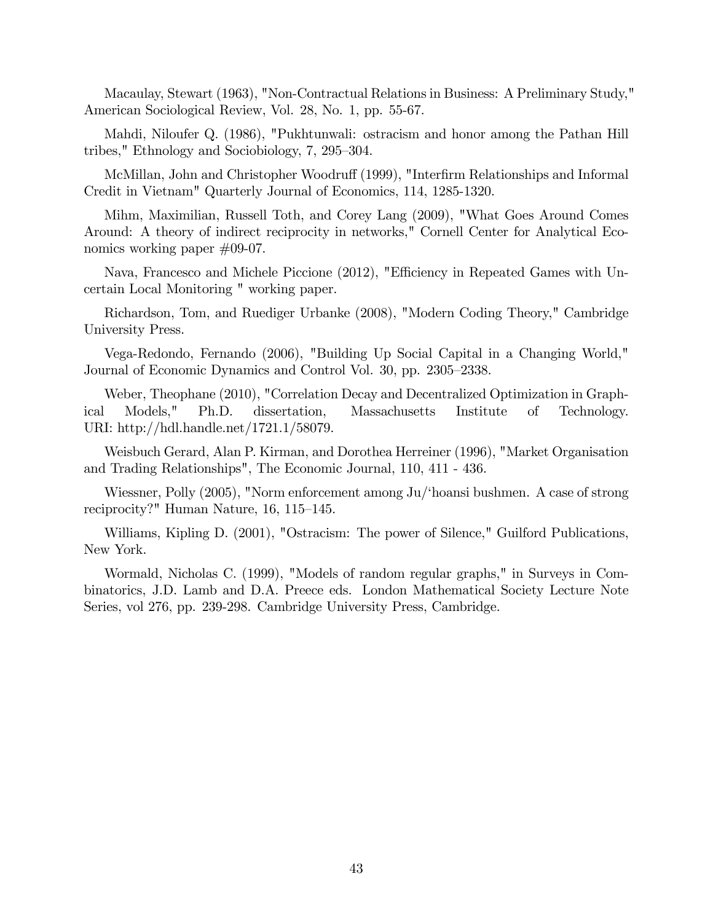Macaulay, Stewart (1963), "Non-Contractual Relations in Business: A Preliminary Study," American Sociological Review, Vol. 28, No. 1, pp. 55-67.

Mahdi, Niloufer Q. (1986), "Pukhtunwali: ostracism and honor among the Pathan Hill tribes," Ethnology and Sociobiology, 7, 295–304.

McMillan, John and Christopher Woodruff (1999), "Interfirm Relationships and Informal Credit in Vietnam" Quarterly Journal of Economics, 114, 1285-1320.

Mihm, Maximilian, Russell Toth, and Corey Lang (2009), "What Goes Around Comes Around: A theory of indirect reciprocity in networks," Cornell Center for Analytical Economics working paper #09-07.

Nava, Francesco and Michele Piccione (2012), "Efficiency in Repeated Games with Uncertain Local Monitoring " working paper.

Richardson, Tom, and Ruediger Urbanke (2008), "Modern Coding Theory," Cambridge University Press.

Vega-Redondo, Fernando (2006), "Building Up Social Capital in a Changing World," Journal of Economic Dynamics and Control Vol. 30, pp. 2305–2338.

Weber, Theophane (2010), "Correlation Decay and Decentralized Optimization in Graphical Models," Ph.D. dissertation, Massachusetts Institute of Technology. URI: http://hdl.handle.net/1721.1/58079.

Weisbuch Gerard, Alan P. Kirman, and Dorothea Herreiner (1996), "Market Organisation and Trading Relationships", The Economic Journal, 110, 411 - 436.

Wiessner, Polly (2005), "Norm enforcement among Ju/'hoansi bushmen. A case of strong reciprocity?" Human Nature, 16, 115–145.

Williams, Kipling D. (2001), "Ostracism: The power of Silence," Guilford Publications, New York.

Wormald, Nicholas C. (1999), "Models of random regular graphs," in Surveys in Combinatorics, J.D. Lamb and D.A. Preece eds. London Mathematical Society Lecture Note Series, vol 276, pp. 239-298. Cambridge University Press, Cambridge.